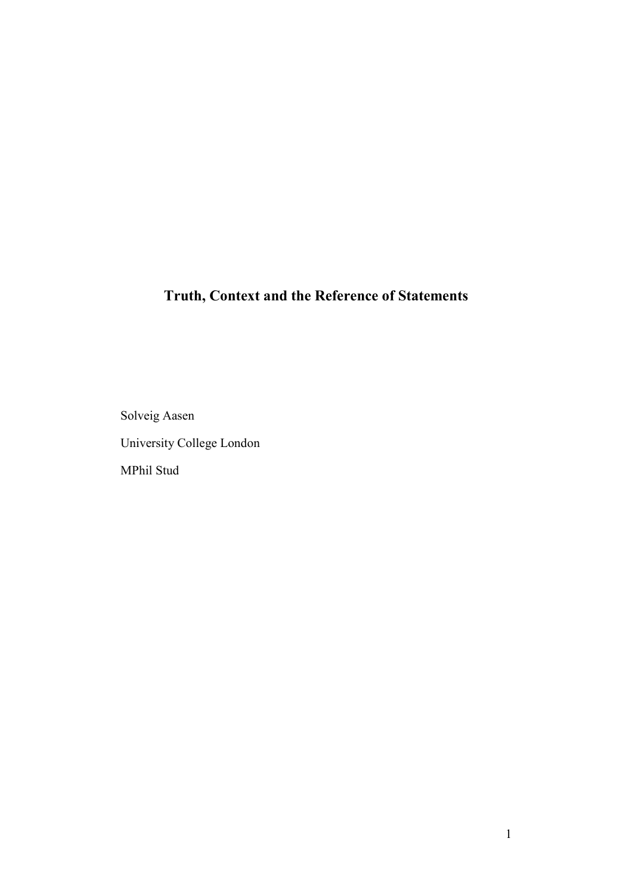# Truth, Context and the Reference of Statements

Solveig Aasen

University College London

MPhil Stud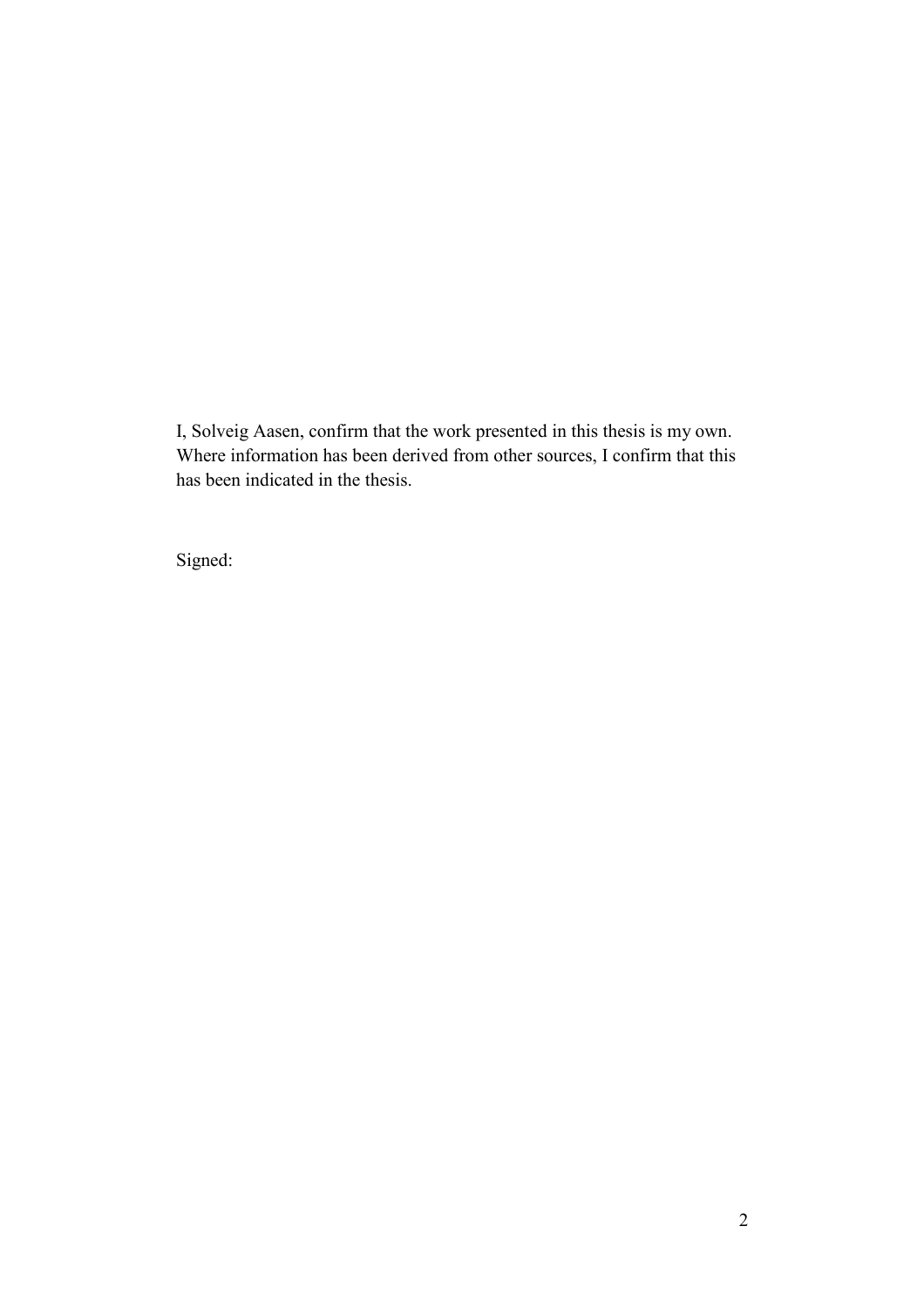I, Solveig Aasen, confirm that the work presented in this thesis is my own. Where information has been derived from other sources, I confirm that this has been indicated in the thesis.

Signed: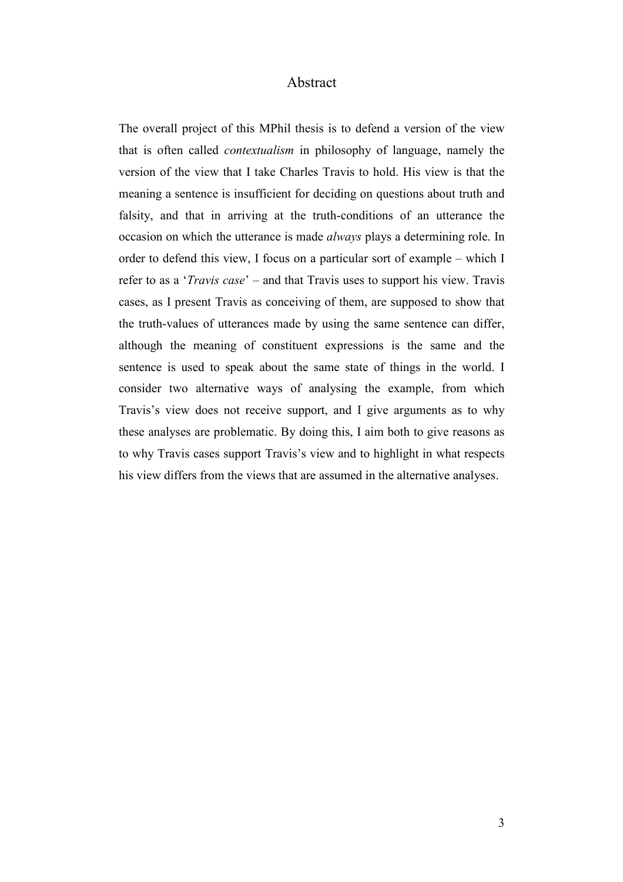# Abstract

The overall project of this MPhil thesis is to defend a version of the view that is often called *contextualism* in philosophy of language, namely the version of the view that I take Charles Travis to hold. His view is that the meaning a sentence is insufficient for deciding on questions about truth and falsity, and that in arriving at the truth-conditions of an utterance the occasion on which the utterance is made *always* plays a determining role. In order to defend this view, I focus on a particular sort of example – which I refer to as a '*Travis case*' – and that Travis uses to support his view. Travis cases, as I present Travis as conceiving of them, are supposed to show that the truth-values of utterances made by using the same sentence can differ, although the meaning of constituent expressions is the same and the sentence is used to speak about the same state of things in the world. I consider two alternative ways of analysing the example, from which Travis's view does not receive support, and I give arguments as to why these analyses are problematic. By doing this, I aim both to give reasons as to why Travis cases support Travis's view and to highlight in what respects his view differs from the views that are assumed in the alternative analyses.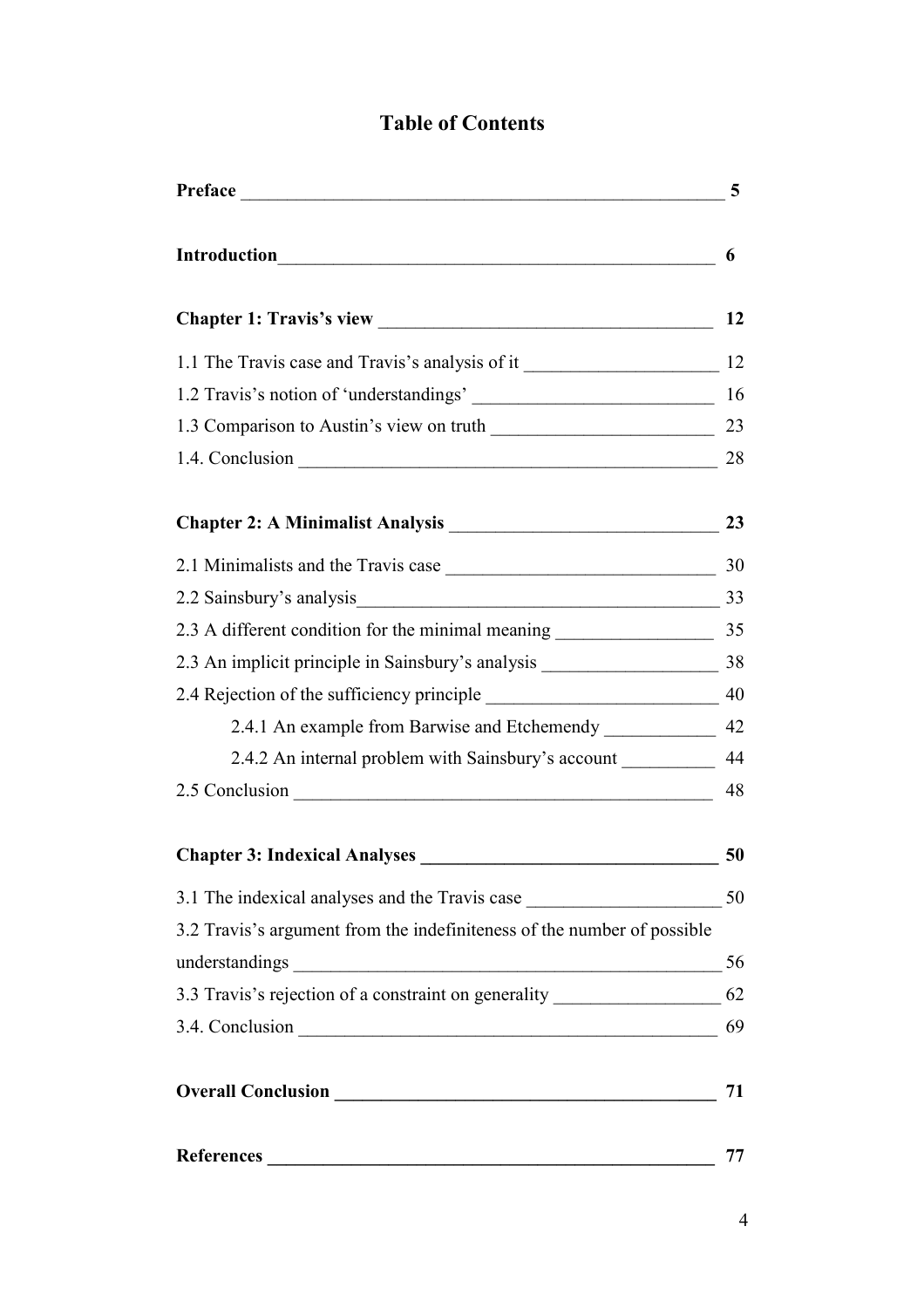# Table of Contents

**Preface** \_\_\_\_\_\_\_\_\_\_\_\_\_\_\_\_\_\_\_\_\_\_\_\_\_\_\_\_\_\_\_\_\_\_\_\_\_\_\_\_\_\_\_\_\_\_\_\_\_\_\_\_\_\_ **5**

**Introduction**\_\_\_\_\_\_\_\_\_\_\_\_\_\_\_\_\_\_\_\_\_\_\_\_\_\_\_\_\_\_\_\_\_\_\_\_\_\_\_\_\_\_\_\_\_\_\_\_\_\_ **6**

**Chapter 1: Travis's view** \_\_\_\_\_\_\_\_\_\_\_\_\_\_\_\_\_\_\_\_\_\_\_\_\_\_\_\_\_\_\_\_\_\_\_\_\_\_ **12**

1.1 The Travis case and Travis's analysis of it \_\_\_\_\_\_\_\_\_\_\_\_\_\_\_\_\_\_\_\_\_\_ 12

1.2 Travis's notion of 'understandings' \_\_\_\_\_\_\_\_\_\_\_\_\_\_\_\_\_\_\_\_\_\_\_\_\_\_ 16

1.3 Comparison to Austin's view on truth \_\_\_\_\_\_\_\_\_\_\_\_\_\_\_\_\_\_\_\_\_\_\_\_ 23

1.4. Conclusion \_\_\_\_\_\_\_\_\_\_\_\_\_\_\_\_\_\_\_\_\_\_\_\_\_\_\_\_\_\_\_\_\_\_\_\_\_\_\_\_\_\_\_\_\_\_\_ 28

**Chapter 2: A Minimalist Analysis** \_\_\_\_\_\_\_\_\_\_\_\_\_\_\_\_\_\_\_\_\_\_\_\_\_\_\_\_\_\_ **23**

2.1 Minimalists and the Travis case \_\_\_\_\_\_\_\_\_\_\_\_\_\_\_\_\_\_\_\_\_\_\_\_\_\_\_\_\_ 30

2.2 Sainsbury's analysis\_\_\_\_\_\_\_\_\_\_\_\_\_\_\_\_\_\_\_\_\_\_\_\_\_\_\_\_\_\_\_\_\_\_\_\_\_\_\_\_ 33

2.3 A different condition for the minimal meaning \_\_\_\_\_\_\_\_\_\_\_\_\_\_\_\_\_ 35

2.3 An implicit principle in Sainsbury's analysis \_\_\_\_\_\_\_\_\_\_\_\_\_\_\_\_\_\_\_ 38

2.4 Rejection of the sufficiency principle \_\_\_\_\_\_\_\_\_\_\_\_\_\_\_\_\_\_\_\_\_\_\_\_\_ 40

- 2.4.1 An example from Barwise and Etchemendy \_\_\_\_\_\_\_\_\_\_\_\_ 42
- 2.4.2 An internal problem with Sainsbury's account \_\_\_\_\_\_\_\_\_\_ 44

2.5 Conclusion \_\_\_\_\_\_\_\_\_\_\_\_\_\_\_\_\_\_\_\_\_\_\_\_\_\_\_\_\_\_\_\_\_\_\_\_\_\_\_\_\_\_\_\_\_\_ 48

**Chapter 3: Indexical Analyses** \_\_\_\_\_\_\_\_\_\_\_\_\_\_\_\_\_\_\_\_\_\_\_\_\_\_\_\_\_\_\_\_\_ **50**

3.1 The indexical analyses and the Travis case \_\_\_\_\_\_\_\_\_\_\_\_\_\_\_\_\_\_\_\_\_ 50

3.2 Travis's argument from the indefiniteness of the number of possible understandings \_\_\_\_\_\_\_\_\_\_\_\_\_\_\_\_\_\_\_\_\_\_\_\_\_\_\_\_\_\_\_\_\_\_\_\_\_\_\_\_\_\_\_\_\_\_\_ 56

3.3 Travis's rejection of a constraint on generality \_\_\_\_\_\_\_\_\_\_\_\_\_\_\_\_\_\_ 62

3.4. Conclusion \_\_\_\_\_\_\_\_\_\_\_\_\_\_\_\_\_\_\_\_\_\_\_\_\_\_\_\_\_\_\_\_\_\_\_\_\_\_\_\_\_\_\_\_\_\_\_ 69

**Overall Conclusion** \_\_\_\_\_\_\_\_\_\_\_\_\_\_\_\_\_\_\_\_\_\_\_\_\_\_\_\_\_\_\_\_\_\_\_\_\_\_\_\_\_\_\_ **71**

**References** \_\_\_\_\_\_\_\_\_\_\_\_\_\_\_\_\_\_\_\_\_\_\_\_\_\_\_\_\_\_\_\_\_\_\_\_\_\_\_\_\_\_\_\_\_\_\_\_\_\_\_ **77**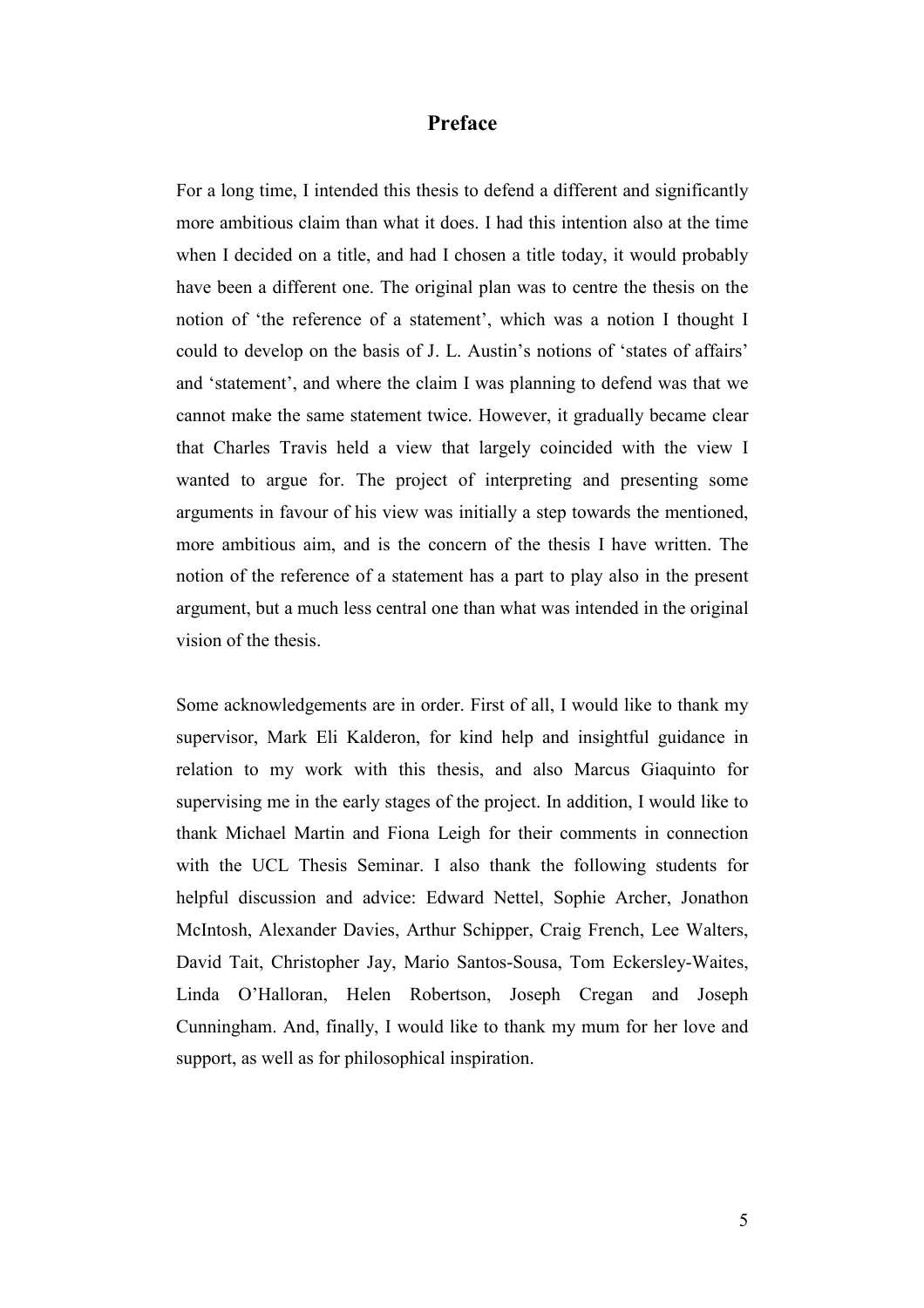# Preface

For a long time, I intended this thesis to defend a different and significantly more ambitious claim than what it does. I had this intention also at the time when I decided on a title, and had I chosen a title today, it would probably have been a different one. The original plan was to centre the thesis on the notion of 'the reference of a statement', which was a notion I thought I could to develop on the basis of J. L. Austin's notions of 'states of affairs' and 'statement', and where the claim I was planning to defend was that we cannot make the same statement twice. However, it gradually became clear that Charles Travis held a view that largely coincided with the view I wanted to argue for. The project of interpreting and presenting some arguments in favour of his view was initially a step towards the mentioned, more ambitious aim, and is the concern of the thesis I have written. The notion of the reference of a statement has a part to play also in the present argument, but a much less central one than what was intended in the original vision of the thesis.

Some acknowledgements are in order. First of all, I would like to thank my supervisor, Mark Eli Kalderon, for kind help and insightful guidance in relation to my work with this thesis, and also Marcus Giaquinto for supervising me in the early stages of the project. In addition, I would like to thank Michael Martin and Fiona Leigh for their comments in connection with the UCL Thesis Seminar. I also thank the following students for helpful discussion and advice: Edward Nettel, Sophie Archer, Jonathon McIntosh, Alexander Davies, Arthur Schipper, Craig French, Lee Walters, David Tait, Christopher Jay, Mario Santos-Sousa, Tom Eckersley-Waites, Linda O'Halloran, Helen Robertson, Joseph Cregan and Joseph Cunningham. And, finally, I would like to thank my mum for her love and support, as well as for philosophical inspiration.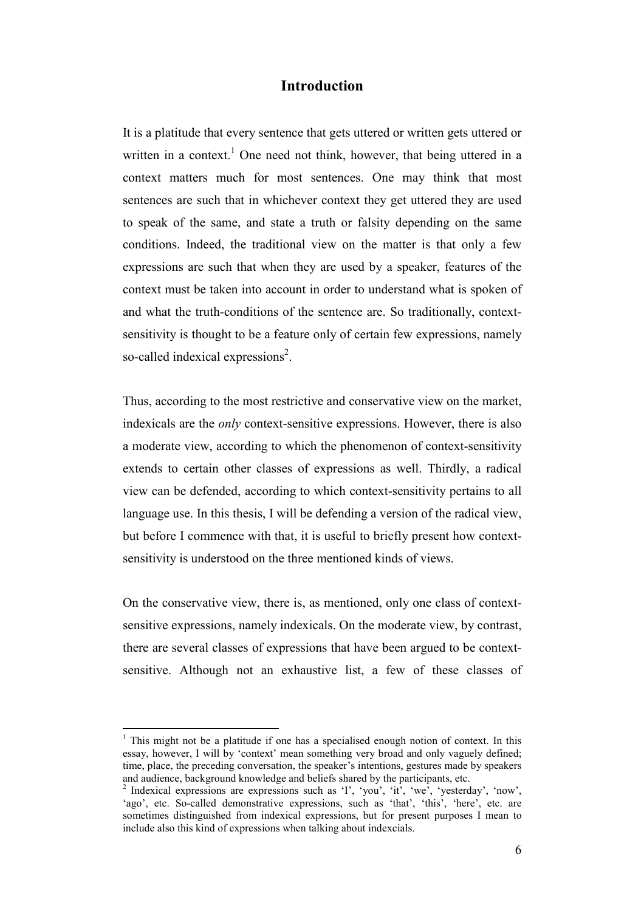# Introduction

It is a platitude that every sentence that gets uttered or written gets uttered or written in a context.[1] One need not think, however, that being uttered in a context matters much for most sentences. One may think that most sentences are such that in whichever context they get uttered they are used to speak of the same, and state a truth or falsity depending on the same conditions. Indeed, the traditional view on the matter is that only a few expressions are such that when they are used by a speaker, features of the context must be taken into account in order to understand what is spoken of and what the truth-conditions of the sentence are. So traditionally, context-sensitivity is thought to be a feature only of certain few expressions, namely so-called indexical expressions[2].

Thus, according to the most restrictive and conservative view on the market, indexicals are the *only* context-sensitive expressions. However, there is also a moderate view, according to which the phenomenon of context-sensitivity extends to certain other classes of expressions as well. Thirdly, a radical view can be defended, according to which context-sensitivity pertains to all language use. In this thesis, I will be defending a version of the radical view, but before I commence with that, it is useful to briefly present how context-sensitivity is understood on the three mentioned kinds of views.

On the conservative view, there is, as mentioned, only one class of context-sensitive expressions, namely indexicals. On the moderate view, by contrast, there are several classes of expressions that have been argued to be context-sensitive. Although not an exhaustive list, a few of these classes of

---

[1] This might not be a platitude if one has a specialised enough notion of context. In this essay, however, I will by 'context' mean something very broad and only vaguely defined; time, place, the preceding conversation, the speaker's intentions, gestures made by speakers and audience, background knowledge and beliefs shared by the participants, etc.

[2] Indexical expressions are expressions such as 'I', 'you', 'it', 'we', 'yesterday', 'now', 'ago', etc. So-called demonstrative expressions, such as 'that', 'this', 'here', etc. are sometimes distinguished from indexical expressions, but for present purposes I mean to include also this kind of expressions when talking about indexcials.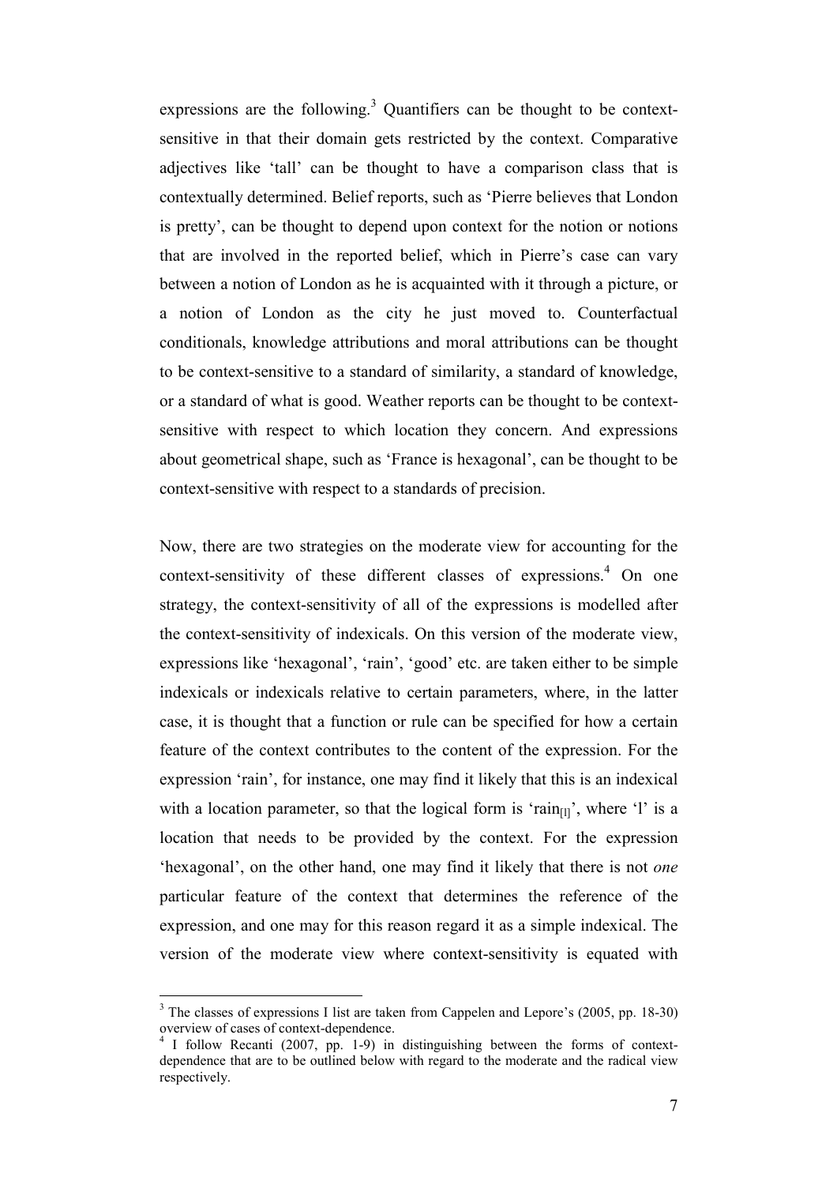expressions are the following.[3] Quantifiers can be thought to be context-sensitive in that their domain gets restricted by the context. Comparative adjectives like 'tall' can be thought to have a comparison class that is contextually determined. Belief reports, such as 'Pierre believes that London is pretty', can be thought to depend upon context for the notion or notions that are involved in the reported belief, which in Pierre's case can vary between a notion of London as he is acquainted with it through a picture, or a notion of London as the city he just moved to. Counterfactual conditionals, knowledge attributions and moral attributions can be thought to be context-sensitive to a standard of similarity, a standard of knowledge, or a standard of what is good. Weather reports can be thought to be context-sensitive with respect to which location they concern. And expressions about geometrical shape, such as 'France is hexagonal', can be thought to be context-sensitive with respect to a standards of precision.

Now, there are two strategies on the moderate view for accounting for the context-sensitivity of these different classes of expressions.[4] On one strategy, the context-sensitivity of all of the expressions is modelled after the context-sensitivity of indexicals. On this version of the moderate view, expressions like 'hexagonal', 'rain', 'good' etc. are taken either to be simple indexicals or indexicals relative to certain parameters, where, in the latter case, it is thought that a function or rule can be specified for how a certain feature of the context contributes to the content of the expression. For the expression 'rain', for instance, one may find it likely that this is an indexical with a location parameter, so that the logical form is '$\text{rain}_{[l]}$', where 'l' is a location that needs to be provided by the context. For the expression 'hexagonal', on the other hand, one may find it likely that there is not *one* particular feature of the context that determines the reference of the expression, and one may for this reason regard it as a simple indexical. The version of the moderate view where context-sensitivity is equated with

[3] The classes of expressions I list are taken from Cappelen and Lepore's (2005, pp. 18-30) overview of cases of context-dependence.

[4] I follow Recanti (2007, pp. 1-9) in distinguishing between the forms of context-dependence that are to be outlined below with regard to the moderate and the radical view respectively.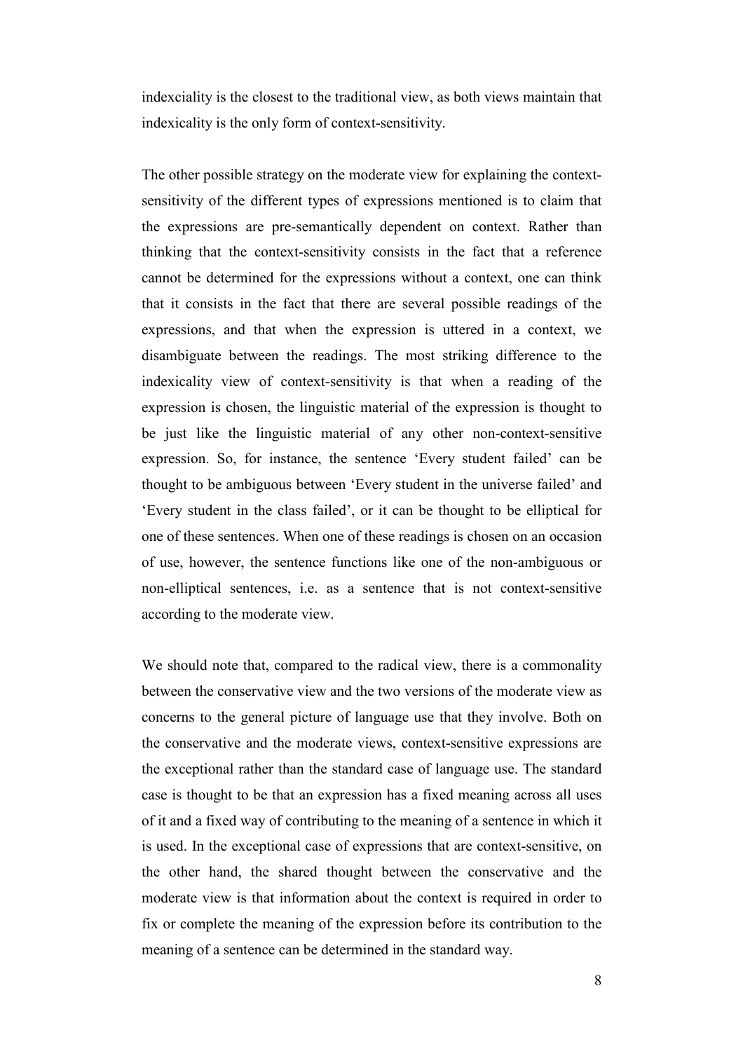indexciality is the closest to the traditional view, as both views maintain that indexicality is the only form of context-sensitivity.

The other possible strategy on the moderate view for explaining the context-sensitivity of the different types of expressions mentioned is to claim that the expressions are pre-semantically dependent on context. Rather than thinking that the context-sensitivity consists in the fact that a reference cannot be determined for the expressions without a context, one can think that it consists in the fact that there are several possible readings of the expressions, and that when the expression is uttered in a context, we disambiguate between the readings. The most striking difference to the indexicality view of context-sensitivity is that when a reading of the expression is chosen, the linguistic material of the expression is thought to be just like the linguistic material of any other non-context-sensitive expression. So, for instance, the sentence 'Every student failed' can be thought to be ambiguous between 'Every student in the universe failed' and 'Every student in the class failed', or it can be thought to be elliptical for one of these sentences. When one of these readings is chosen on an occasion of use, however, the sentence functions like one of the non-ambiguous or non-elliptical sentences, i.e. as a sentence that is not context-sensitive according to the moderate view.

We should note that, compared to the radical view, there is a commonality between the conservative view and the two versions of the moderate view as concerns to the general picture of language use that they involve. Both on the conservative and the moderate views, context-sensitive expressions are the exceptional rather than the standard case of language use. The standard case is thought to be that an expression has a fixed meaning across all uses of it and a fixed way of contributing to the meaning of a sentence in which it is used. In the exceptional case of expressions that are context-sensitive, on the other hand, the shared thought between the conservative and the moderate view is that information about the context is required in order to fix or complete the meaning of the expression before its contribution to the meaning of a sentence can be determined in the standard way.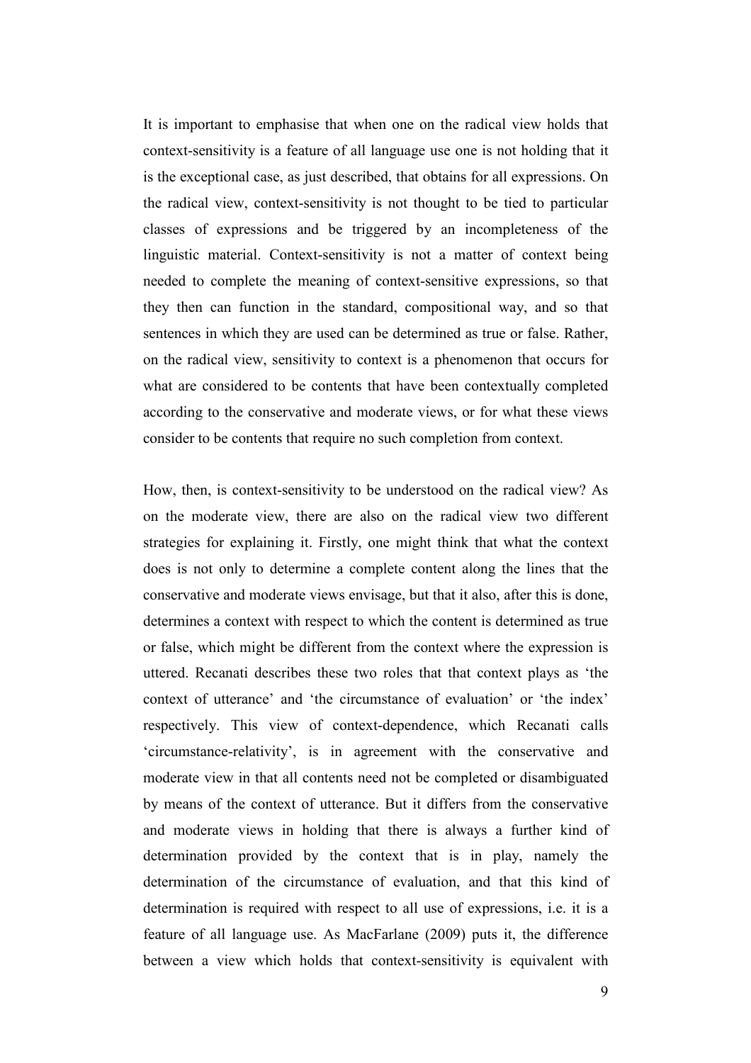It is important to emphasise that when one on the radical view holds that context-sensitivity is a feature of all language use one is not holding that it is the exceptional case, as just described, that obtains for all expressions. On the radical view, context-sensitivity is not thought to be tied to particular classes of expressions and be triggered by an incompleteness of the linguistic material. Context-sensitivity is not a matter of context being needed to complete the meaning of context-sensitive expressions, so that they then can function in the standard, compositional way, and so that sentences in which they are used can be determined as true or false. Rather, on the radical view, sensitivity to context is a phenomenon that occurs for what are considered to be contents that have been contextually completed according to the conservative and moderate views, or for what these views consider to be contents that require no such completion from context.

How, then, is context-sensitivity to be understood on the radical view? As on the moderate view, there are also on the radical view two different strategies for explaining it. Firstly, one might think that what the context does is not only to determine a complete content along the lines that the conservative and moderate views envisage, but that it also, after this is done, determines a context with respect to which the content is determined as true or false, which might be different from the context where the expression is uttered. Recanati describes these two roles that that context plays as 'the context of utterance' and 'the circumstance of evaluation' or 'the index' respectively. This view of context-dependence, which Recanati calls 'circumstance-relativity', is in agreement with the conservative and moderate view in that all contents need not be completed or disambiguated by means of the context of utterance. But it differs from the conservative and moderate views in holding that there is always a further kind of determination provided by the context that is in play, namely the determination of the circumstance of evaluation, and that this kind of determination is required with respect to all use of expressions, i.e. it is a feature of all language use. As MacFarlane (2009) puts it, the difference between a view which holds that context-sensitivity is equivalent with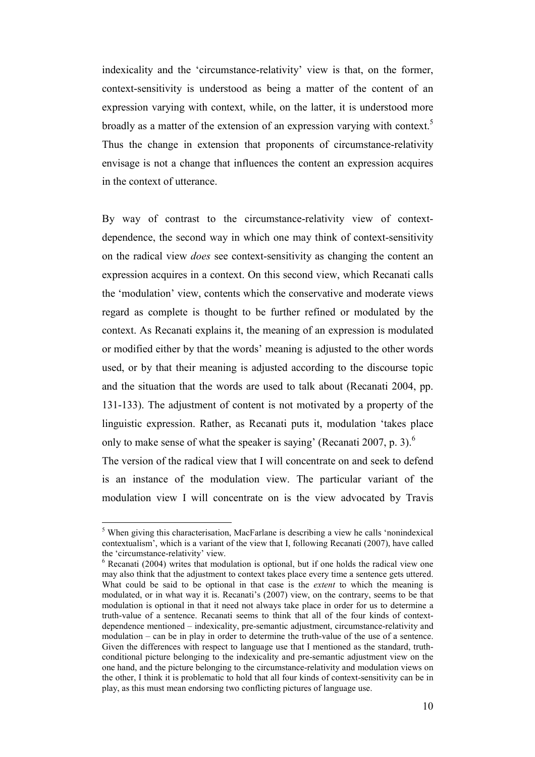indexicality and the 'circumstance-relativity' view is that, on the former, context-sensitivity is understood as being a matter of the content of an expression varying with context, while, on the latter, it is understood more broadly as a matter of the extension of an expression varying with context.[5] Thus the change in extension that proponents of circumstance-relativity envisage is not a change that influences the content an expression acquires in the context of utterance.

By way of contrast to the circumstance-relativity view of context-dependence, the second way in which one may think of context-sensitivity on the radical view *does* see context-sensitivity as changing the content an expression acquires in a context. On this second view, which Recanati calls the 'modulation' view, contents which the conservative and moderate views regard as complete is thought to be further refined or modulated by the context. As Recanati explains it, the meaning of an expression is modulated or modified either by that the words' meaning is adjusted to the other words used, or by that their meaning is adjusted according to the discourse topic and the situation that the words are used to talk about (Recanati 2004, pp. 131-133). The adjustment of content is not motivated by a property of the linguistic expression. Rather, as Recanati puts it, modulation 'takes place only to make sense of what the speaker is saying' (Recanati 2007, p. 3).[6]

The version of the radical view that I will concentrate on and seek to defend is an instance of the modulation view. The particular variant of the modulation view I will concentrate on is the view advocated by Travis

---

[5] When giving this characterisation, MacFarlane is describing a view he calls 'nonindexical contextualism', which is a variant of the view that I, following Recanati (2007), have called the 'circumstance-relativity' view.

[6] Recanati (2004) writes that modulation is optional, but if one holds the radical view one may also think that the adjustment to context takes place every time a sentence gets uttered. What could be said to be optional in that case is the *extent* to which the meaning is modulated, or in what way it is. Recanati's (2007) view, on the contrary, seems to be that modulation is optional in that it need not always take place in order for us to determine a truth-value of a sentence. Recanati seems to think that all of the four kinds of context-dependence mentioned – indexicality, pre-semantic adjustment, circumstance-relativity and modulation – can be in play in order to determine the truth-value of the use of a sentence. Given the differences with respect to language use that I mentioned as the standard, truth-conditional picture belonging to the indexicality and pre-semantic adjustment view on the one hand, and the picture belonging to the circumstance-relativity and modulation views on the other, I think it is problematic to hold that all four kinds of context-sensitivity can be in play, as this must mean endorsing two conflicting pictures of language use.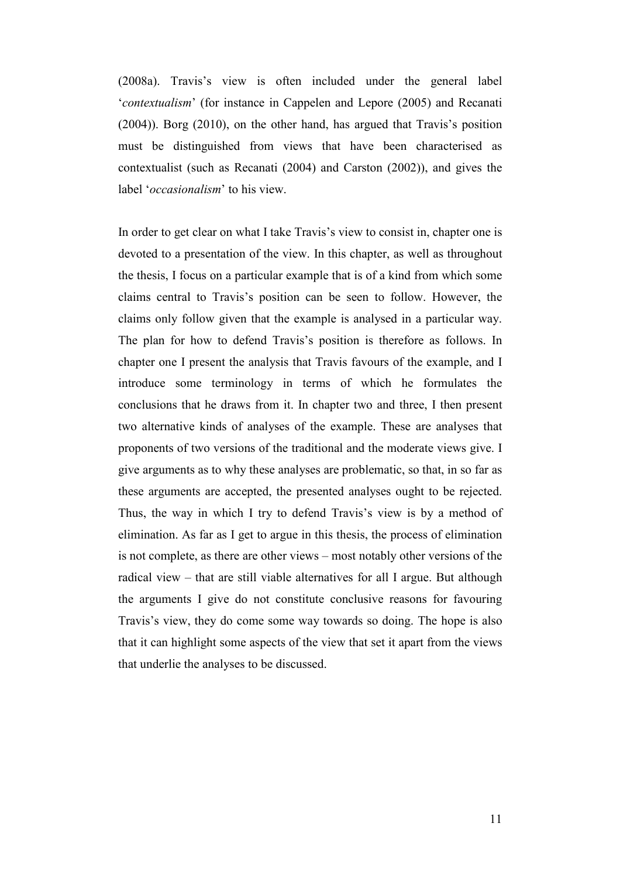(2008a). Travis's view is often included under the general label '*contextualism*' (for instance in Cappelen and Lepore (2005) and Recanati (2004)). Borg (2010), on the other hand, has argued that Travis's position must be distinguished from views that have been characterised as contextualist (such as Recanati (2004) and Carston (2002)), and gives the label '*occasionalism*' to his view.

In order to get clear on what I take Travis's view to consist in, chapter one is devoted to a presentation of the view. In this chapter, as well as throughout the thesis, I focus on a particular example that is of a kind from which some claims central to Travis's position can be seen to follow. However, the claims only follow given that the example is analysed in a particular way. The plan for how to defend Travis's position is therefore as follows. In chapter one I present the analysis that Travis favours of the example, and I introduce some terminology in terms of which he formulates the conclusions that he draws from it. In chapter two and three, I then present two alternative kinds of analyses of the example. These are analyses that proponents of two versions of the traditional and the moderate views give. I give arguments as to why these analyses are problematic, so that, in so far as these arguments are accepted, the presented analyses ought to be rejected. Thus, the way in which I try to defend Travis's view is by a method of elimination. As far as I get to argue in this thesis, the process of elimination is not complete, as there are other views – most notably other versions of the radical view – that are still viable alternatives for all I argue. But although the arguments I give do not constitute conclusive reasons for favouring Travis's view, they do come some way towards so doing. The hope is also that it can highlight some aspects of the view that set it apart from the views that underlie the analyses to be discussed.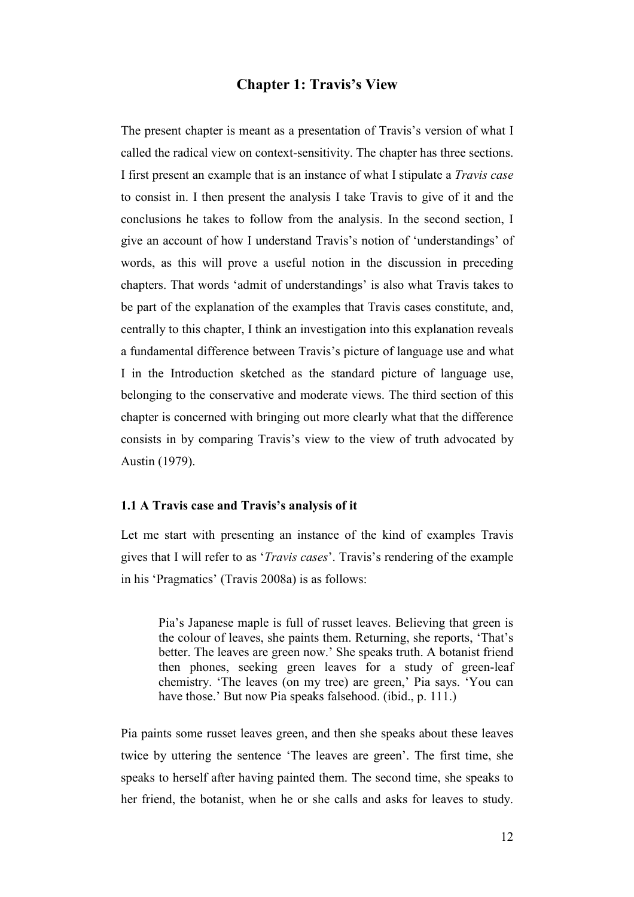# Chapter 1: Travis's View

The present chapter is meant as a presentation of Travis's version of what I called the radical view on context-sensitivity. The chapter has three sections. I first present an example that is an instance of what I stipulate a *Travis case* to consist in. I then present the analysis I take Travis to give of it and the conclusions he takes to follow from the analysis. In the second section, I give an account of how I understand Travis's notion of 'understandings' of words, as this will prove a useful notion in the discussion in preceding chapters. That words 'admit of understandings' is also what Travis takes to be part of the explanation of the examples that Travis cases constitute, and, centrally to this chapter, I think an investigation into this explanation reveals a fundamental difference between Travis's picture of language use and what I in the Introduction sketched as the standard picture of language use, belonging to the conservative and moderate views. The third section of this chapter is concerned with bringing out more clearly what that the difference consists in by comparing Travis's view to the view of truth advocated by Austin (1979).

### 1.1 A Travis case and Travis's analysis of it

Let me start with presenting an instance of the kind of examples Travis gives that I will refer to as '*Travis cases*'. Travis's rendering of the example in his 'Pragmatics' (Travis 2008a) is as follows:

> Pia's Japanese maple is full of russet leaves. Believing that green is the colour of leaves, she paints them. Returning, she reports, 'That's better. The leaves are green now.' She speaks truth. A botanist friend then phones, seeking green leaves for a study of green-leaf chemistry. 'The leaves (on my tree) are green,' Pia says. 'You can have those.' But now Pia speaks falsehood. (ibid., p. 111.)

Pia paints some russet leaves green, and then she speaks about these leaves twice by uttering the sentence 'The leaves are green'. The first time, she speaks to herself after having painted them. The second time, she speaks to her friend, the botanist, when he or she calls and asks for leaves to study.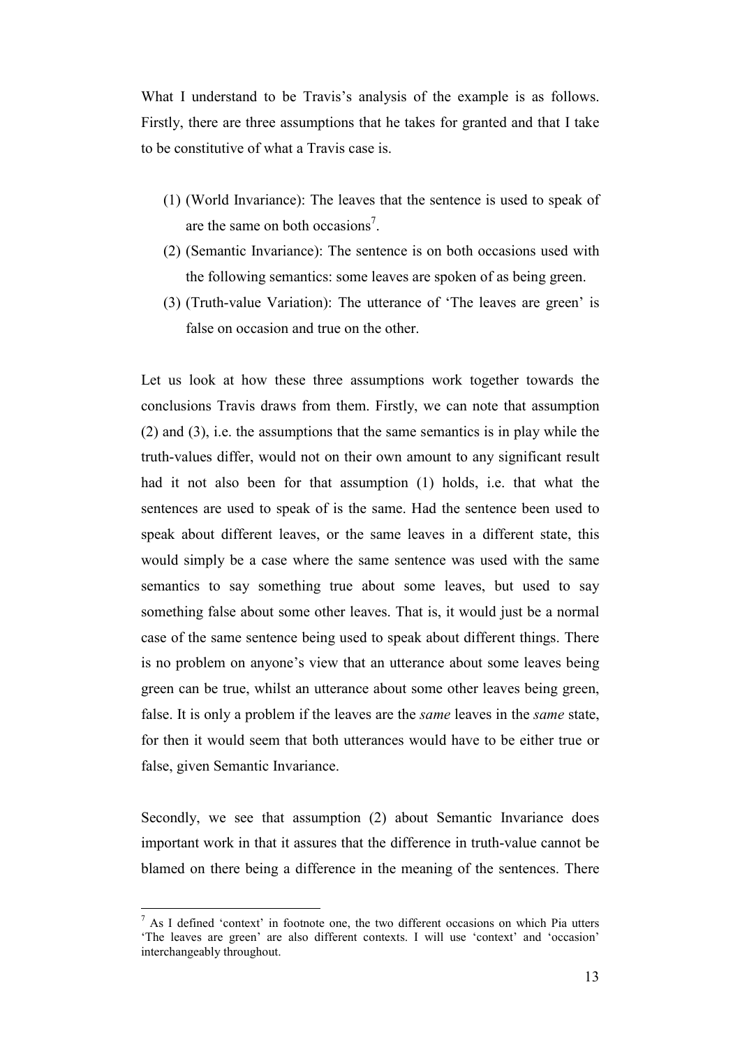What I understand to be Travis's analysis of the example is as follows. Firstly, there are three assumptions that he takes for granted and that I take to be constitutive of what a Travis case is.

(1) (World Invariance): The leaves that the sentence is used to speak of are the same on both occasions[7].
(2) (Semantic Invariance): The sentence is on both occasions used with the following semantics: some leaves are spoken of as being green.
(3) (Truth-value Variation): The utterance of 'The leaves are green' is false on occasion and true on the other.

Let us look at how these three assumptions work together towards the conclusions Travis draws from them. Firstly, we can note that assumption (2) and (3), i.e. the assumptions that the same semantics is in play while the truth-values differ, would not on their own amount to any significant result had it not also been for that assumption (1) holds, i.e. that what the sentences are used to speak of is the same. Had the sentence been used to speak about different leaves, or the same leaves in a different state, this would simply be a case where the same sentence was used with the same semantics to say something true about some leaves, but used to say something false about some other leaves. That is, it would just be a normal case of the same sentence being used to speak about different things. There is no problem on anyone's view that an utterance about some leaves being green can be true, whilst an utterance about some other leaves being green, false. It is only a problem if the leaves are the *same* leaves in the *same* state, for then it would seem that both utterances would have to be either true or false, given Semantic Invariance.

Secondly, we see that assumption (2) about Semantic Invariance does important work in that it assures that the difference in truth-value cannot be blamed on there being a difference in the meaning of the sentences. There

[7] As I defined 'context' in footnote one, the two different occasions on which Pia utters 'The leaves are green' are also different contexts. I will use 'context' and 'occasion' interchangeably throughout.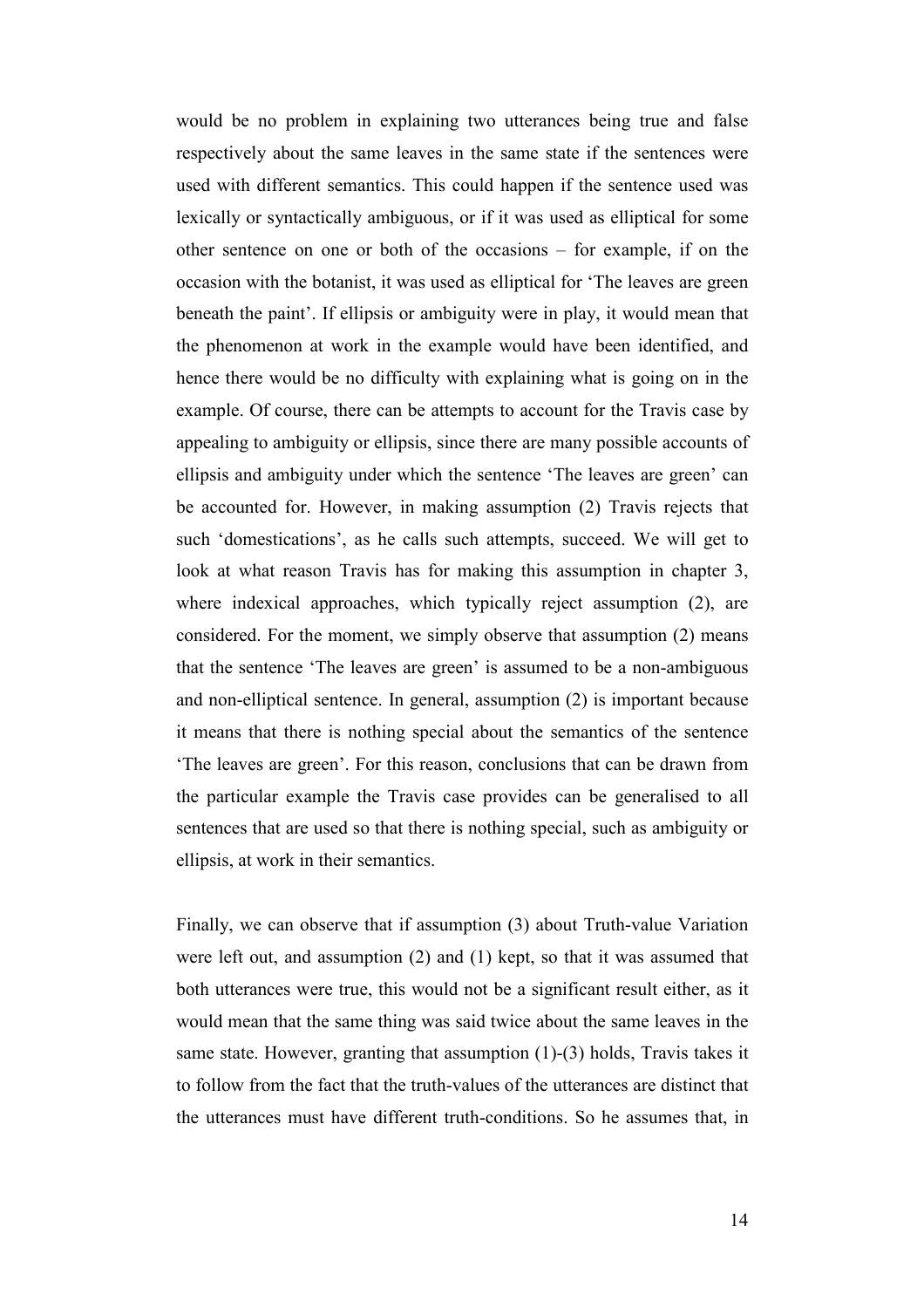would be no problem in explaining two utterances being true and false respectively about the same leaves in the same state if the sentences were used with different semantics. This could happen if the sentence used was lexically or syntactically ambiguous, or if it was used as elliptical for some other sentence on one or both of the occasions – for example, if on the occasion with the botanist, it was used as elliptical for 'The leaves are green beneath the paint'. If ellipsis or ambiguity were in play, it would mean that the phenomenon at work in the example would have been identified, and hence there would be no difficulty with explaining what is going on in the example. Of course, there can be attempts to account for the Travis case by appealing to ambiguity or ellipsis, since there are many possible accounts of ellipsis and ambiguity under which the sentence 'The leaves are green' can be accounted for. However, in making assumption (2) Travis rejects that such 'domestications', as he calls such attempts, succeed. We will get to look at what reason Travis has for making this assumption in chapter 3, where indexical approaches, which typically reject assumption (2), are considered. For the moment, we simply observe that assumption (2) means that the sentence 'The leaves are green' is assumed to be a non-ambiguous and non-elliptical sentence. In general, assumption (2) is important because it means that there is nothing special about the semantics of the sentence 'The leaves are green'. For this reason, conclusions that can be drawn from the particular example the Travis case provides can be generalised to all sentences that are used so that there is nothing special, such as ambiguity or ellipsis, at work in their semantics.

Finally, we can observe that if assumption (3) about Truth-value Variation were left out, and assumption (2) and (1) kept, so that it was assumed that both utterances were true, this would not be a significant result either, as it would mean that the same thing was said twice about the same leaves in the same state. However, granting that assumption (1)-(3) holds, Travis takes it to follow from the fact that the truth-values of the utterances are distinct that the utterances must have different truth-conditions. So he assumes that, in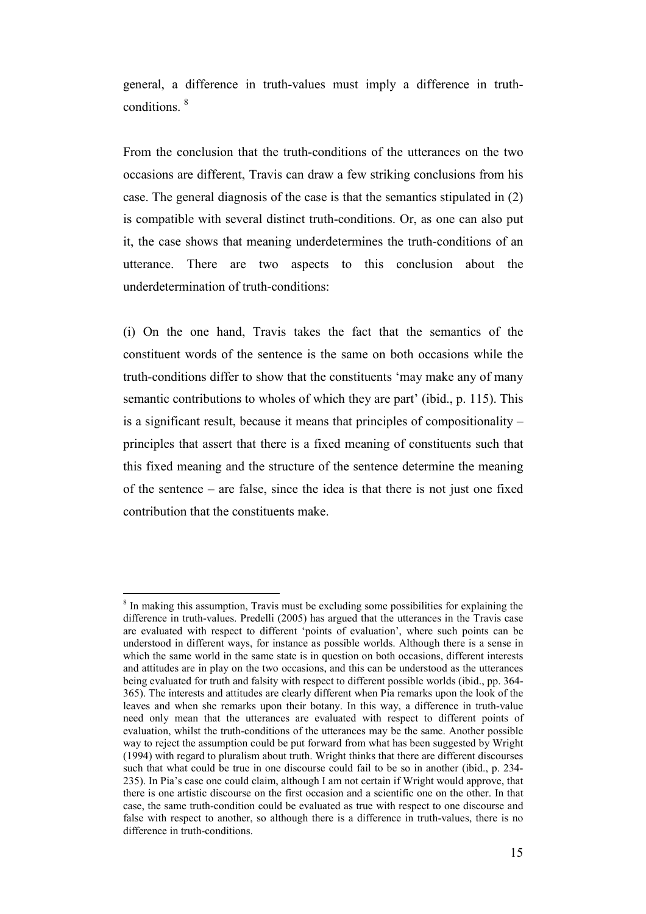general, a difference in truth-values must imply a difference in truth-conditions. [8]

From the conclusion that the truth-conditions of the utterances on the two occasions are different, Travis can draw a few striking conclusions from his case. The general diagnosis of the case is that the semantics stipulated in (2) is compatible with several distinct truth-conditions. Or, as one can also put it, the case shows that meaning underdetermines the truth-conditions of an utterance. There are two aspects to this conclusion about the underdetermination of truth-conditions:

(i) On the one hand, Travis takes the fact that the semantics of the constituent words of the sentence is the same on both occasions while the truth-conditions differ to show that the constituents 'may make any of many semantic contributions to wholes of which they are part' (ibid., p. 115). This is a significant result, because it means that principles of compositionality – principles that assert that there is a fixed meaning of constituents such that this fixed meaning and the structure of the sentence determine the meaning of the sentence – are false, since the idea is that there is not just one fixed contribution that the constituents make.

---

[8] In making this assumption, Travis must be excluding some possibilities for explaining the difference in truth-values. Predelli (2005) has argued that the utterances in the Travis case are evaluated with respect to different 'points of evaluation', where such points can be understood in different ways, for instance as possible worlds. Although there is a sense in which the same world in the same state is in question on both occasions, different interests and attitudes are in play on the two occasions, and this can be understood as the utterances being evaluated for truth and falsity with respect to different possible worlds (ibid., pp. 364-365). The interests and attitudes are clearly different when Pia remarks upon the look of the leaves and when she remarks upon their botany. In this way, a difference in truth-value need only mean that the utterances are evaluated with respect to different points of evaluation, whilst the truth-conditions of the utterances may be the same. Another possible way to reject the assumption could be put forward from what has been suggested by Wright (1994) with regard to pluralism about truth. Wright thinks that there are different discourses such that what could be true in one discourse could fail to be so in another (ibid., p. 234-235). In Pia's case one could claim, although I am not certain if Wright would approve, that there is one artistic discourse on the first occasion and a scientific one on the other. In that case, the same truth-condition could be evaluated as true with respect to one discourse and false with respect to another, so although there is a difference in truth-values, there is no difference in truth-conditions.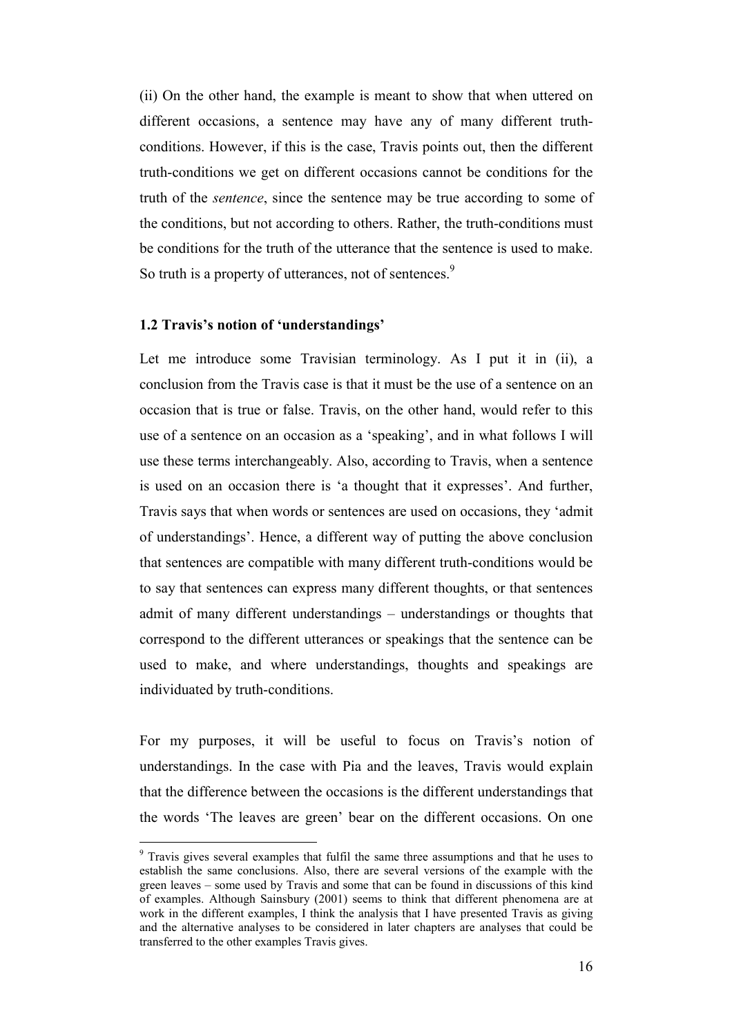(ii) On the other hand, the example is meant to show that when uttered on different occasions, a sentence may have any of many different truth-conditions. However, if this is the case, Travis points out, then the different truth-conditions we get on different occasions cannot be conditions for the truth of the *sentence*, since the sentence may be true according to some of the conditions, but not according to others. Rather, the truth-conditions must be conditions for the truth of the utterance that the sentence is used to make. So truth is a property of utterances, not of sentences.[9]

### 1.2 Travis's notion of 'understandings'

Let me introduce some Travisian terminology. As I put it in (ii), a conclusion from the Travis case is that it must be the use of a sentence on an occasion that is true or false. Travis, on the other hand, would refer to this use of a sentence on an occasion as a 'speaking', and in what follows I will use these terms interchangeably. Also, according to Travis, when a sentence is used on an occasion there is 'a thought that it expresses'. And further, Travis says that when words or sentences are used on occasions, they 'admit of understandings'. Hence, a different way of putting the above conclusion that sentences are compatible with many different truth-conditions would be to say that sentences can express many different thoughts, or that sentences admit of many different understandings – understandings or thoughts that correspond to the different utterances or speakings that the sentence can be used to make, and where understandings, thoughts and speakings are individuated by truth-conditions.

For my purposes, it will be useful to focus on Travis's notion of understandings. In the case with Pia and the leaves, Travis would explain that the difference between the occasions is the different understandings that the words 'The leaves are green' bear on the different occasions. On one

---

[9] Travis gives several examples that fulfil the same three assumptions and that he uses to establish the same conclusions. Also, there are several versions of the example with the green leaves – some used by Travis and some that can be found in discussions of this kind of examples. Although Sainsbury (2001) seems to think that different phenomena are at work in the different examples, I think the analysis that I have presented Travis as giving and the alternative analyses to be considered in later chapters are analyses that could be transferred to the other examples Travis gives.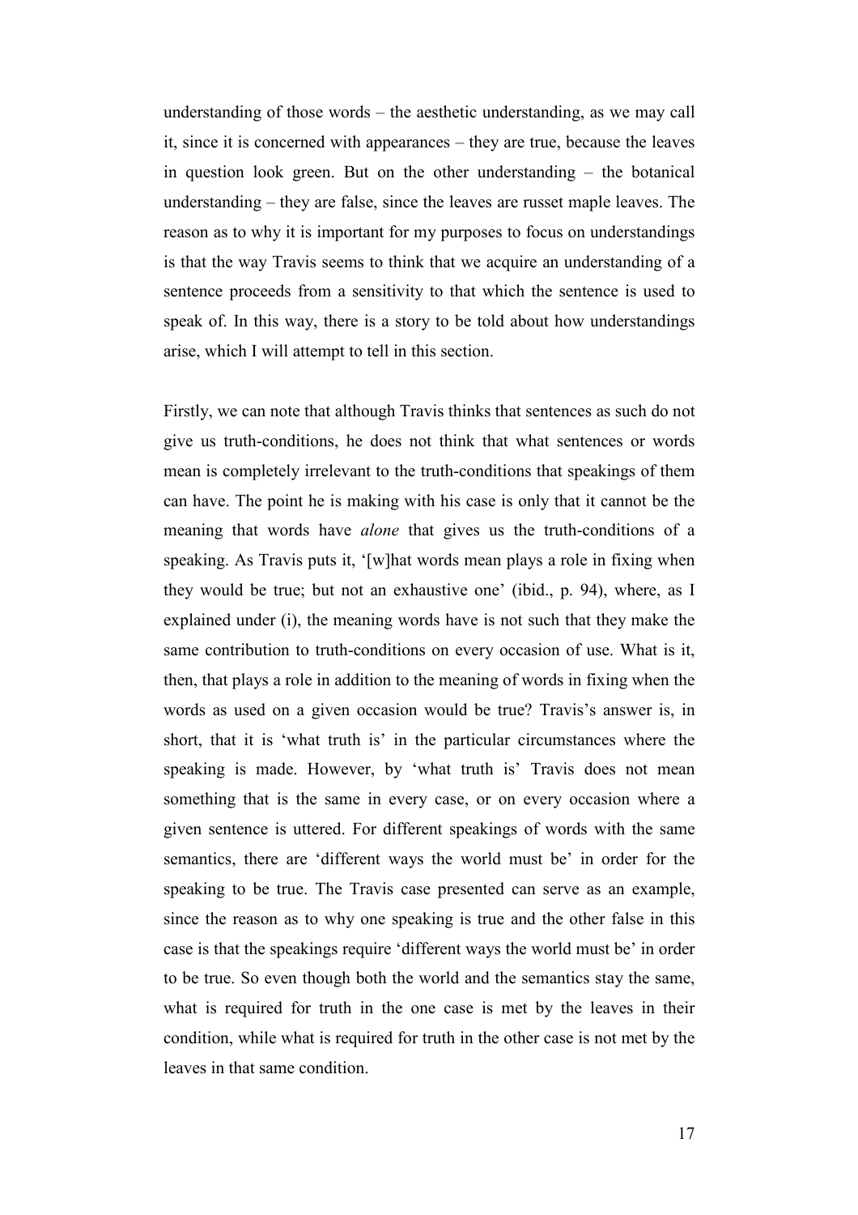understanding of those words – the aesthetic understanding, as we may call it, since it is concerned with appearances – they are true, because the leaves in question look green. But on the other understanding – the botanical understanding – they are false, since the leaves are russet maple leaves. The reason as to why it is important for my purposes to focus on understandings is that the way Travis seems to think that we acquire an understanding of a sentence proceeds from a sensitivity to that which the sentence is used to speak of. In this way, there is a story to be told about how understandings arise, which I will attempt to tell in this section.

Firstly, we can note that although Travis thinks that sentences as such do not give us truth-conditions, he does not think that what sentences or words mean is completely irrelevant to the truth-conditions that speakings of them can have. The point he is making with his case is only that it cannot be the meaning that words have *alone* that gives us the truth-conditions of a speaking. As Travis puts it, '[w]hat words mean plays a role in fixing when they would be true; but not an exhaustive one' (ibid., p. 94), where, as I explained under (i), the meaning words have is not such that they make the same contribution to truth-conditions on every occasion of use. What is it, then, that plays a role in addition to the meaning of words in fixing when the words as used on a given occasion would be true? Travis's answer is, in short, that it is 'what truth is' in the particular circumstances where the speaking is made. However, by 'what truth is' Travis does not mean something that is the same in every case, or on every occasion where a given sentence is uttered. For different speakings of words with the same semantics, there are 'different ways the world must be' in order for the speaking to be true. The Travis case presented can serve as an example, since the reason as to why one speaking is true and the other false in this case is that the speakings require 'different ways the world must be' in order to be true. So even though both the world and the semantics stay the same, what is required for truth in the one case is met by the leaves in their condition, while what is required for truth in the other case is not met by the leaves in that same condition.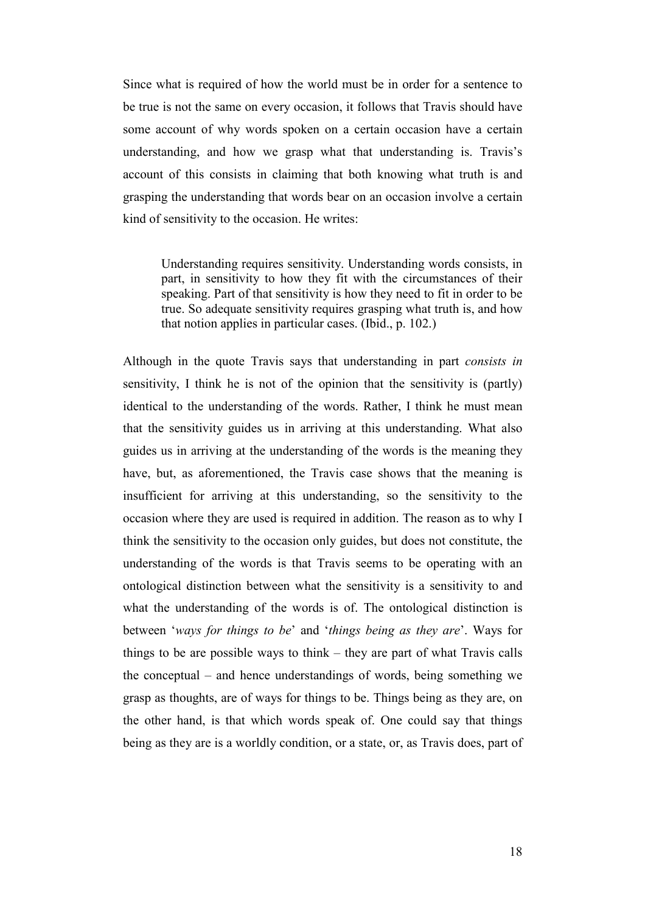Since what is required of how the world must be in order for a sentence to be true is not the same on every occasion, it follows that Travis should have some account of why words spoken on a certain occasion have a certain understanding, and how we grasp what that understanding is. Travis's account of this consists in claiming that both knowing what truth is and grasping the understanding that words bear on an occasion involve a certain kind of sensitivity to the occasion. He writes:

> Understanding requires sensitivity. Understanding words consists, in part, in sensitivity to how they fit with the circumstances of their speaking. Part of that sensitivity is how they need to fit in order to be true. So adequate sensitivity requires grasping what truth is, and how that notion applies in particular cases. (Ibid., p. 102.)

Although in the quote Travis says that understanding in part *consists in* sensitivity, I think he is not of the opinion that the sensitivity is (partly) identical to the understanding of the words. Rather, I think he must mean that the sensitivity guides us in arriving at this understanding. What also guides us in arriving at the understanding of the words is the meaning they have, but, as aforementioned, the Travis case shows that the meaning is insufficient for arriving at this understanding, so the sensitivity to the occasion where they are used is required in addition. The reason as to why I think the sensitivity to the occasion only guides, but does not constitute, the understanding of the words is that Travis seems to be operating with an ontological distinction between what the sensitivity is a sensitivity to and what the understanding of the words is of. The ontological distinction is between '*ways for things to be*' and '*things being as they are*'. Ways for things to be are possible ways to think – they are part of what Travis calls the conceptual – and hence understandings of words, being something we grasp as thoughts, are of ways for things to be. Things being as they are, on the other hand, is that which words speak of. One could say that things being as they are is a worldly condition, or a state, or, as Travis does, part of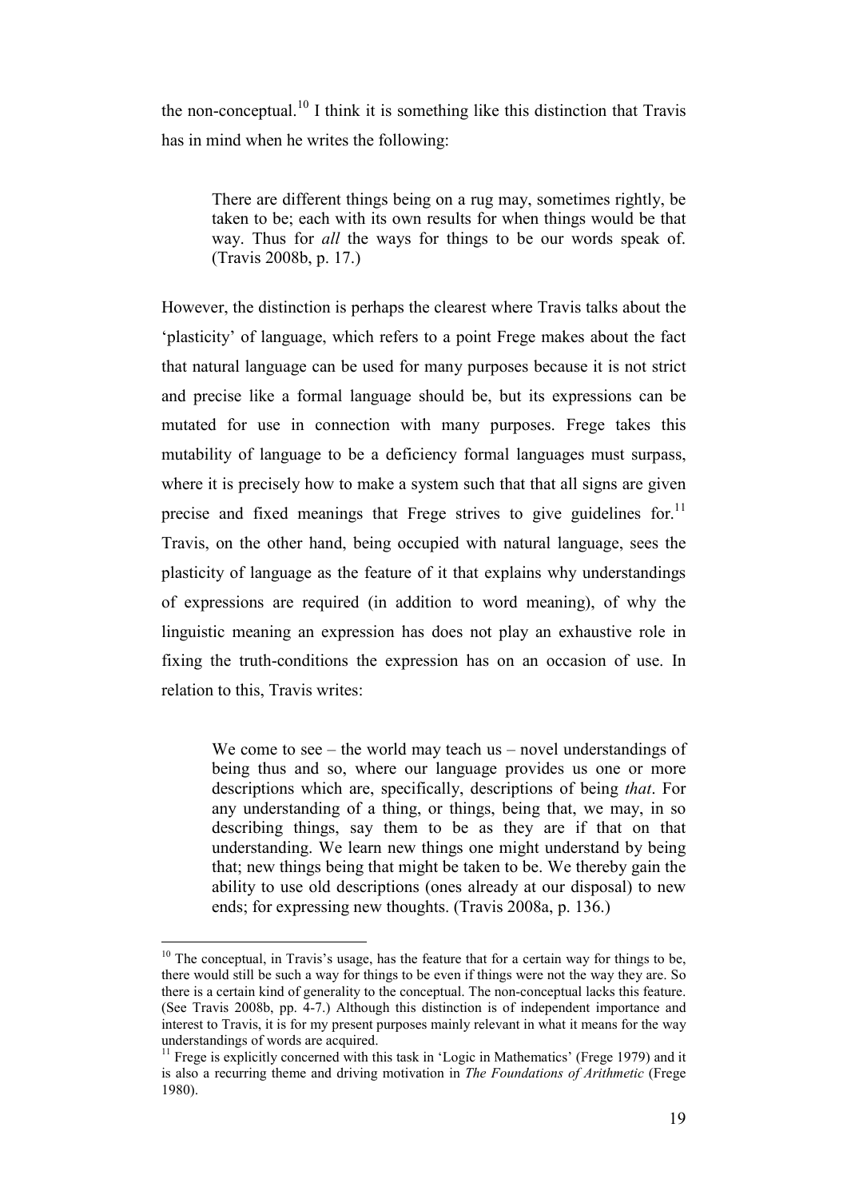the non-conceptual.[10] I think it is something like this distinction that Travis has in mind when he writes the following:

> There are different things being on a rug may, sometimes rightly, be taken to be; each with its own results for when things would be that way. Thus for *all* the ways for things to be our words speak of. (Travis 2008b, p. 17.)

However, the distinction is perhaps the clearest where Travis talks about the 'plasticity' of language, which refers to a point Frege makes about the fact that natural language can be used for many purposes because it is not strict and precise like a formal language should be, but its expressions can be mutated for use in connection with many purposes. Frege takes this mutability of language to be a deficiency formal languages must surpass, where it is precisely how to make a system such that that all signs are given precise and fixed meanings that Frege strives to give guidelines for.[11] Travis, on the other hand, being occupied with natural language, sees the plasticity of language as the feature of it that explains why understandings of expressions are required (in addition to word meaning), of why the linguistic meaning an expression has does not play an exhaustive role in fixing the truth-conditions the expression has on an occasion of use. In relation to this, Travis writes:

> We come to see – the world may teach us – novel understandings of being thus and so, where our language provides us one or more descriptions which are, specifically, descriptions of being *that*. For any understanding of a thing, or things, being that, we may, in so describing things, say them to be as they are if that on that understanding. We learn new things one might understand by being that; new things being that might be taken to be. We thereby gain the ability to use old descriptions (ones already at our disposal) to new ends; for expressing new thoughts. (Travis 2008a, p. 136.)

---

[10] The conceptual, in Travis's usage, has the feature that for a certain way for things to be, there would still be such a way for things to be even if things were not the way they are. So there is a certain kind of generality to the conceptual. The non-conceptual lacks this feature. (See Travis 2008b, pp. 4-7.) Although this distinction is of independent importance and interest to Travis, it is for my present purposes mainly relevant in what it means for the way understandings of words are acquired.

[11] Frege is explicitly concerned with this task in 'Logic in Mathematics' (Frege 1979) and it is also a recurring theme and driving motivation in *The Foundations of Arithmetic* (Frege 1980).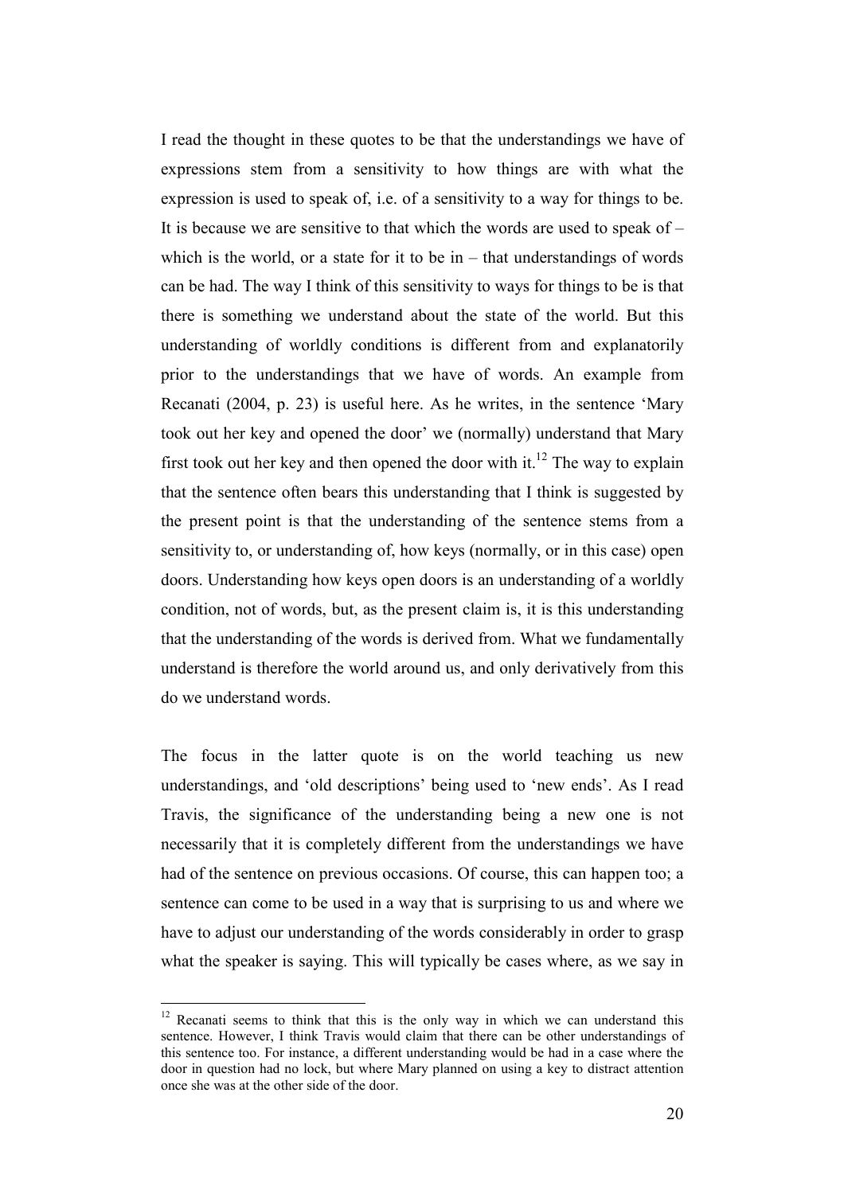I read the thought in these quotes to be that the understandings we have of expressions stem from a sensitivity to how things are with what the expression is used to speak of, i.e. of a sensitivity to a way for things to be. It is because we are sensitive to that which the words are used to speak of – which is the world, or a state for it to be in – that understandings of words can be had. The way I think of this sensitivity to ways for things to be is that there is something we understand about the state of the world. But this understanding of worldly conditions is different from and explanatorily prior to the understandings that we have of words. An example from Recanati (2004, p. 23) is useful here. As he writes, in the sentence 'Mary took out her key and opened the door' we (normally) understand that Mary first took out her key and then opened the door with it.[12] The way to explain that the sentence often bears this understanding that I think is suggested by the present point is that the understanding of the sentence stems from a sensitivity to, or understanding of, how keys (normally, or in this case) open doors. Understanding how keys open doors is an understanding of a worldly condition, not of words, but, as the present claim is, it is this understanding that the understanding of the words is derived from. What we fundamentally understand is therefore the world around us, and only derivatively from this do we understand words.

The focus in the latter quote is on the world teaching us new understandings, and 'old descriptions' being used to 'new ends'. As I read Travis, the significance of the understanding being a new one is not necessarily that it is completely different from the understandings we have had of the sentence on previous occasions. Of course, this can happen too; a sentence can come to be used in a way that is surprising to us and where we have to adjust our understanding of the words considerably in order to grasp what the speaker is saying. This will typically be cases where, as we say in

---

[12] Recanati seems to think that this is the only way in which we can understand this sentence. However, I think Travis would claim that there can be other understandings of this sentence too. For instance, a different understanding would be had in a case where the door in question had no lock, but where Mary planned on using a key to distract attention once she was at the other side of the door.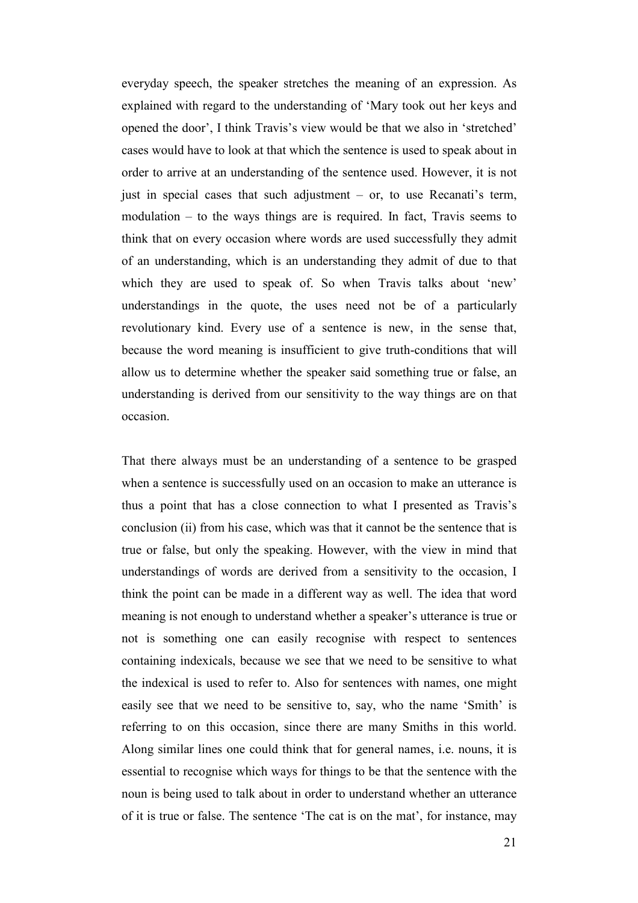everyday speech, the speaker stretches the meaning of an expression. As explained with regard to the understanding of 'Mary took out her keys and opened the door', I think Travis's view would be that we also in 'stretched' cases would have to look at that which the sentence is used to speak about in order to arrive at an understanding of the sentence used. However, it is not just in special cases that such adjustment – or, to use Recanati's term, modulation – to the ways things are is required. In fact, Travis seems to think that on every occasion where words are used successfully they admit of an understanding, which is an understanding they admit of due to that which they are used to speak of. So when Travis talks about 'new' understandings in the quote, the uses need not be of a particularly revolutionary kind. Every use of a sentence is new, in the sense that, because the word meaning is insufficient to give truth-conditions that will allow us to determine whether the speaker said something true or false, an understanding is derived from our sensitivity to the way things are on that occasion.

That there always must be an understanding of a sentence to be grasped when a sentence is successfully used on an occasion to make an utterance is thus a point that has a close connection to what I presented as Travis's conclusion (ii) from his case, which was that it cannot be the sentence that is true or false, but only the speaking. However, with the view in mind that understandings of words are derived from a sensitivity to the occasion, I think the point can be made in a different way as well. The idea that word meaning is not enough to understand whether a speaker's utterance is true or not is something one can easily recognise with respect to sentences containing indexicals, because we see that we need to be sensitive to what the indexical is used to refer to. Also for sentences with names, one might easily see that we need to be sensitive to, say, who the name 'Smith' is referring to on this occasion, since there are many Smiths in this world. Along similar lines one could think that for general names, i.e. nouns, it is essential to recognise which ways for things to be that the sentence with the noun is being used to talk about in order to understand whether an utterance of it is true or false. The sentence 'The cat is on the mat', for instance, may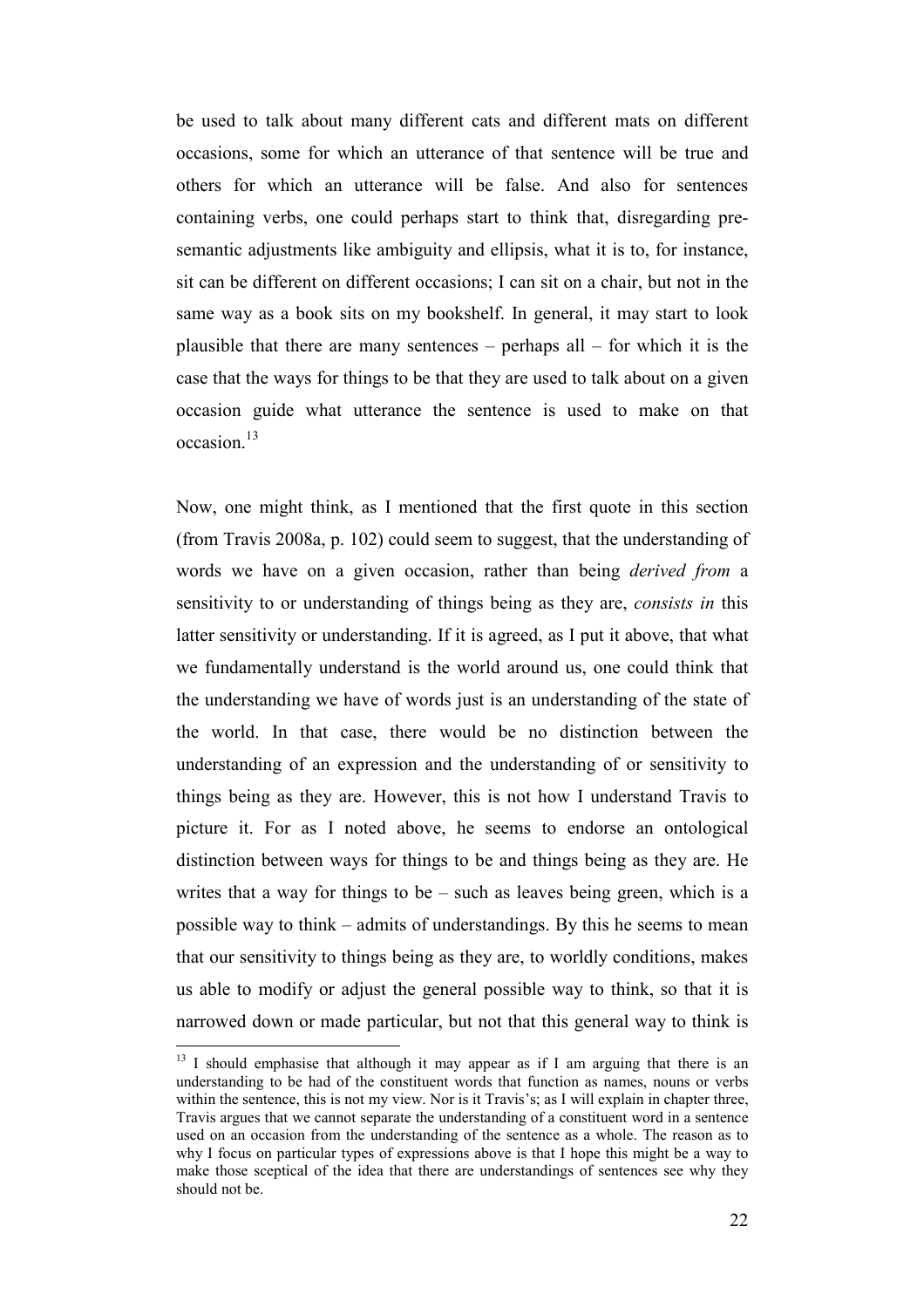be used to talk about many different cats and different mats on different occasions, some for which an utterance of that sentence will be true and others for which an utterance will be false. And also for sentences containing verbs, one could perhaps start to think that, disregarding pre-semantic adjustments like ambiguity and ellipsis, what it is to, for instance, sit can be different on different occasions; I can sit on a chair, but not in the same way as a book sits on my bookshelf. In general, it may start to look plausible that there are many sentences – perhaps all – for which it is the case that the ways for things to be that they are used to talk about on a given occasion guide what utterance the sentence is used to make on that occasion.[13]

Now, one might think, as I mentioned that the first quote in this section (from Travis 2008a, p. 102) could seem to suggest, that the understanding of words we have on a given occasion, rather than being *derived from* a sensitivity to or understanding of things being as they are, *consists in* this latter sensitivity or understanding. If it is agreed, as I put it above, that what we fundamentally understand is the world around us, one could think that the understanding we have of words just is an understanding of the state of the world. In that case, there would be no distinction between the understanding of an expression and the understanding of or sensitivity to things being as they are. However, this is not how I understand Travis to picture it. For as I noted above, he seems to endorse an ontological distinction between ways for things to be and things being as they are. He writes that a way for things to be – such as leaves being green, which is a possible way to think – admits of understandings. By this he seems to mean that our sensitivity to things being as they are, to worldly conditions, makes us able to modify or adjust the general possible way to think, so that it is narrowed down or made particular, but not that this general way to think is

---

[13] I should emphasise that although it may appear as if I am arguing that there is an understanding to be had of the constituent words that function as names, nouns or verbs within the sentence, this is not my view. Nor is it Travis's; as I will explain in chapter three, Travis argues that we cannot separate the understanding of a constituent word in a sentence used on an occasion from the understanding of the sentence as a whole. The reason as to why I focus on particular types of expressions above is that I hope this might be a way to make those sceptical of the idea that there are understandings of sentences see why they should not be.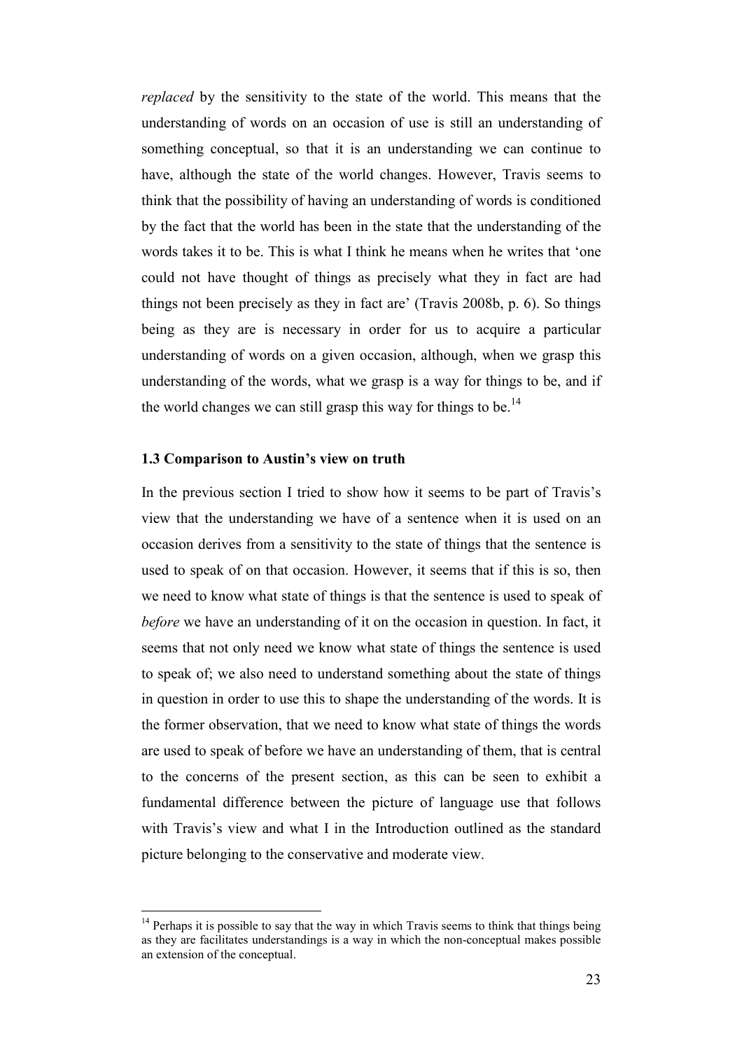*replaced* by the sensitivity to the state of the world. This means that the understanding of words on an occasion of use is still an understanding of something conceptual, so that it is an understanding we can continue to have, although the state of the world changes. However, Travis seems to think that the possibility of having an understanding of words is conditioned by the fact that the world has been in the state that the understanding of the words takes it to be. This is what I think he means when he writes that 'one could not have thought of things as precisely what they in fact are had things not been precisely as they in fact are' (Travis 2008b, p. 6). So things being as they are is necessary in order for us to acquire a particular understanding of words on a given occasion, although, when we grasp this understanding of the words, what we grasp is a way for things to be, and if the world changes we can still grasp this way for things to be.[14]

### 1.3 Comparison to Austin's view on truth

In the previous section I tried to show how it seems to be part of Travis's view that the understanding we have of a sentence when it is used on an occasion derives from a sensitivity to the state of things that the sentence is used to speak of on that occasion. However, it seems that if this is so, then we need to know what state of things is that the sentence is used to speak of *before* we have an understanding of it on the occasion in question. In fact, it seems that not only need we know what state of things the sentence is used to speak of; we also need to understand something about the state of things in question in order to use this to shape the understanding of the words. It is the former observation, that we need to know what state of things the words are used to speak of before we have an understanding of them, that is central to the concerns of the present section, as this can be seen to exhibit a fundamental difference between the picture of language use that follows with Travis's view and what I in the Introduction outlined as the standard picture belonging to the conservative and moderate view.

---

[14] Perhaps it is possible to say that the way in which Travis seems to think that things being as they are facilitates understandings is a way in which the non-conceptual makes possible an extension of the conceptual.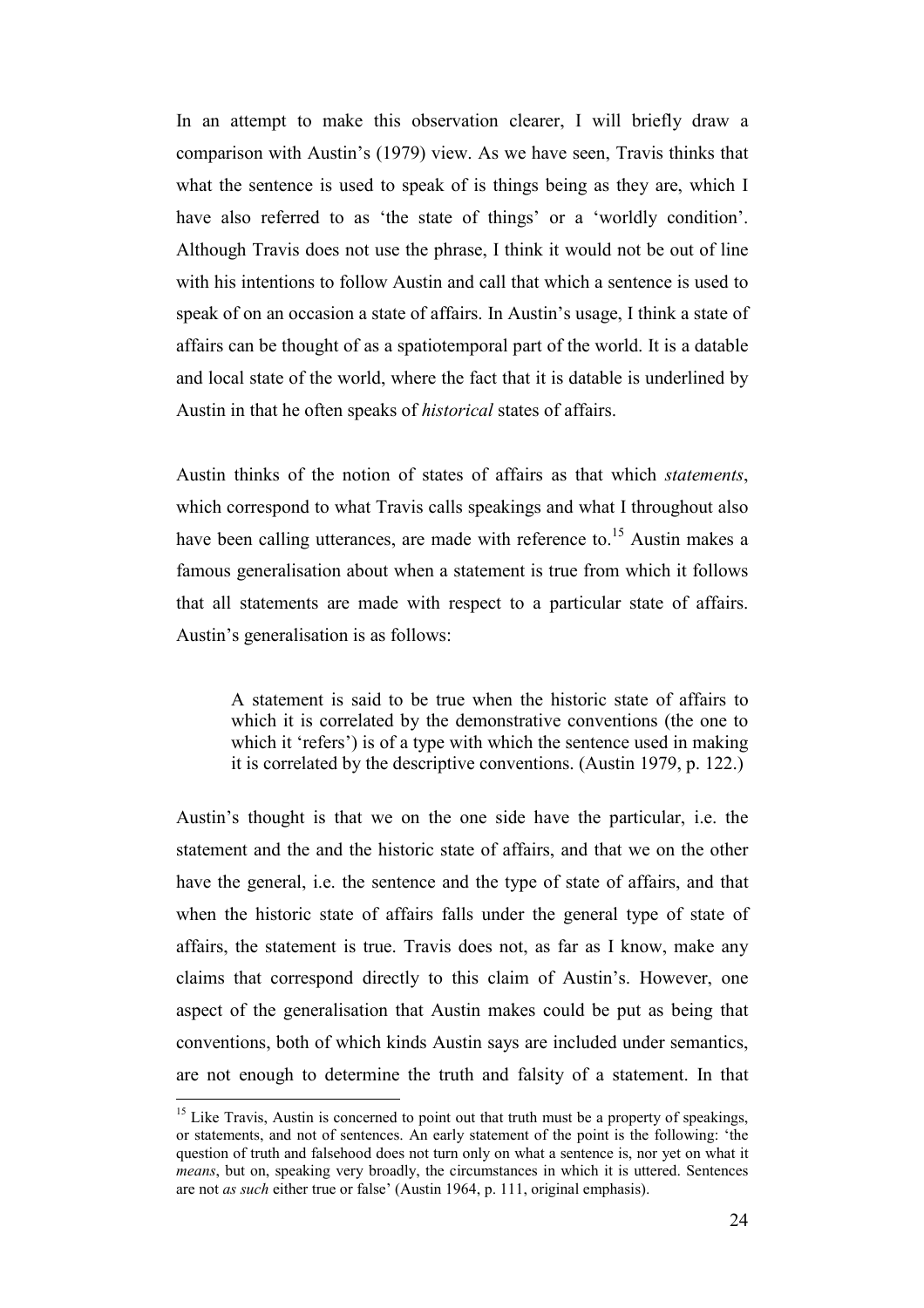In an attempt to make this observation clearer, I will briefly draw a comparison with Austin's (1979) view. As we have seen, Travis thinks that what the sentence is used to speak of is things being as they are, which I have also referred to as 'the state of things' or a 'worldly condition'. Although Travis does not use the phrase, I think it would not be out of line with his intentions to follow Austin and call that which a sentence is used to speak of on an occasion a state of affairs. In Austin's usage, I think a state of affairs can be thought of as a spatiotemporal part of the world. It is a datable and local state of the world, where the fact that it is datable is underlined by Austin in that he often speaks of *historical* states of affairs.

Austin thinks of the notion of states of affairs as that which *statements*, which correspond to what Travis calls speakings and what I throughout also have been calling utterances, are made with reference to.[15] Austin makes a famous generalisation about when a statement is true from which it follows that all statements are made with respect to a particular state of affairs. Austin's generalisation is as follows:

> A statement is said to be true when the historic state of affairs to which it is correlated by the demonstrative conventions (the one to which it 'refers') is of a type with which the sentence used in making it is correlated by the descriptive conventions. (Austin 1979, p. 122.)

Austin's thought is that we on the one side have the particular, i.e. the statement and the and the historic state of affairs, and that we on the other have the general, i.e. the sentence and the type of state of affairs, and that when the historic state of affairs falls under the general type of state of affairs, the statement is true. Travis does not, as far as I know, make any claims that correspond directly to this claim of Austin's. However, one aspect of the generalisation that Austin makes could be put as being that conventions, both of which kinds Austin says are included under semantics, are not enough to determine the truth and falsity of a statement. In that

[15] Like Travis, Austin is concerned to point out that truth must be a property of speakings, or statements, and not of sentences. An early statement of the point is the following: 'the question of truth and falsehood does not turn only on what a sentence is, nor yet on what it *means*, but on, speaking very broadly, the circumstances in which it is uttered. Sentences are not *as such* either true or false' (Austin 1964, p. 111, original emphasis).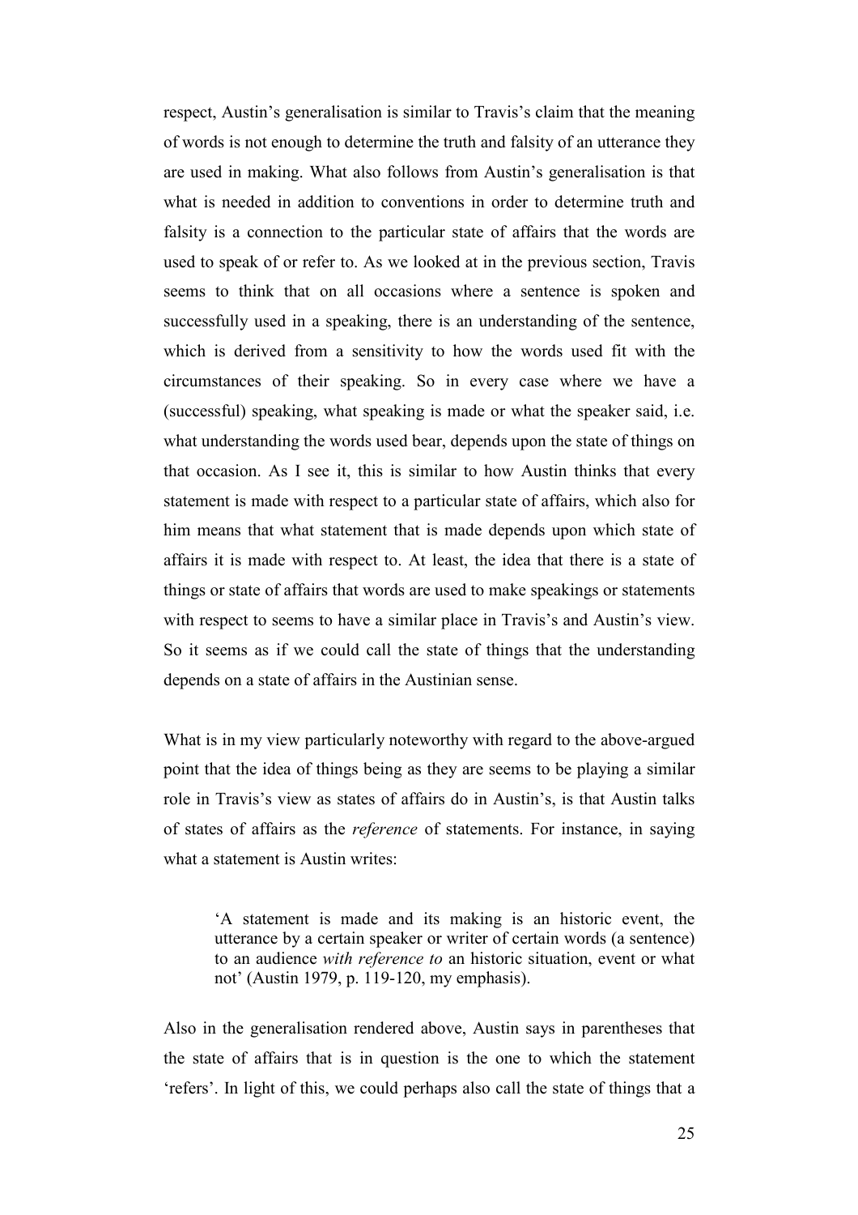respect, Austin's generalisation is similar to Travis's claim that the meaning of words is not enough to determine the truth and falsity of an utterance they are used in making. What also follows from Austin's generalisation is that what is needed in addition to conventions in order to determine truth and falsity is a connection to the particular state of affairs that the words are used to speak of or refer to. As we looked at in the previous section, Travis seems to think that on all occasions where a sentence is spoken and successfully used in a speaking, there is an understanding of the sentence, which is derived from a sensitivity to how the words used fit with the circumstances of their speaking. So in every case where we have a (successful) speaking, what speaking is made or what the speaker said, i.e. what understanding the words used bear, depends upon the state of things on that occasion. As I see it, this is similar to how Austin thinks that every statement is made with respect to a particular state of affairs, which also for him means that what statement that is made depends upon which state of affairs it is made with respect to. At least, the idea that there is a state of things or state of affairs that words are used to make speakings or statements with respect to seems to have a similar place in Travis's and Austin's view. So it seems as if we could call the state of things that the understanding depends on a state of affairs in the Austinian sense.

What is in my view particularly noteworthy with regard to the above-argued point that the idea of things being as they are seems to be playing a similar role in Travis's view as states of affairs do in Austin's, is that Austin talks of states of affairs as the *reference* of statements. For instance, in saying what a statement is Austin writes:

> 'A statement is made and its making is an historic event, the utterance by a certain speaker or writer of certain words (a sentence) to an audience *with reference to* an historic situation, event or what not' (Austin 1979, p. 119-120, my emphasis).

Also in the generalisation rendered above, Austin says in parentheses that the state of affairs that is in question is the one to which the statement 'refers'. In light of this, we could perhaps also call the state of things that a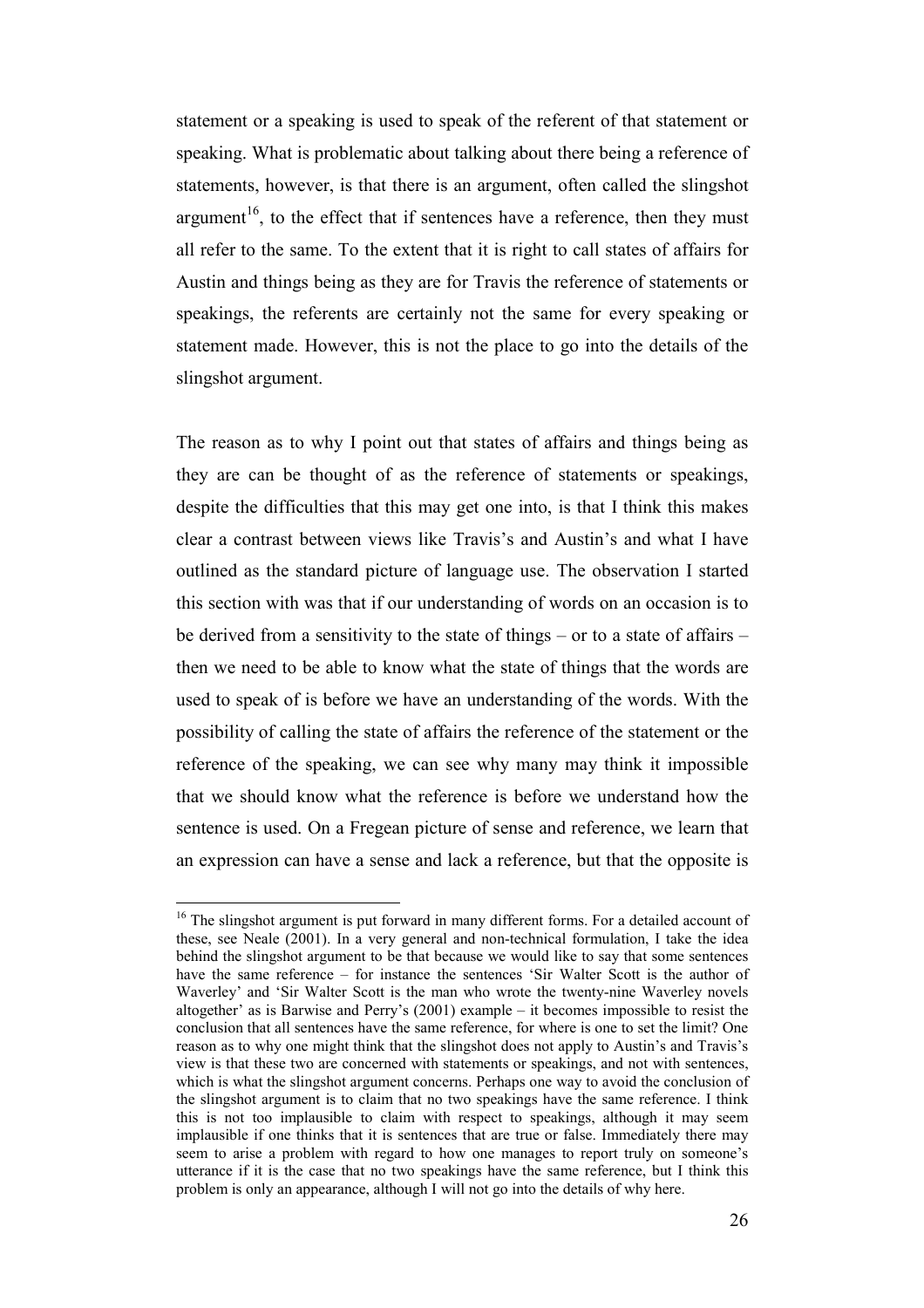statement or a speaking is used to speak of the referent of that statement or speaking. What is problematic about talking about there being a reference of statements, however, is that there is an argument, often called the slingshot argument[16], to the effect that if sentences have a reference, then they must all refer to the same. To the extent that it is right to call states of affairs for Austin and things being as they are for Travis the reference of statements or speakings, the referents are certainly not the same for every speaking or statement made. However, this is not the place to go into the details of the slingshot argument.

The reason as to why I point out that states of affairs and things being as they are can be thought of as the reference of statements or speakings, despite the difficulties that this may get one into, is that I think this makes clear a contrast between views like Travis's and Austin's and what I have outlined as the standard picture of language use. The observation I started this section with was that if our understanding of words on an occasion is to be derived from a sensitivity to the state of things – or to a state of affairs – then we need to be able to know what the state of things that the words are used to speak of is before we have an understanding of the words. With the possibility of calling the state of affairs the reference of the statement or the reference of the speaking, we can see why many may think it impossible that we should know what the reference is before we understand how the sentence is used. On a Fregean picture of sense and reference, we learn that an expression can have a sense and lack a reference, but that the opposite is

[16] The slingshot argument is put forward in many different forms. For a detailed account of these, see Neale (2001). In a very general and non-technical formulation, I take the idea behind the slingshot argument to be that because we would like to say that some sentences have the same reference – for instance the sentences 'Sir Walter Scott is the author of Waverley' and 'Sir Walter Scott is the man who wrote the twenty-nine Waverley novels altogether' as is Barwise and Perry's (2001) example – it becomes impossible to resist the conclusion that all sentences have the same reference, for where is one to set the limit? One reason as to why one might think that the slingshot does not apply to Austin's and Travis's view is that these two are concerned with statements or speakings, and not with sentences, which is what the slingshot argument concerns. Perhaps one way to avoid the conclusion of the slingshot argument is to claim that no two speakings have the same reference. I think this is not too implausible to claim with respect to speakings, although it may seem implausible if one thinks that it is sentences that are true or false. Immediately there may seem to arise a problem with regard to how one manages to report truly on someone's utterance if it is the case that no two speakings have the same reference, but I think this problem is only an appearance, although I will not go into the details of why here.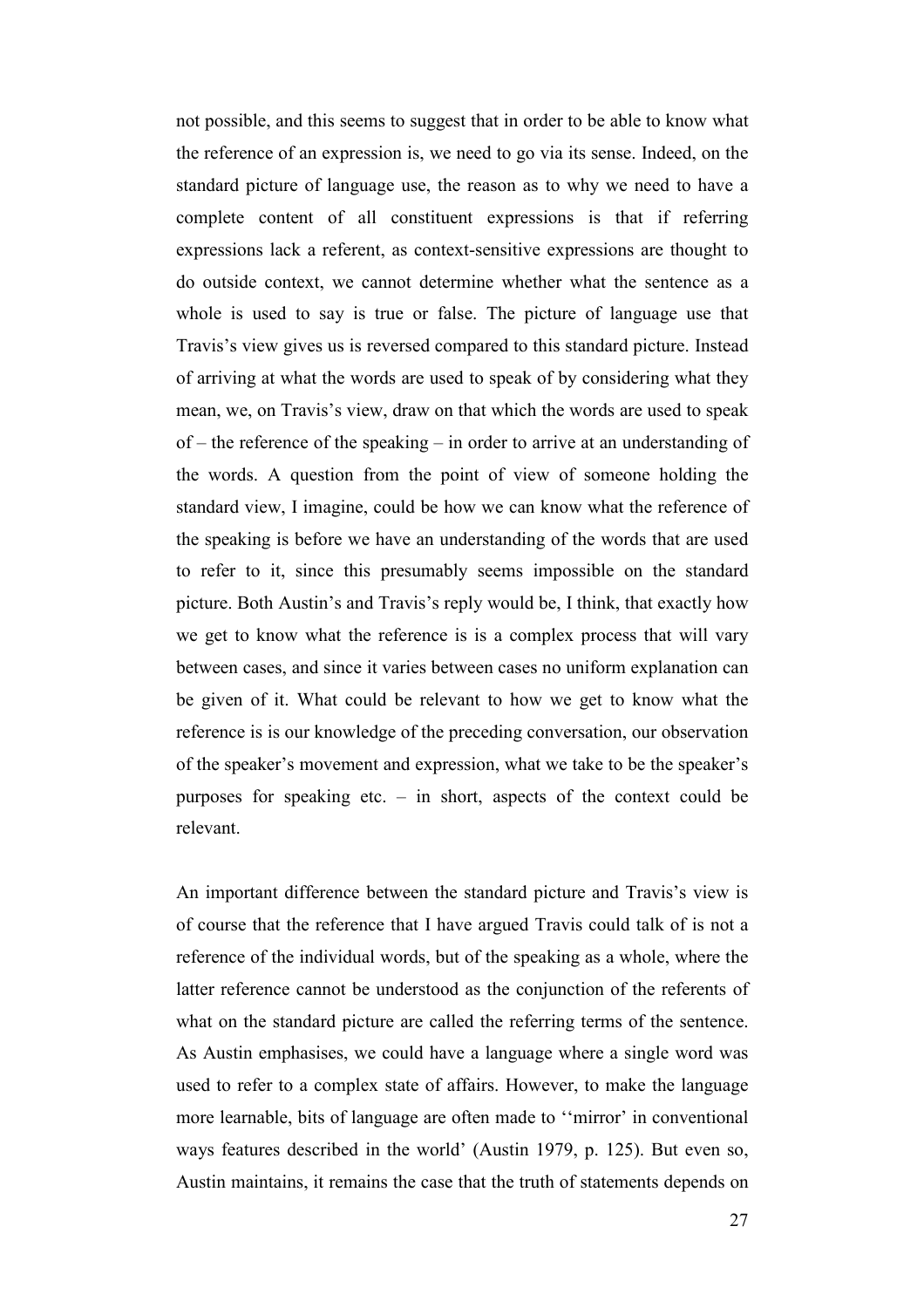not possible, and this seems to suggest that in order to be able to know what the reference of an expression is, we need to go via its sense. Indeed, on the standard picture of language use, the reason as to why we need to have a complete content of all constituent expressions is that if referring expressions lack a referent, as context-sensitive expressions are thought to do outside context, we cannot determine whether what the sentence as a whole is used to say is true or false. The picture of language use that Travis's view gives us is reversed compared to this standard picture. Instead of arriving at what the words are used to speak of by considering what they mean, we, on Travis's view, draw on that which the words are used to speak of – the reference of the speaking – in order to arrive at an understanding of the words. A question from the point of view of someone holding the standard view, I imagine, could be how we can know what the reference of the speaking is before we have an understanding of the words that are used to refer to it, since this presumably seems impossible on the standard picture. Both Austin's and Travis's reply would be, I think, that exactly how we get to know what the reference is is a complex process that will vary between cases, and since it varies between cases no uniform explanation can be given of it. What could be relevant to how we get to know what the reference is is our knowledge of the preceding conversation, our observation of the speaker's movement and expression, what we take to be the speaker's purposes for speaking etc. – in short, aspects of the context could be relevant.

An important difference between the standard picture and Travis's view is of course that the reference that I have argued Travis could talk of is not a reference of the individual words, but of the speaking as a whole, where the latter reference cannot be understood as the conjunction of the referents of what on the standard picture are called the referring terms of the sentence. As Austin emphasises, we could have a language where a single word was used to refer to a complex state of affairs. However, to make the language more learnable, bits of language are often made to ''mirror' in conventional ways features described in the world' (Austin 1979, p. 125). But even so, Austin maintains, it remains the case that the truth of statements depends on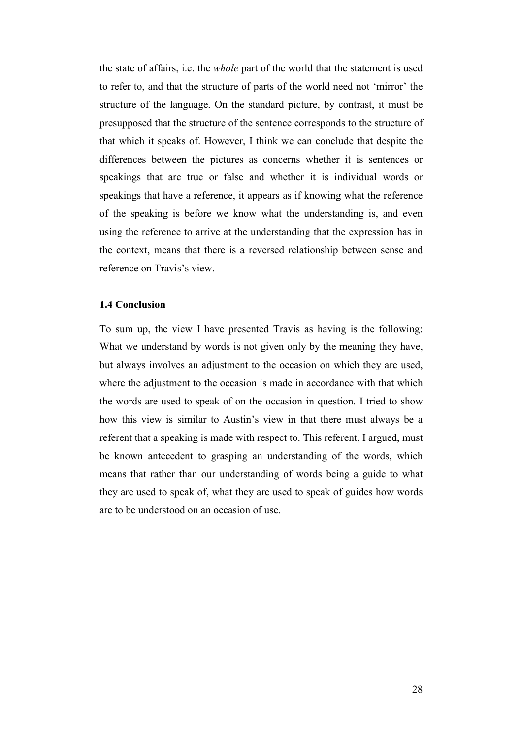the state of affairs, i.e. the *whole* part of the world that the statement is used to refer to, and that the structure of parts of the world need not 'mirror' the structure of the language. On the standard picture, by contrast, it must be presupposed that the structure of the sentence corresponds to the structure of that which it speaks of. However, I think we can conclude that despite the differences between the pictures as concerns whether it is sentences or speakings that are true or false and whether it is individual words or speakings that have a reference, it appears as if knowing what the reference of the speaking is before we know what the understanding is, and even using the reference to arrive at the understanding that the expression has in the context, means that there is a reversed relationship between sense and reference on Travis's view.

### 1.4 Conclusion

To sum up, the view I have presented Travis as having is the following: What we understand by words is not given only by the meaning they have, but always involves an adjustment to the occasion on which they are used, where the adjustment to the occasion is made in accordance with that which the words are used to speak of on the occasion in question. I tried to show how this view is similar to Austin's view in that there must always be a referent that a speaking is made with respect to. This referent, I argued, must be known antecedent to grasping an understanding of the words, which means that rather than our understanding of words being a guide to what they are used to speak of, what they are used to speak of guides how words are to be understood on an occasion of use.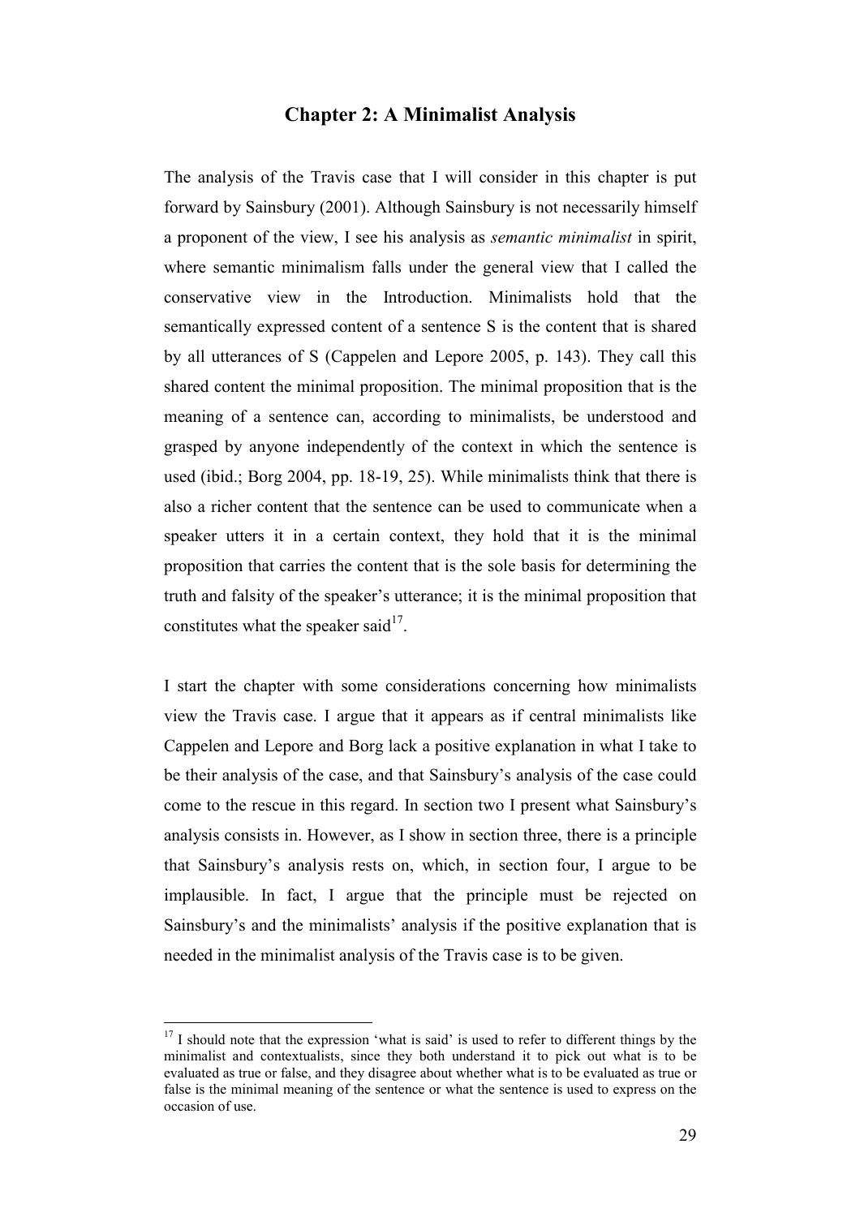## Chapter 2: A Minimalist Analysis

The analysis of the Travis case that I will consider in this chapter is put forward by Sainsbury (2001). Although Sainsbury is not necessarily himself a proponent of the view, I see his analysis as *semantic minimalist* in spirit, where semantic minimalism falls under the general view that I called the conservative view in the Introduction. Minimalists hold that the semantically expressed content of a sentence S is the content that is shared by all utterances of S (Cappelen and Lepore 2005, p. 143). They call this shared content the minimal proposition. The minimal proposition that is the meaning of a sentence can, according to minimalists, be understood and grasped by anyone independently of the context in which the sentence is used (ibid.; Borg 2004, pp. 18-19, 25). While minimalists think that there is also a richer content that the sentence can be used to communicate when a speaker utters it in a certain context, they hold that it is the minimal proposition that carries the content that is the sole basis for determining the truth and falsity of the speaker's utterance; it is the minimal proposition that constitutes what the speaker said[17].

I start the chapter with some considerations concerning how minimalists view the Travis case. I argue that it appears as if central minimalists like Cappelen and Lepore and Borg lack a positive explanation in what I take to be their analysis of the case, and that Sainsbury's analysis of the case could come to the rescue in this regard. In section two I present what Sainsbury's analysis consists in. However, as I show in section three, there is a principle that Sainsbury's analysis rests on, which, in section four, I argue to be implausible. In fact, I argue that the principle must be rejected on Sainsbury's and the minimalists' analysis if the positive explanation that is needed in the minimalist analysis of the Travis case is to be given.

[17] I should note that the expression 'what is said' is used to refer to different things by the minimalist and contextualists, since they both understand it to pick out what is to be evaluated as true or false, and they disagree about whether what is to be evaluated as true or false is the minimal meaning of the sentence or what the sentence is used to express on the occasion of use.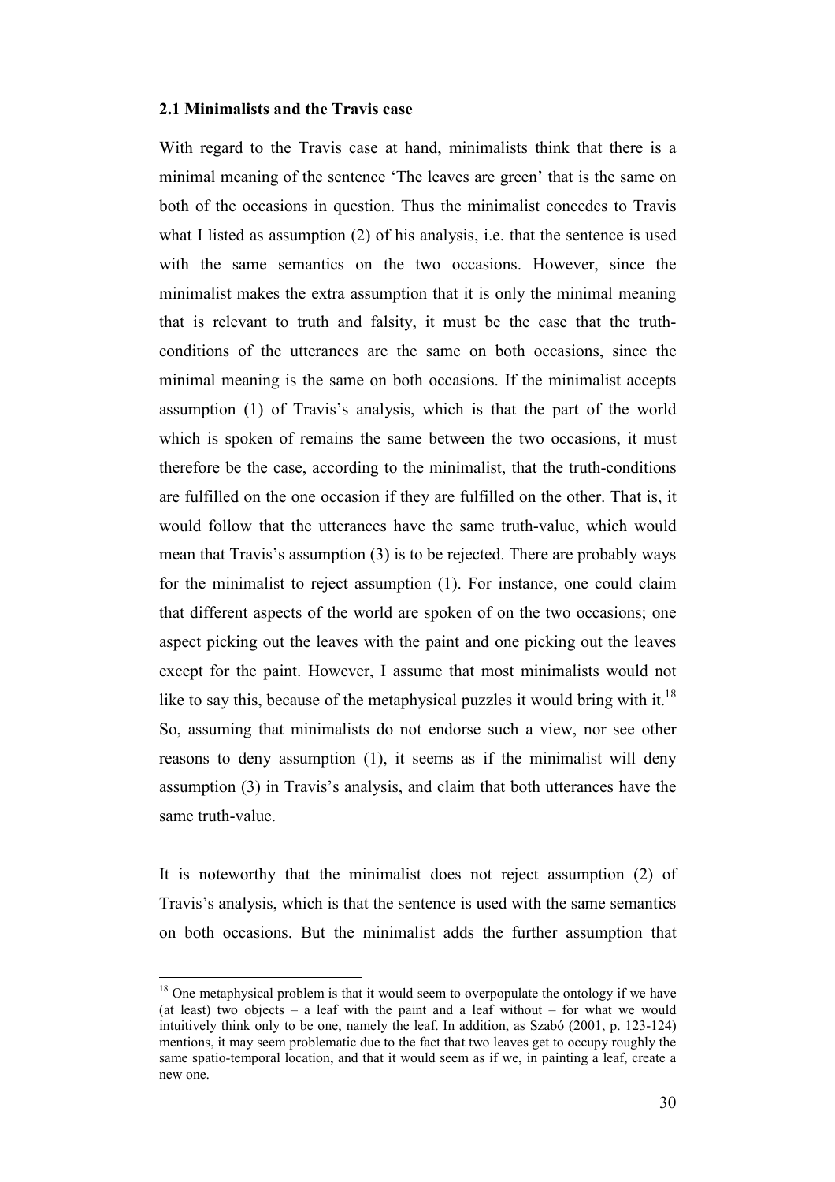### 2.1 Minimalists and the Travis case

With regard to the Travis case at hand, minimalists think that there is a minimal meaning of the sentence 'The leaves are green' that is the same on both of the occasions in question. Thus the minimalist concedes to Travis what I listed as assumption (2) of his analysis, i.e. that the sentence is used with the same semantics on the two occasions. However, since the minimalist makes the extra assumption that it is only the minimal meaning that is relevant to truth and falsity, it must be the case that the truth-conditions of the utterances are the same on both occasions, since the minimal meaning is the same on both occasions. If the minimalist accepts assumption (1) of Travis's analysis, which is that the part of the world which is spoken of remains the same between the two occasions, it must therefore be the case, according to the minimalist, that the truth-conditions are fulfilled on the one occasion if they are fulfilled on the other. That is, it would follow that the utterances have the same truth-value, which would mean that Travis's assumption (3) is to be rejected. There are probably ways for the minimalist to reject assumption (1). For instance, one could claim that different aspects of the world are spoken of on the two occasions; one aspect picking out the leaves with the paint and one picking out the leaves except for the paint. However, I assume that most minimalists would not like to say this, because of the metaphysical puzzles it would bring with it.[18] So, assuming that minimalists do not endorse such a view, nor see other reasons to deny assumption (1), it seems as if the minimalist will deny assumption (3) in Travis's analysis, and claim that both utterances have the same truth-value.

It is noteworthy that the minimalist does not reject assumption (2) of Travis's analysis, which is that the sentence is used with the same semantics on both occasions. But the minimalist adds the further assumption that

---

[18] One metaphysical problem is that it would seem to overpopulate the ontology if we have (at least) two objects – a leaf with the paint and a leaf without – for what we would intuitively think only to be one, namely the leaf. In addition, as Szabó (2001, p. 123-124) mentions, it may seem problematic due to the fact that two leaves get to occupy roughly the same spatio-temporal location, and that it would seem as if we, in painting a leaf, create a new one.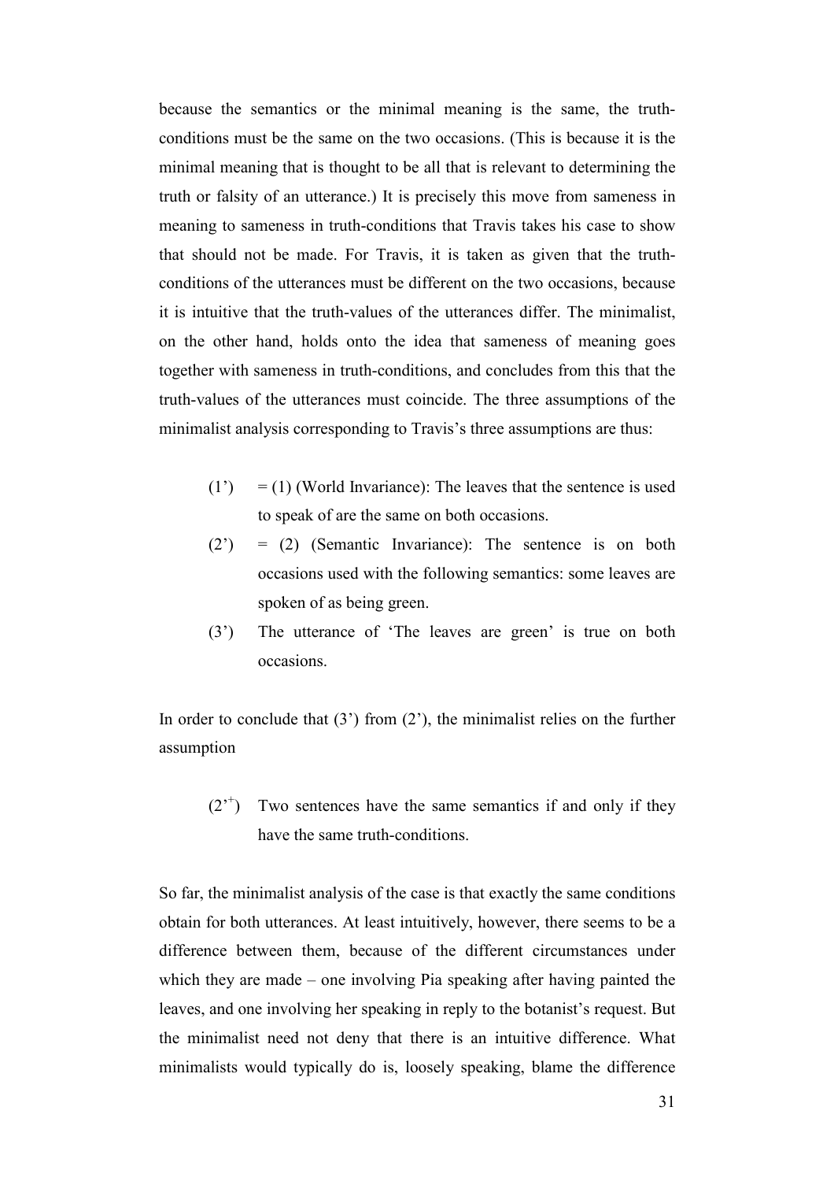because the semantics or the minimal meaning is the same, the truth-conditions must be the same on the two occasions. (This is because it is the minimal meaning that is thought to be all that is relevant to determining the truth or falsity of an utterance.) It is precisely this move from sameness in meaning to sameness in truth-conditions that Travis takes his case to show that should not be made. For Travis, it is taken as given that the truth-conditions of the utterances must be different on the two occasions, because it is intuitive that the truth-values of the utterances differ. The minimalist, on the other hand, holds onto the idea that sameness of meaning goes together with sameness in truth-conditions, and concludes from this that the truth-values of the utterances must coincide. The three assumptions of the minimalist analysis corresponding to Travis's three assumptions are thus:

(1') = (1) (World Invariance): The leaves that the sentence is used to speak of are the same on both occasions.

(2') = (2) (Semantic Invariance): The sentence is on both occasions used with the following semantics: some leaves are spoken of as being green.

(3') The utterance of 'The leaves are green' is true on both occasions.

In order to conclude that (3') from (2'), the minimalist relies on the further assumption

($2'^{+}$) Two sentences have the same semantics if and only if they have the same truth-conditions.

So far, the minimalist analysis of the case is that exactly the same conditions obtain for both utterances. At least intuitively, however, there seems to be a difference between them, because of the different circumstances under which they are made – one involving Pia speaking after having painted the leaves, and one involving her speaking in reply to the botanist's request. But the minimalist need not deny that there is an intuitive difference. What minimalists would typically do is, loosely speaking, blame the difference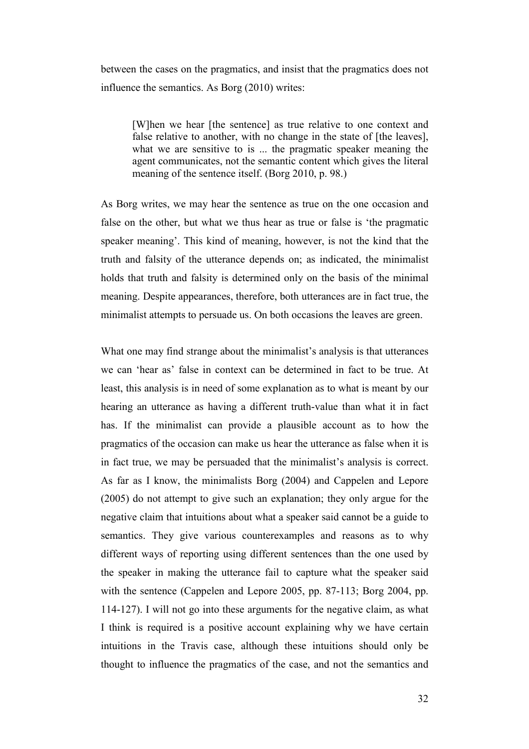between the cases on the pragmatics, and insist that the pragmatics does not influence the semantics. As Borg (2010) writes:

> [W]hen we hear [the sentence] as true relative to one context and false relative to another, with no change in the state of [the leaves], what we are sensitive to is ... the pragmatic speaker meaning the agent communicates, not the semantic content which gives the literal meaning of the sentence itself. (Borg 2010, p. 98.)

As Borg writes, we may hear the sentence as true on the one occasion and false on the other, but what we thus hear as true or false is 'the pragmatic speaker meaning'. This kind of meaning, however, is not the kind that the truth and falsity of the utterance depends on; as indicated, the minimalist holds that truth and falsity is determined only on the basis of the minimal meaning. Despite appearances, therefore, both utterances are in fact true, the minimalist attempts to persuade us. On both occasions the leaves are green.

What one may find strange about the minimalist's analysis is that utterances we can 'hear as' false in context can be determined in fact to be true. At least, this analysis is in need of some explanation as to what is meant by our hearing an utterance as having a different truth-value than what it in fact has. If the minimalist can provide a plausible account as to how the pragmatics of the occasion can make us hear the utterance as false when it is in fact true, we may be persuaded that the minimalist's analysis is correct. As far as I know, the minimalists Borg (2004) and Cappelen and Lepore (2005) do not attempt to give such an explanation; they only argue for the negative claim that intuitions about what a speaker said cannot be a guide to semantics. They give various counterexamples and reasons as to why different ways of reporting using different sentences than the one used by the speaker in making the utterance fail to capture what the speaker said with the sentence (Cappelen and Lepore 2005, pp. 87-113; Borg 2004, pp. 114-127). I will not go into these arguments for the negative claim, as what I think is required is a positive account explaining why we have certain intuitions in the Travis case, although these intuitions should only be thought to influence the pragmatics of the case, and not the semantics and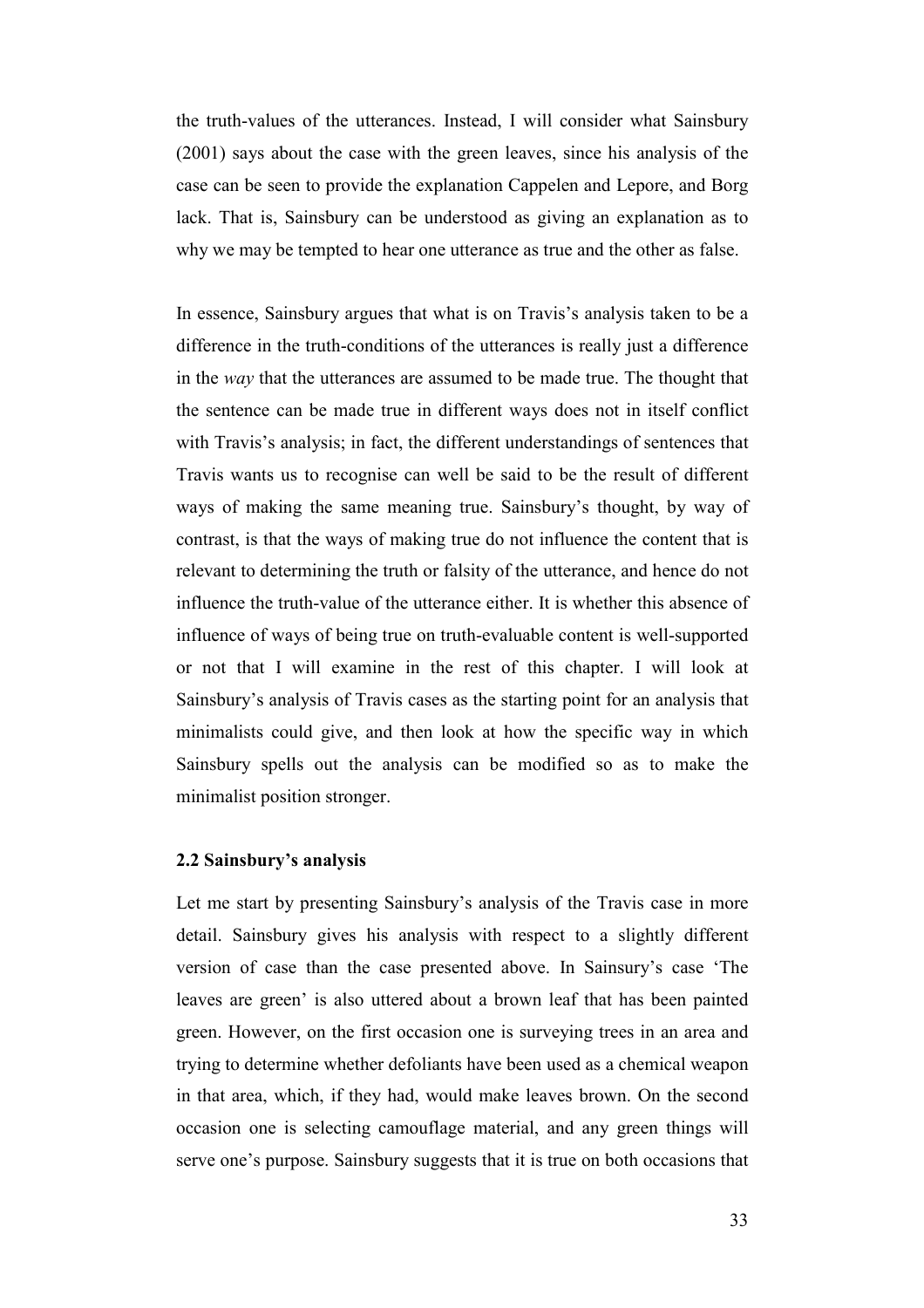the truth-values of the utterances. Instead, I will consider what Sainsbury (2001) says about the case with the green leaves, since his analysis of the case can be seen to provide the explanation Cappelen and Lepore, and Borg lack. That is, Sainsbury can be understood as giving an explanation as to why we may be tempted to hear one utterance as true and the other as false.

In essence, Sainsbury argues that what is on Travis's analysis taken to be a difference in the truth-conditions of the utterances is really just a difference in the *way* that the utterances are assumed to be made true. The thought that the sentence can be made true in different ways does not in itself conflict with Travis's analysis; in fact, the different understandings of sentences that Travis wants us to recognise can well be said to be the result of different ways of making the same meaning true. Sainsbury's thought, by way of contrast, is that the ways of making true do not influence the content that is relevant to determining the truth or falsity of the utterance, and hence do not influence the truth-value of the utterance either. It is whether this absence of influence of ways of being true on truth-evaluable content is well-supported or not that I will examine in the rest of this chapter. I will look at Sainsbury's analysis of Travis cases as the starting point for an analysis that minimalists could give, and then look at how the specific way in which Sainsbury spells out the analysis can be modified so as to make the minimalist position stronger.

### 2.2 Sainsbury's analysis

Let me start by presenting Sainsbury's analysis of the Travis case in more detail. Sainsbury gives his analysis with respect to a slightly different version of case than the case presented above. In Sainsury's case 'The leaves are green' is also uttered about a brown leaf that has been painted green. However, on the first occasion one is surveying trees in an area and trying to determine whether defoliants have been used as a chemical weapon in that area, which, if they had, would make leaves brown. On the second occasion one is selecting camouflage material, and any green things will serve one's purpose. Sainsbury suggests that it is true on both occasions that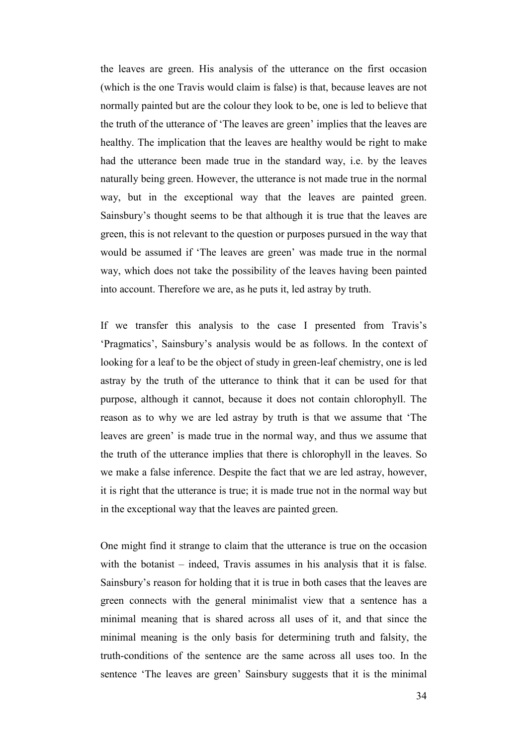the leaves are green. His analysis of the utterance on the first occasion (which is the one Travis would claim is false) is that, because leaves are not normally painted but are the colour they look to be, one is led to believe that the truth of the utterance of 'The leaves are green' implies that the leaves are healthy. The implication that the leaves are healthy would be right to make had the utterance been made true in the standard way, i.e. by the leaves naturally being green. However, the utterance is not made true in the normal way, but in the exceptional way that the leaves are painted green. Sainsbury's thought seems to be that although it is true that the leaves are green, this is not relevant to the question or purposes pursued in the way that would be assumed if 'The leaves are green' was made true in the normal way, which does not take the possibility of the leaves having been painted into account. Therefore we are, as he puts it, led astray by truth.

If we transfer this analysis to the case I presented from Travis's 'Pragmatics', Sainsbury's analysis would be as follows. In the context of looking for a leaf to be the object of study in green-leaf chemistry, one is led astray by the truth of the utterance to think that it can be used for that purpose, although it cannot, because it does not contain chlorophyll. The reason as to why we are led astray by truth is that we assume that 'The leaves are green' is made true in the normal way, and thus we assume that the truth of the utterance implies that there is chlorophyll in the leaves. So we make a false inference. Despite the fact that we are led astray, however, it is right that the utterance is true; it is made true not in the normal way but in the exceptional way that the leaves are painted green.

One might find it strange to claim that the utterance is true on the occasion with the botanist – indeed, Travis assumes in his analysis that it is false. Sainsbury's reason for holding that it is true in both cases that the leaves are green connects with the general minimalist view that a sentence has a minimal meaning that is shared across all uses of it, and that since the minimal meaning is the only basis for determining truth and falsity, the truth-conditions of the sentence are the same across all uses too. In the sentence 'The leaves are green' Sainsbury suggests that it is the minimal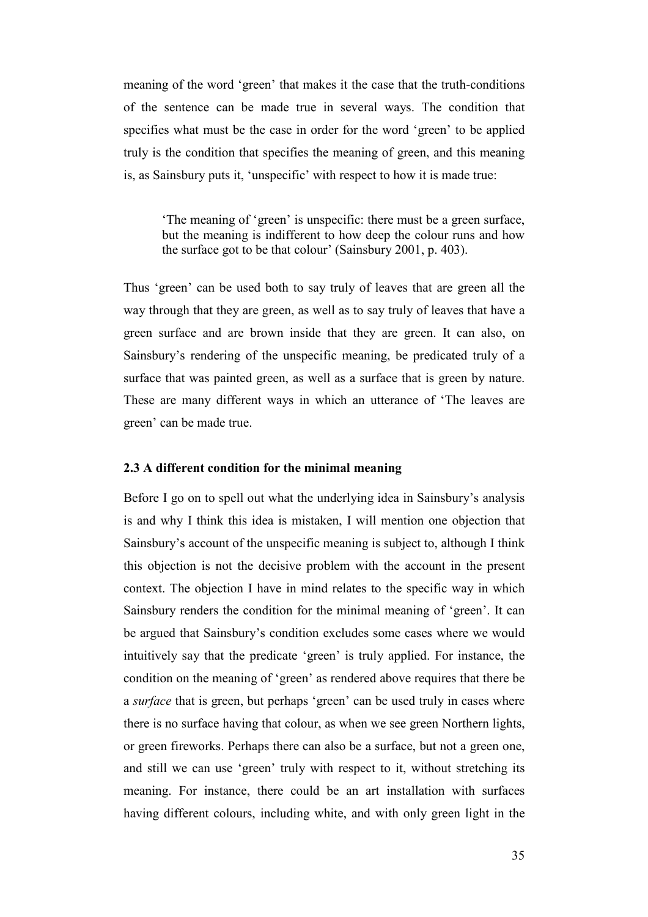meaning of the word 'green' that makes it the case that the truth-conditions of the sentence can be made true in several ways. The condition that specifies what must be the case in order for the word 'green' to be applied truly is the condition that specifies the meaning of green, and this meaning is, as Sainsbury puts it, 'unspecific' with respect to how it is made true:

> 'The meaning of 'green' is unspecific: there must be a green surface, but the meaning is indifferent to how deep the colour runs and how the surface got to be that colour' (Sainsbury 2001, p. 403).

Thus 'green' can be used both to say truly of leaves that are green all the way through that they are green, as well as to say truly of leaves that have a green surface and are brown inside that they are green. It can also, on Sainsbury's rendering of the unspecific meaning, be predicated truly of a surface that was painted green, as well as a surface that is green by nature. These are many different ways in which an utterance of 'The leaves are green' can be made true.

### 2.3 A different condition for the minimal meaning

Before I go on to spell out what the underlying idea in Sainsbury's analysis is and why I think this idea is mistaken, I will mention one objection that Sainsbury's account of the unspecific meaning is subject to, although I think this objection is not the decisive problem with the account in the present context. The objection I have in mind relates to the specific way in which Sainsbury renders the condition for the minimal meaning of 'green'. It can be argued that Sainsbury's condition excludes some cases where we would intuitively say that the predicate 'green' is truly applied. For instance, the condition on the meaning of 'green' as rendered above requires that there be a *surface* that is green, but perhaps 'green' can be used truly in cases where there is no surface having that colour, as when we see green Northern lights, or green fireworks. Perhaps there can also be a surface, but not a green one, and still we can use 'green' truly with respect to it, without stretching its meaning. For instance, there could be an art installation with surfaces having different colours, including white, and with only green light in the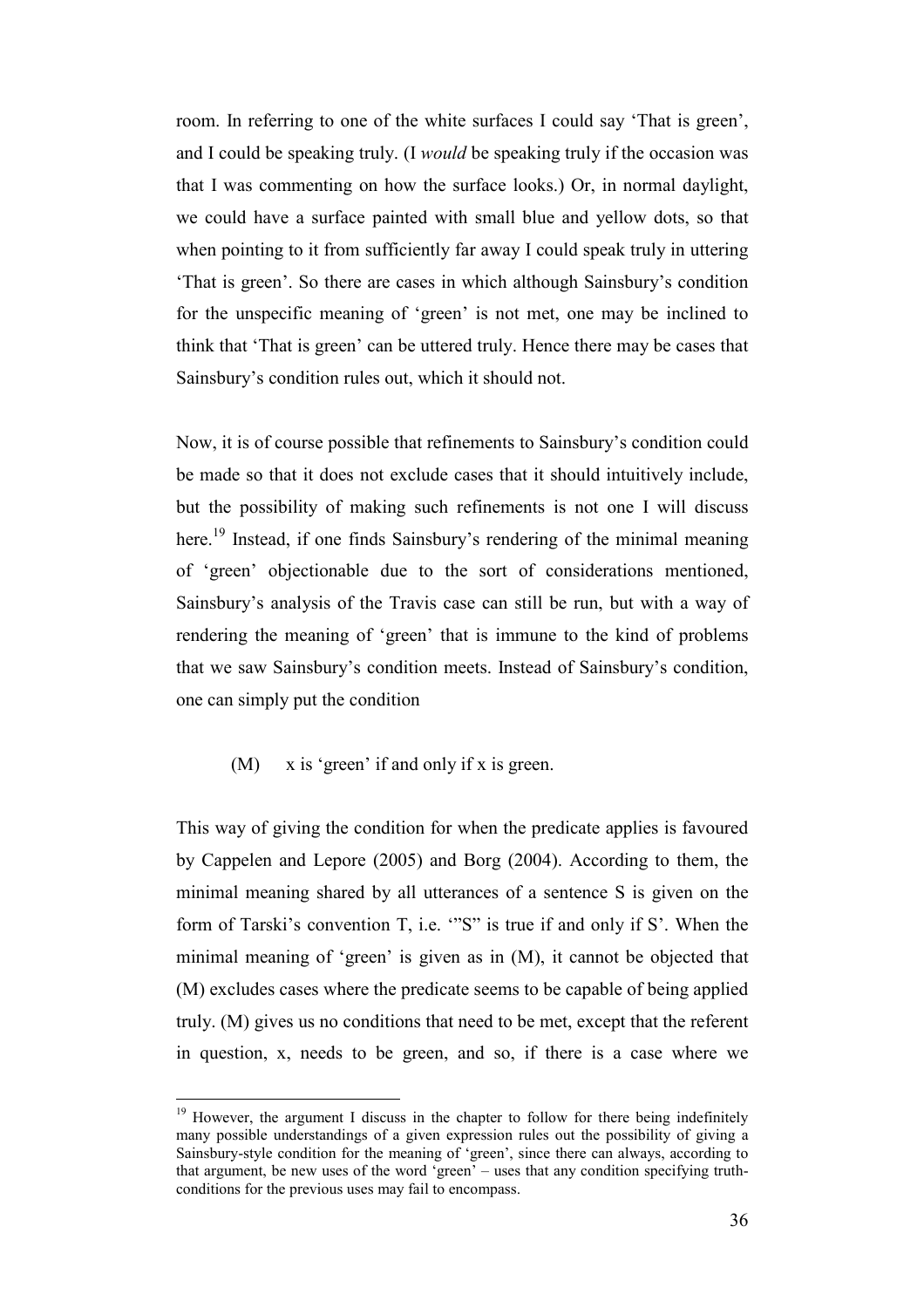room. In referring to one of the white surfaces I could say 'That is green', and I could be speaking truly. (I *would* be speaking truly if the occasion was that I was commenting on how the surface looks.) Or, in normal daylight, we could have a surface painted with small blue and yellow dots, so that when pointing to it from sufficiently far away I could speak truly in uttering 'That is green'. So there are cases in which although Sainsbury's condition for the unspecific meaning of 'green' is not met, one may be inclined to think that 'That is green' can be uttered truly. Hence there may be cases that Sainsbury's condition rules out, which it should not.

Now, it is of course possible that refinements to Sainsbury's condition could be made so that it does not exclude cases that it should intuitively include, but the possibility of making such refinements is not one I will discuss here.[19] Instead, if one finds Sainsbury's rendering of the minimal meaning of 'green' objectionable due to the sort of considerations mentioned, Sainsbury's analysis of the Travis case can still be run, but with a way of rendering the meaning of 'green' that is immune to the kind of problems that we saw Sainsbury's condition meets. Instead of Sainsbury's condition, one can simply put the condition

(M) x is 'green' if and only if x is green.

This way of giving the condition for when the predicate applies is favoured by Cappelen and Lepore (2005) and Borg (2004). According to them, the minimal meaning shared by all utterances of a sentence S is given on the form of Tarski's convention T, i.e. '"S" is true if and only if S'. When the minimal meaning of 'green' is given as in (M), it cannot be objected that (M) excludes cases where the predicate seems to be capable of being applied truly. (M) gives us no conditions that need to be met, except that the referent in question, x, needs to be green, and so, if there is a case where we

[19] However, the argument I discuss in the chapter to follow for there being indefinitely many possible understandings of a given expression rules out the possibility of giving a Sainsbury-style condition for the meaning of 'green', since there can always, according to that argument, be new uses of the word 'green' – uses that any condition specifying truth-conditions for the previous uses may fail to encompass.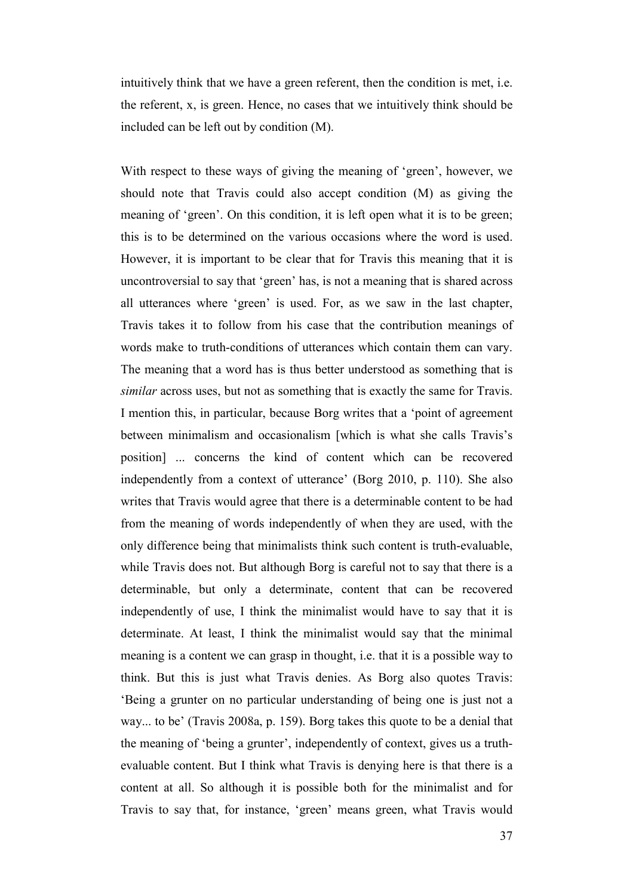intuitively think that we have a green referent, then the condition is met, i.e. the referent, x, is green. Hence, no cases that we intuitively think should be included can be left out by condition (M).

With respect to these ways of giving the meaning of 'green', however, we should note that Travis could also accept condition (M) as giving the meaning of 'green'. On this condition, it is left open what it is to be green; this is to be determined on the various occasions where the word is used. However, it is important to be clear that for Travis this meaning that it is uncontroversial to say that 'green' has, is not a meaning that is shared across all utterances where 'green' is used. For, as we saw in the last chapter, Travis takes it to follow from his case that the contribution meanings of words make to truth-conditions of utterances which contain them can vary. The meaning that a word has is thus better understood as something that is *similar* across uses, but not as something that is exactly the same for Travis. I mention this, in particular, because Borg writes that a 'point of agreement between minimalism and occasionalism [which is what she calls Travis's position] ... concerns the kind of content which can be recovered independently from a context of utterance' (Borg 2010, p. 110). She also writes that Travis would agree that there is a determinable content to be had from the meaning of words independently of when they are used, with the only difference being that minimalists think such content is truth-evaluable, while Travis does not. But although Borg is careful not to say that there is a determinable, but only a determinate, content that can be recovered independently of use, I think the minimalist would have to say that it is determinate. At least, I think the minimalist would say that the minimal meaning is a content we can grasp in thought, i.e. that it is a possible way to think. But this is just what Travis denies. As Borg also quotes Travis: 'Being a grunter on no particular understanding of being one is just not a way... to be' (Travis 2008a, p. 159). Borg takes this quote to be a denial that the meaning of 'being a grunter', independently of context, gives us a truth-evaluable content. But I think what Travis is denying here is that there is a content at all. So although it is possible both for the minimalist and for Travis to say that, for instance, 'green' means green, what Travis would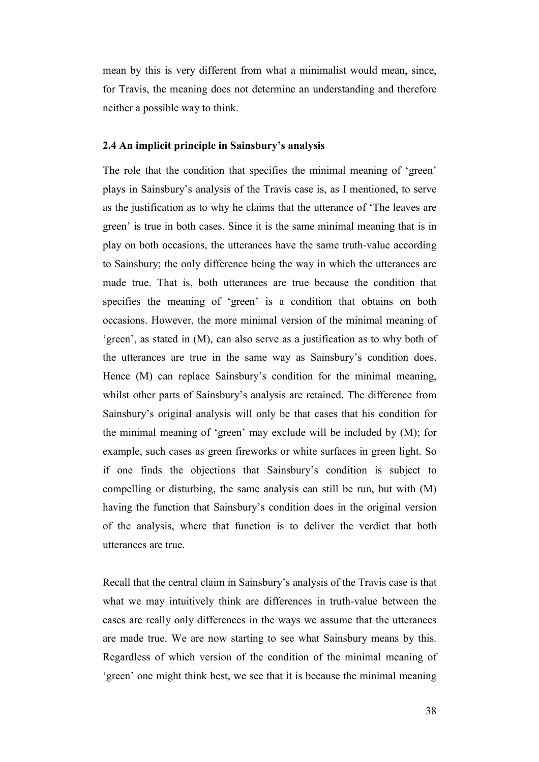mean by this is very different from what a minimalist would mean, since, for Travis, the meaning does not determine an understanding and therefore neither a possible way to think.

### 2.4 An implicit principle in Sainsbury's analysis

The role that the condition that specifies the minimal meaning of 'green' plays in Sainsbury's analysis of the Travis case is, as I mentioned, to serve as the justification as to why he claims that the utterance of 'The leaves are green' is true in both cases. Since it is the same minimal meaning that is in play on both occasions, the utterances have the same truth-value according to Sainsbury; the only difference being the way in which the utterances are made true. That is, both utterances are true because the condition that specifies the meaning of 'green' is a condition that obtains on both occasions. However, the more minimal version of the minimal meaning of 'green', as stated in (M), can also serve as a justification as to why both of the utterances are true in the same way as Sainsbury's condition does. Hence (M) can replace Sainsbury's condition for the minimal meaning, whilst other parts of Sainsbury's analysis are retained. The difference from Sainsbury's original analysis will only be that cases that his condition for the minimal meaning of 'green' may exclude will be included by (M); for example, such cases as green fireworks or white surfaces in green light. So if one finds the objections that Sainsbury's condition is subject to compelling or disturbing, the same analysis can still be run, but with (M) having the function that Sainsbury's condition does in the original version of the analysis, where that function is to deliver the verdict that both utterances are true.

Recall that the central claim in Sainsbury's analysis of the Travis case is that what we may intuitively think are differences in truth-value between the cases are really only differences in the ways we assume that the utterances are made true. We are now starting to see what Sainsbury means by this. Regardless of which version of the condition of the minimal meaning of 'green' one might think best, we see that it is because the minimal meaning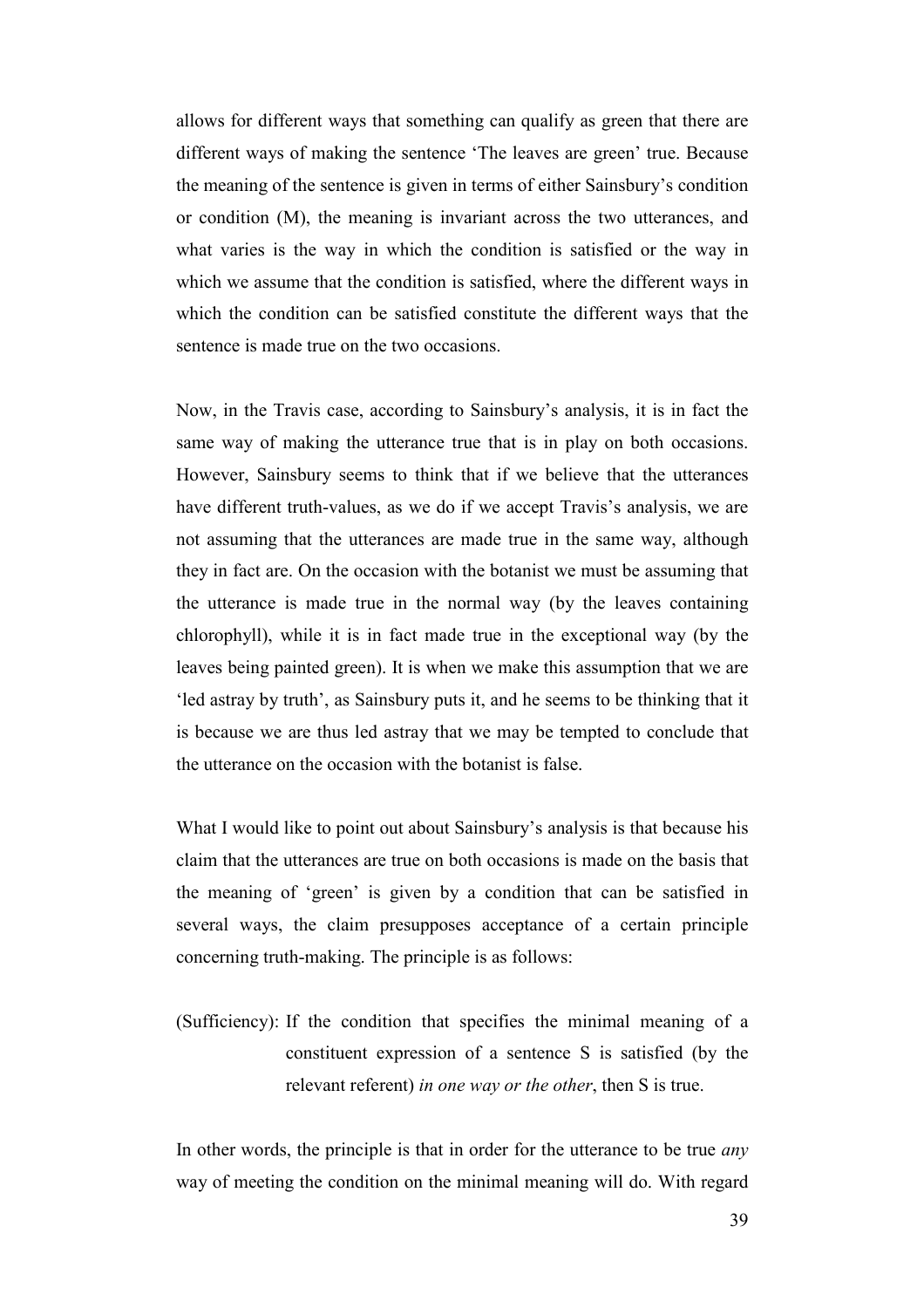allows for different ways that something can qualify as green that there are different ways of making the sentence 'The leaves are green' true. Because the meaning of the sentence is given in terms of either Sainsbury's condition or condition (M), the meaning is invariant across the two utterances, and what varies is the way in which the condition is satisfied or the way in which we assume that the condition is satisfied, where the different ways in which the condition can be satisfied constitute the different ways that the sentence is made true on the two occasions.

Now, in the Travis case, according to Sainsbury's analysis, it is in fact the same way of making the utterance true that is in play on both occasions. However, Sainsbury seems to think that if we believe that the utterances have different truth-values, as we do if we accept Travis's analysis, we are not assuming that the utterances are made true in the same way, although they in fact are. On the occasion with the botanist we must be assuming that the utterance is made true in the normal way (by the leaves containing chlorophyll), while it is in fact made true in the exceptional way (by the leaves being painted green). It is when we make this assumption that we are 'led astray by truth', as Sainsbury puts it, and he seems to be thinking that it is because we are thus led astray that we may be tempted to conclude that the utterance on the occasion with the botanist is false.

What I would like to point out about Sainsbury's analysis is that because his claim that the utterances are true on both occasions is made on the basis that the meaning of 'green' is given by a condition that can be satisfied in several ways, the claim presupposes acceptance of a certain principle concerning truth-making. The principle is as follows:

(Sufficiency): If the condition that specifies the minimal meaning of a constituent expression of a sentence S is satisfied (by the relevant referent) *in one way or the other*, then S is true.

In other words, the principle is that in order for the utterance to be true *any* way of meeting the condition on the minimal meaning will do. With regard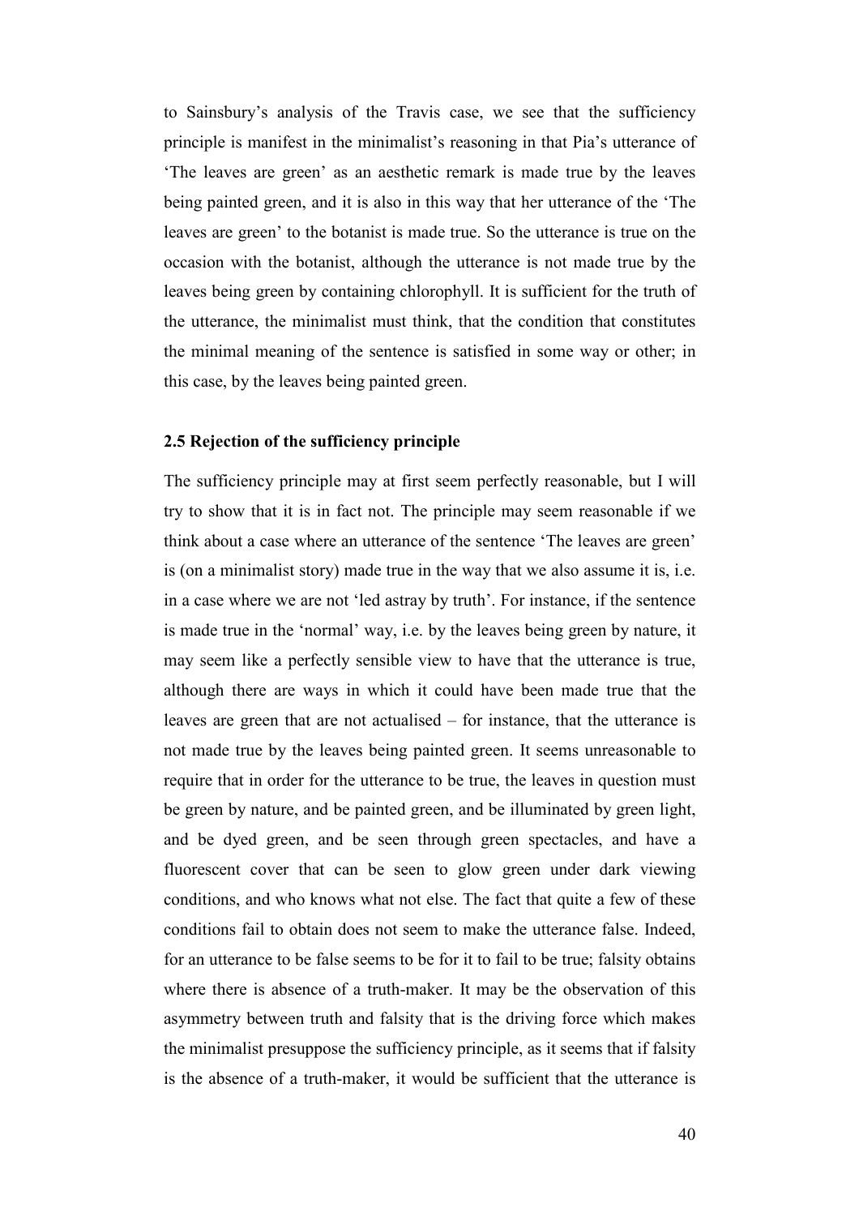to Sainsbury's analysis of the Travis case, we see that the sufficiency principle is manifest in the minimalist's reasoning in that Pia's utterance of 'The leaves are green' as an aesthetic remark is made true by the leaves being painted green, and it is also in this way that her utterance of the 'The leaves are green' to the botanist is made true. So the utterance is true on the occasion with the botanist, although the utterance is not made true by the leaves being green by containing chlorophyll. It is sufficient for the truth of the utterance, the minimalist must think, that the condition that constitutes the minimal meaning of the sentence is satisfied in some way or other; in this case, by the leaves being painted green.

### 2.5 Rejection of the sufficiency principle

The sufficiency principle may at first seem perfectly reasonable, but I will try to show that it is in fact not. The principle may seem reasonable if we think about a case where an utterance of the sentence 'The leaves are green' is (on a minimalist story) made true in the way that we also assume it is, i.e. in a case where we are not 'led astray by truth'. For instance, if the sentence is made true in the 'normal' way, i.e. by the leaves being green by nature, it may seem like a perfectly sensible view to have that the utterance is true, although there are ways in which it could have been made true that the leaves are green that are not actualised – for instance, that the utterance is not made true by the leaves being painted green. It seems unreasonable to require that in order for the utterance to be true, the leaves in question must be green by nature, and be painted green, and be illuminated by green light, and be dyed green, and be seen through green spectacles, and have a fluorescent cover that can be seen to glow green under dark viewing conditions, and who knows what not else. The fact that quite a few of these conditions fail to obtain does not seem to make the utterance false. Indeed, for an utterance to be false seems to be for it to fail to be true; falsity obtains where there is absence of a truth-maker. It may be the observation of this asymmetry between truth and falsity that is the driving force which makes the minimalist presuppose the sufficiency principle, as it seems that if falsity is the absence of a truth-maker, it would be sufficient that the utterance is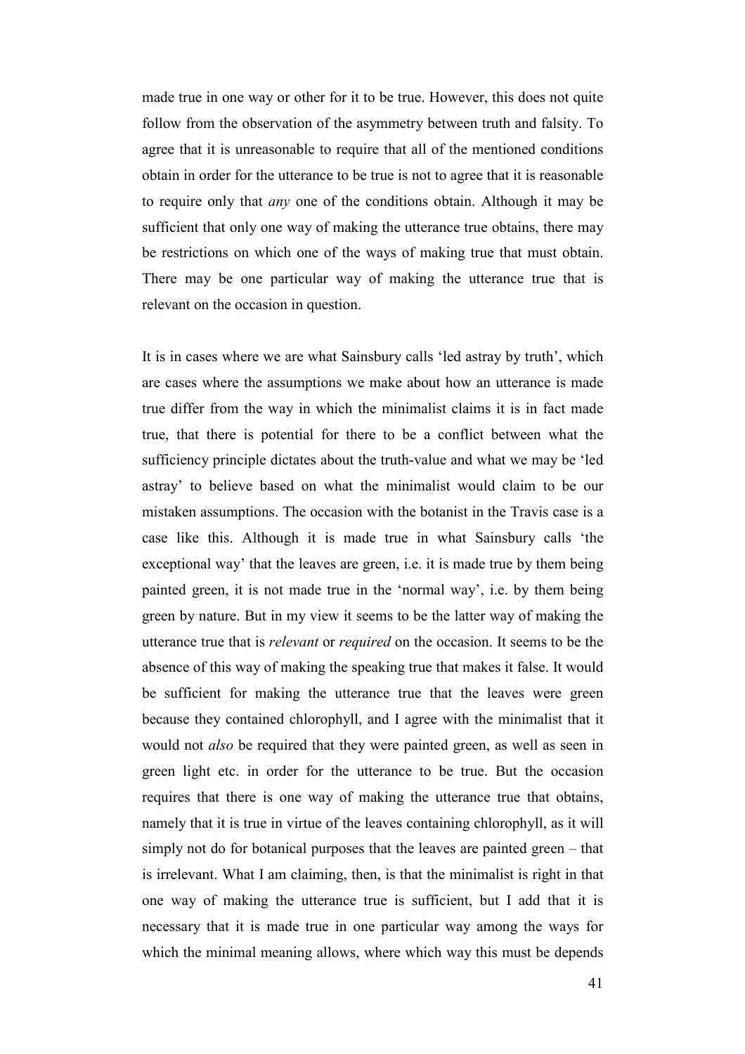made true in one way or other for it to be true. However, this does not quite follow from the observation of the asymmetry between truth and falsity. To agree that it is unreasonable to require that all of the mentioned conditions obtain in order for the utterance to be true is not to agree that it is reasonable to require only that *any* one of the conditions obtain. Although it may be sufficient that only one way of making the utterance true obtains, there may be restrictions on which one of the ways of making true that must obtain. There may be one particular way of making the utterance true that is relevant on the occasion in question.

It is in cases where we are what Sainsbury calls 'led astray by truth', which are cases where the assumptions we make about how an utterance is made true differ from the way in which the minimalist claims it is in fact made true, that there is potential for there to be a conflict between what the sufficiency principle dictates about the truth-value and what we may be 'led astray' to believe based on what the minimalist would claim to be our mistaken assumptions. The occasion with the botanist in the Travis case is a case like this. Although it is made true in what Sainsbury calls 'the exceptional way' that the leaves are green, i.e. it is made true by them being painted green, it is not made true in the 'normal way', i.e. by them being green by nature. But in my view it seems to be the latter way of making the utterance true that is *relevant* or *required* on the occasion. It seems to be the absence of this way of making the speaking true that makes it false. It would be sufficient for making the utterance true that the leaves were green because they contained chlorophyll, and I agree with the minimalist that it would not *also* be required that they were painted green, as well as seen in green light etc. in order for the utterance to be true. But the occasion requires that there is one way of making the utterance true that obtains, namely that it is true in virtue of the leaves containing chlorophyll, as it will simply not do for botanical purposes that the leaves are painted green – that is irrelevant. What I am claiming, then, is that the minimalist is right in that one way of making the utterance true is sufficient, but I add that it is necessary that it is made true in one particular way among the ways for which the minimal meaning allows, where which way this must be depends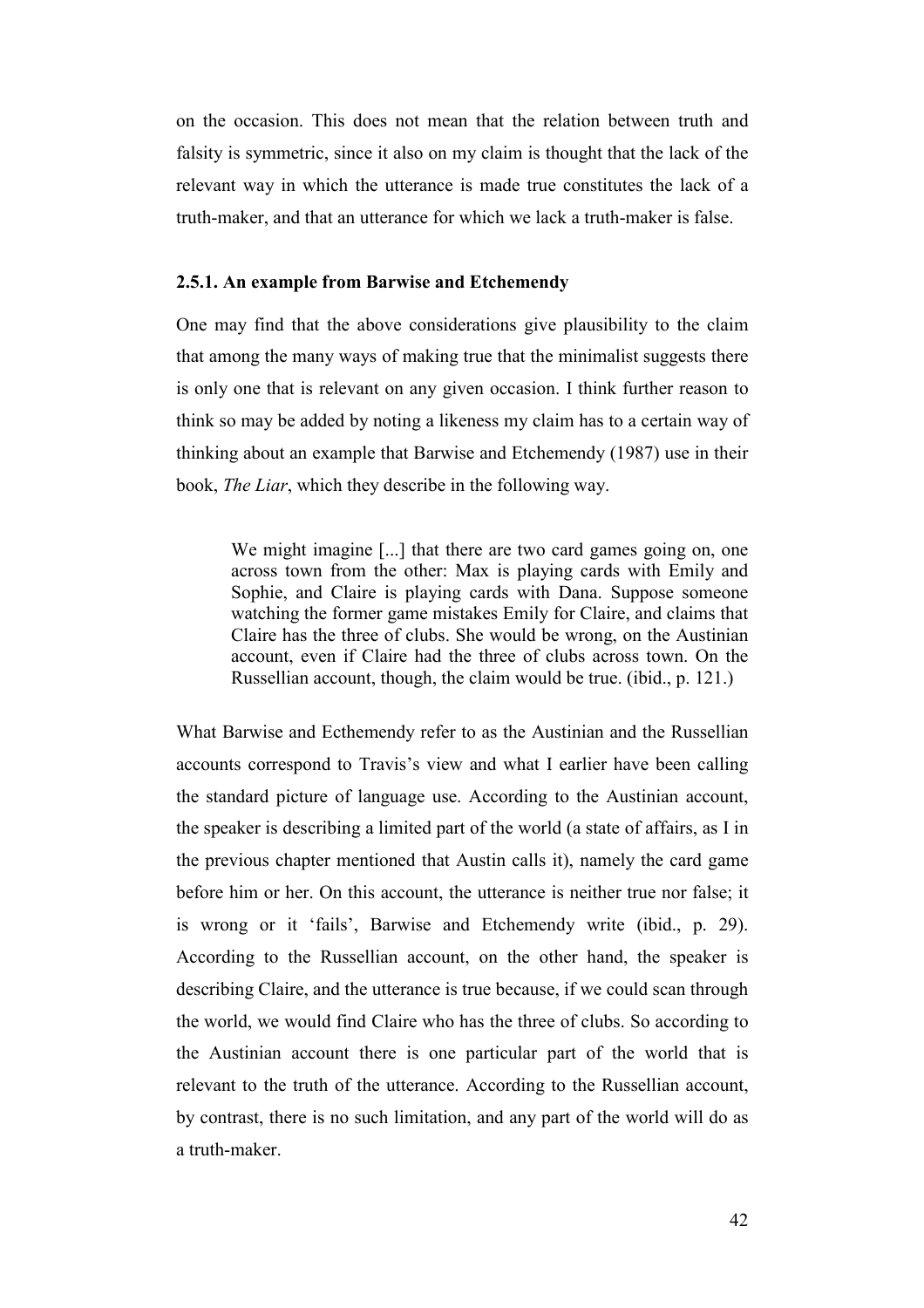on the occasion. This does not mean that the relation between truth and falsity is symmetric, since it also on my claim is thought that the lack of the relevant way in which the utterance is made true constitutes the lack of a truth-maker, and that an utterance for which we lack a truth-maker is false.

### 2.5.1. An example from Barwise and Etchemendy

One may find that the above considerations give plausibility to the claim that among the many ways of making true that the minimalist suggests there is only one that is relevant on any given occasion. I think further reason to think so may be added by noting a likeness my claim has to a certain way of thinking about an example that Barwise and Etchemendy (1987) use in their book, *The Liar*, which they describe in the following way.

> We might imagine [...] that there are two card games going on, one across town from the other: Max is playing cards with Emily and Sophie, and Claire is playing cards with Dana. Suppose someone watching the former game mistakes Emily for Claire, and claims that Claire has the three of clubs. She would be wrong, on the Austinian account, even if Claire had the three of clubs across town. On the Russellian account, though, the claim would be true. (ibid., p. 121.)

What Barwise and Ecthemendy refer to as the Austinian and the Russellian accounts correspond to Travis's view and what I earlier have been calling the standard picture of language use. According to the Austinian account, the speaker is describing a limited part of the world (a state of affairs, as I in the previous chapter mentioned that Austin calls it), namely the card game before him or her. On this account, the utterance is neither true nor false; it is wrong or it 'fails', Barwise and Etchemendy write (ibid., p. 29). According to the Russellian account, on the other hand, the speaker is describing Claire, and the utterance is true because, if we could scan through the world, we would find Claire who has the three of clubs. So according to the Austinian account there is one particular part of the world that is relevant to the truth of the utterance. According to the Russellian account, by contrast, there is no such limitation, and any part of the world will do as a truth-maker.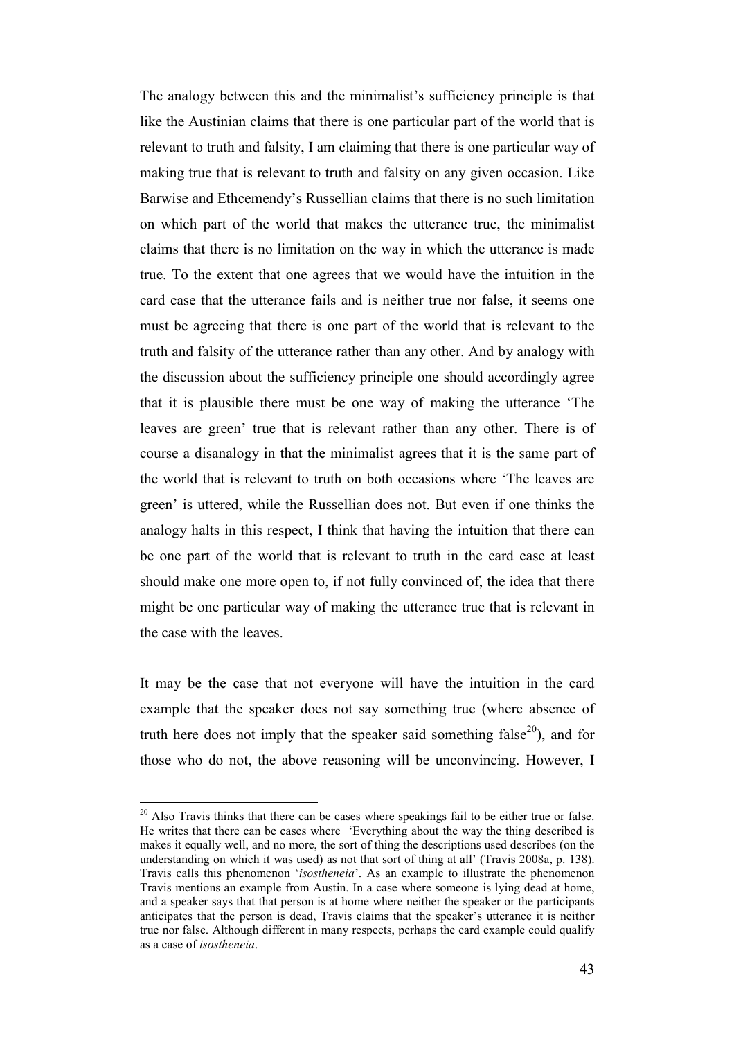The analogy between this and the minimalist's sufficiency principle is that like the Austinian claims that there is one particular part of the world that is relevant to truth and falsity, I am claiming that there is one particular way of making true that is relevant to truth and falsity on any given occasion. Like Barwise and Ethcemendy's Russellian claims that there is no such limitation on which part of the world that makes the utterance true, the minimalist claims that there is no limitation on the way in which the utterance is made true. To the extent that one agrees that we would have the intuition in the card case that the utterance fails and is neither true nor false, it seems one must be agreeing that there is one part of the world that is relevant to the truth and falsity of the utterance rather than any other. And by analogy with the discussion about the sufficiency principle one should accordingly agree that it is plausible there must be one way of making the utterance 'The leaves are green' true that is relevant rather than any other. There is of course a disanalogy in that the minimalist agrees that it is the same part of the world that is relevant to truth on both occasions where 'The leaves are green' is uttered, while the Russellian does not. But even if one thinks the analogy halts in this respect, I think that having the intuition that there can be one part of the world that is relevant to truth in the card case at least should make one more open to, if not fully convinced of, the idea that there might be one particular way of making the utterance true that is relevant in the case with the leaves.

It may be the case that not everyone will have the intuition in the card example that the speaker does not say something true (where absence of truth here does not imply that the speaker said something false[20]), and for those who do not, the above reasoning will be unconvincing. However, I

---

[20] Also Travis thinks that there can be cases where speakings fail to be either true or false. He writes that there can be cases where 'Everything about the way the thing described is makes it equally well, and no more, the sort of thing the descriptions used describes (on the understanding on which it was used) as not that sort of thing at all' (Travis 2008a, p. 138). Travis calls this phenomenon '*isostheneia*'. As an example to illustrate the phenomenon Travis mentions an example from Austin. In a case where someone is lying dead at home, and a speaker says that that person is at home where neither the speaker or the participants anticipates that the person is dead, Travis claims that the speaker's utterance it is neither true nor false. Although different in many respects, perhaps the card example could qualify as a case of *isostheneia*.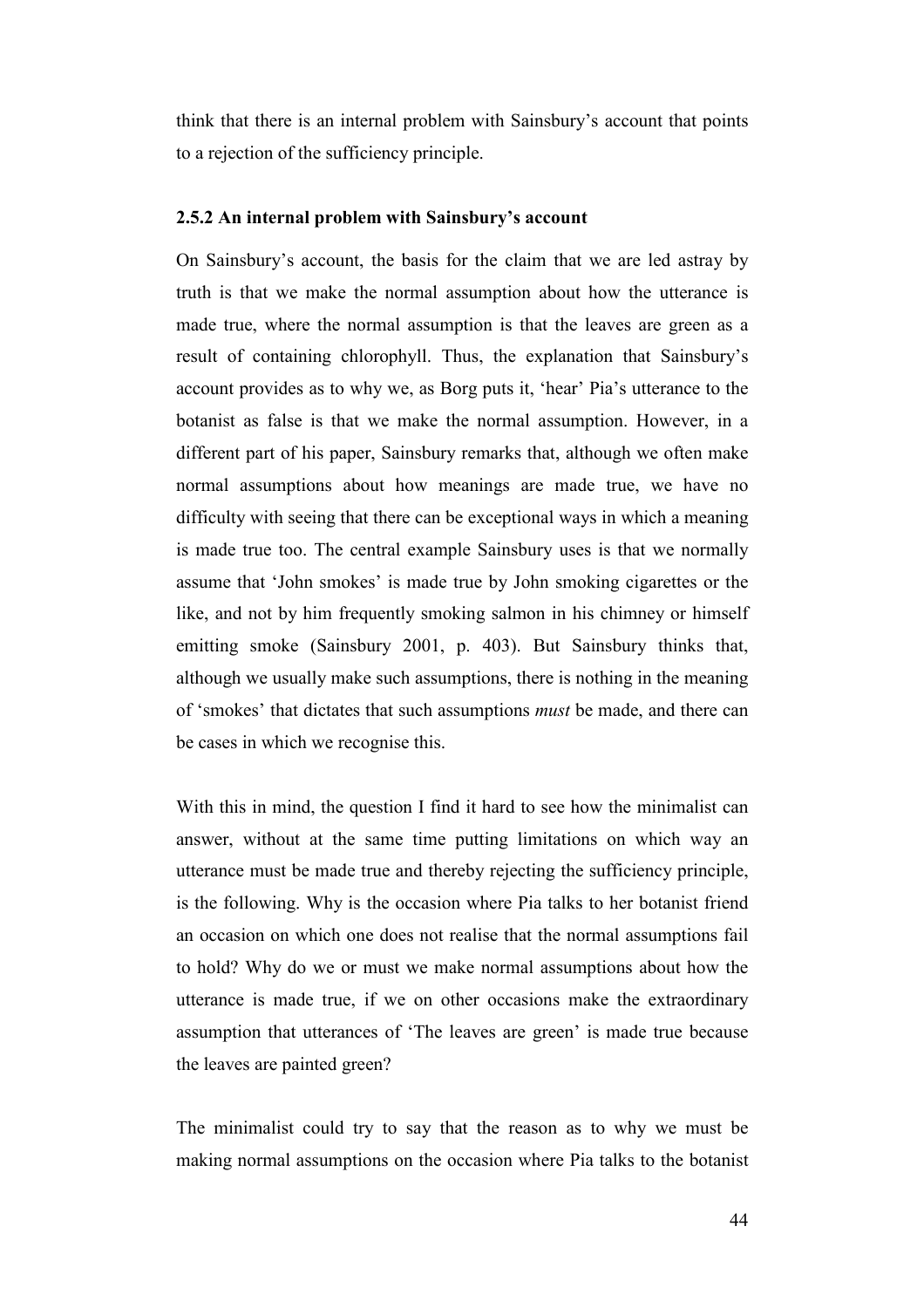think that there is an internal problem with Sainsbury's account that points to a rejection of the sufficiency principle.

### 2.5.2 An internal problem with Sainsbury's account

On Sainsbury's account, the basis for the claim that we are led astray by truth is that we make the normal assumption about how the utterance is made true, where the normal assumption is that the leaves are green as a result of containing chlorophyll. Thus, the explanation that Sainsbury's account provides as to why we, as Borg puts it, 'hear' Pia's utterance to the botanist as false is that we make the normal assumption. However, in a different part of his paper, Sainsbury remarks that, although we often make normal assumptions about how meanings are made true, we have no difficulty with seeing that there can be exceptional ways in which a meaning is made true too. The central example Sainsbury uses is that we normally assume that 'John smokes' is made true by John smoking cigarettes or the like, and not by him frequently smoking salmon in his chimney or himself emitting smoke (Sainsbury 2001, p. 403). But Sainsbury thinks that, although we usually make such assumptions, there is nothing in the meaning of 'smokes' that dictates that such assumptions *must* be made, and there can be cases in which we recognise this.

With this in mind, the question I find it hard to see how the minimalist can answer, without at the same time putting limitations on which way an utterance must be made true and thereby rejecting the sufficiency principle, is the following. Why is the occasion where Pia talks to her botanist friend an occasion on which one does not realise that the normal assumptions fail to hold? Why do we or must we make normal assumptions about how the utterance is made true, if we on other occasions make the extraordinary assumption that utterances of 'The leaves are green' is made true because the leaves are painted green?

The minimalist could try to say that the reason as to why we must be making normal assumptions on the occasion where Pia talks to the botanist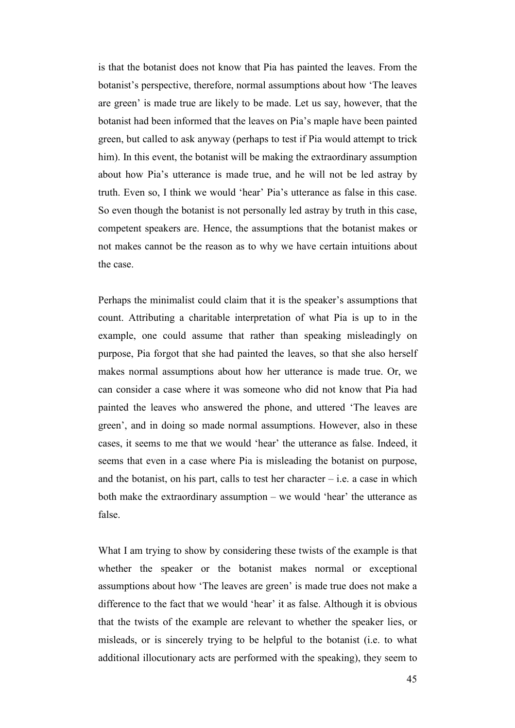is that the botanist does not know that Pia has painted the leaves. From the botanist's perspective, therefore, normal assumptions about how 'The leaves are green' is made true are likely to be made. Let us say, however, that the botanist had been informed that the leaves on Pia's maple have been painted green, but called to ask anyway (perhaps to test if Pia would attempt to trick him). In this event, the botanist will be making the extraordinary assumption about how Pia's utterance is made true, and he will not be led astray by truth. Even so, I think we would 'hear' Pia's utterance as false in this case. So even though the botanist is not personally led astray by truth in this case, competent speakers are. Hence, the assumptions that the botanist makes or not makes cannot be the reason as to why we have certain intuitions about the case.

Perhaps the minimalist could claim that it is the speaker's assumptions that count. Attributing a charitable interpretation of what Pia is up to in the example, one could assume that rather than speaking misleadingly on purpose, Pia forgot that she had painted the leaves, so that she also herself makes normal assumptions about how her utterance is made true. Or, we can consider a case where it was someone who did not know that Pia had painted the leaves who answered the phone, and uttered 'The leaves are green', and in doing so made normal assumptions. However, also in these cases, it seems to me that we would 'hear' the utterance as false. Indeed, it seems that even in a case where Pia is misleading the botanist on purpose, and the botanist, on his part, calls to test her character – i.e. a case in which both make the extraordinary assumption – we would 'hear' the utterance as false.

What I am trying to show by considering these twists of the example is that whether the speaker or the botanist makes normal or exceptional assumptions about how 'The leaves are green' is made true does not make a difference to the fact that we would 'hear' it as false. Although it is obvious that the twists of the example are relevant to whether the speaker lies, or misleads, or is sincerely trying to be helpful to the botanist (i.e. to what additional illocutionary acts are performed with the speaking), they seem to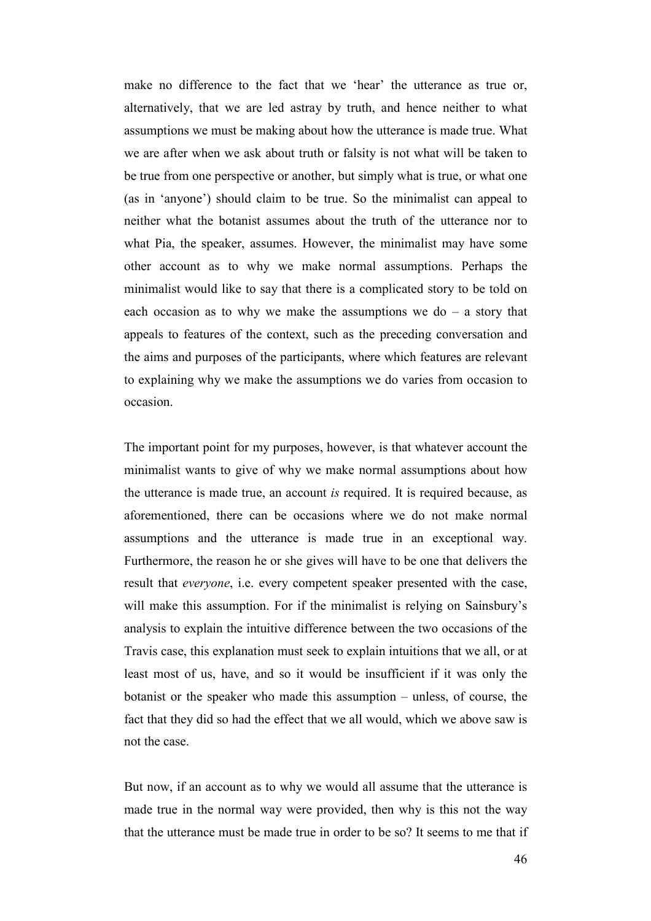make no difference to the fact that we 'hear' the utterance as true or, alternatively, that we are led astray by truth, and hence neither to what assumptions we must be making about how the utterance is made true. What we are after when we ask about truth or falsity is not what will be taken to be true from one perspective or another, but simply what is true, or what one (as in 'anyone') should claim to be true. So the minimalist can appeal to neither what the botanist assumes about the truth of the utterance nor to what Pia, the speaker, assumes. However, the minimalist may have some other account as to why we make normal assumptions. Perhaps the minimalist would like to say that there is a complicated story to be told on each occasion as to why we make the assumptions we do – a story that appeals to features of the context, such as the preceding conversation and the aims and purposes of the participants, where which features are relevant to explaining why we make the assumptions we do varies from occasion to occasion.

The important point for my purposes, however, is that whatever account the minimalist wants to give of why we make normal assumptions about how the utterance is made true, an account *is* required. It is required because, as aforementioned, there can be occasions where we do not make normal assumptions and the utterance is made true in an exceptional way. Furthermore, the reason he or she gives will have to be one that delivers the result that *everyone*, i.e. every competent speaker presented with the case, will make this assumption. For if the minimalist is relying on Sainsbury's analysis to explain the intuitive difference between the two occasions of the Travis case, this explanation must seek to explain intuitions that we all, or at least most of us, have, and so it would be insufficient if it was only the botanist or the speaker who made this assumption – unless, of course, the fact that they did so had the effect that we all would, which we above saw is not the case.

But now, if an account as to why we would all assume that the utterance is made true in the normal way were provided, then why is this not the way that the utterance must be made true in order to be so? It seems to me that if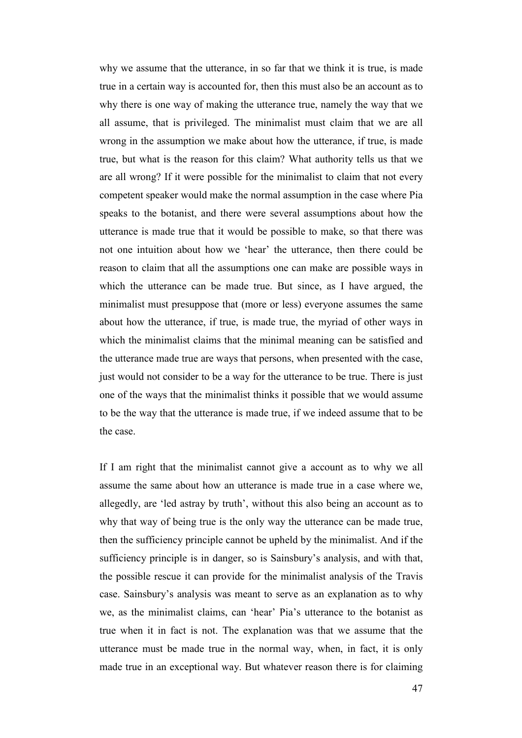why we assume that the utterance, in so far that we think it is true, is made true in a certain way is accounted for, then this must also be an account as to why there is one way of making the utterance true, namely the way that we all assume, that is privileged. The minimalist must claim that we are all wrong in the assumption we make about how the utterance, if true, is made true, but what is the reason for this claim? What authority tells us that we are all wrong? If it were possible for the minimalist to claim that not every competent speaker would make the normal assumption in the case where Pia speaks to the botanist, and there were several assumptions about how the utterance is made true that it would be possible to make, so that there was not one intuition about how we 'hear' the utterance, then there could be reason to claim that all the assumptions one can make are possible ways in which the utterance can be made true. But since, as I have argued, the minimalist must presuppose that (more or less) everyone assumes the same about how the utterance, if true, is made true, the myriad of other ways in which the minimalist claims that the minimal meaning can be satisfied and the utterance made true are ways that persons, when presented with the case, just would not consider to be a way for the utterance to be true. There is just one of the ways that the minimalist thinks it possible that we would assume to be the way that the utterance is made true, if we indeed assume that to be the case.

If I am right that the minimalist cannot give a account as to why we all assume the same about how an utterance is made true in a case where we, allegedly, are 'led astray by truth', without this also being an account as to why that way of being true is the only way the utterance can be made true, then the sufficiency principle cannot be upheld by the minimalist. And if the sufficiency principle is in danger, so is Sainsbury's analysis, and with that, the possible rescue it can provide for the minimalist analysis of the Travis case. Sainsbury's analysis was meant to serve as an explanation as to why we, as the minimalist claims, can 'hear' Pia's utterance to the botanist as true when it in fact is not. The explanation was that we assume that the utterance must be made true in the normal way, when, in fact, it is only made true in an exceptional way. But whatever reason there is for claiming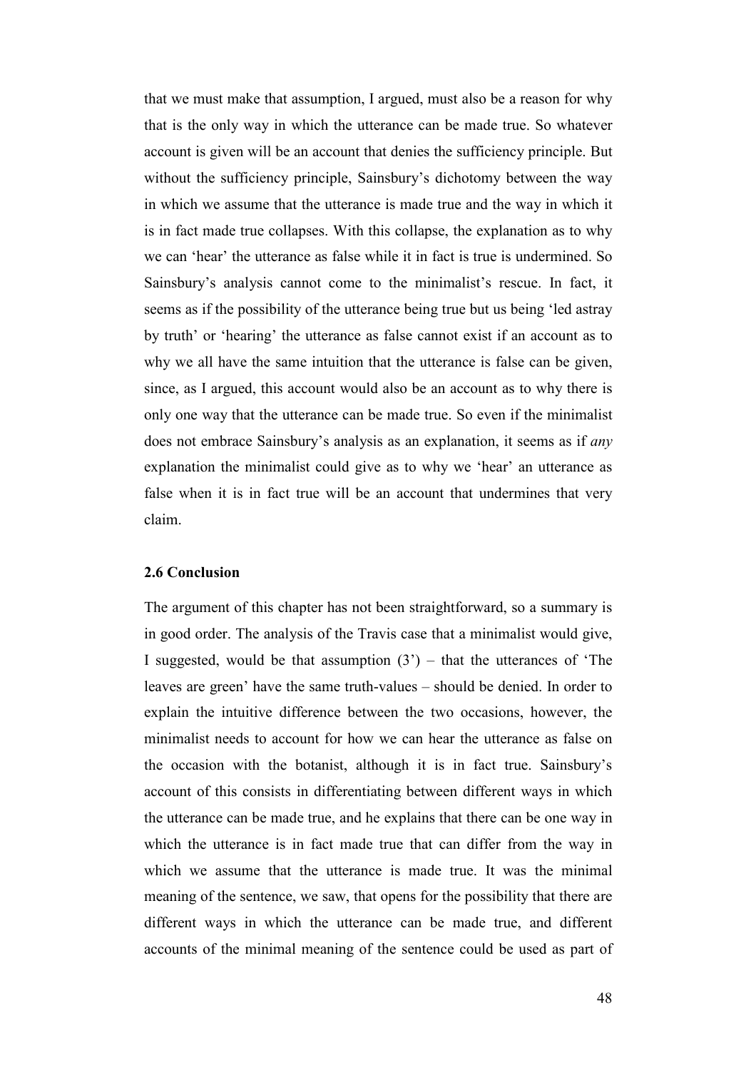that we must make that assumption, I argued, must also be a reason for why that is the only way in which the utterance can be made true. So whatever account is given will be an account that denies the sufficiency principle. But without the sufficiency principle, Sainsbury's dichotomy between the way in which we assume that the utterance is made true and the way in which it is in fact made true collapses. With this collapse, the explanation as to why we can 'hear' the utterance as false while it in fact is true is undermined. So Sainsbury's analysis cannot come to the minimalist's rescue. In fact, it seems as if the possibility of the utterance being true but us being 'led astray by truth' or 'hearing' the utterance as false cannot exist if an account as to why we all have the same intuition that the utterance is false can be given, since, as I argued, this account would also be an account as to why there is only one way that the utterance can be made true. So even if the minimalist does not embrace Sainsbury's analysis as an explanation, it seems as if *any* explanation the minimalist could give as to why we 'hear' an utterance as false when it is in fact true will be an account that undermines that very claim.

### 2.6 Conclusion

The argument of this chapter has not been straightforward, so a summary is in good order. The analysis of the Travis case that a minimalist would give, I suggested, would be that assumption (3') – that the utterances of 'The leaves are green' have the same truth-values – should be denied. In order to explain the intuitive difference between the two occasions, however, the minimalist needs to account for how we can hear the utterance as false on the occasion with the botanist, although it is in fact true. Sainsbury's account of this consists in differentiating between different ways in which the utterance can be made true, and he explains that there can be one way in which the utterance is in fact made true that can differ from the way in which we assume that the utterance is made true. It was the minimal meaning of the sentence, we saw, that opens for the possibility that there are different ways in which the utterance can be made true, and different accounts of the minimal meaning of the sentence could be used as part of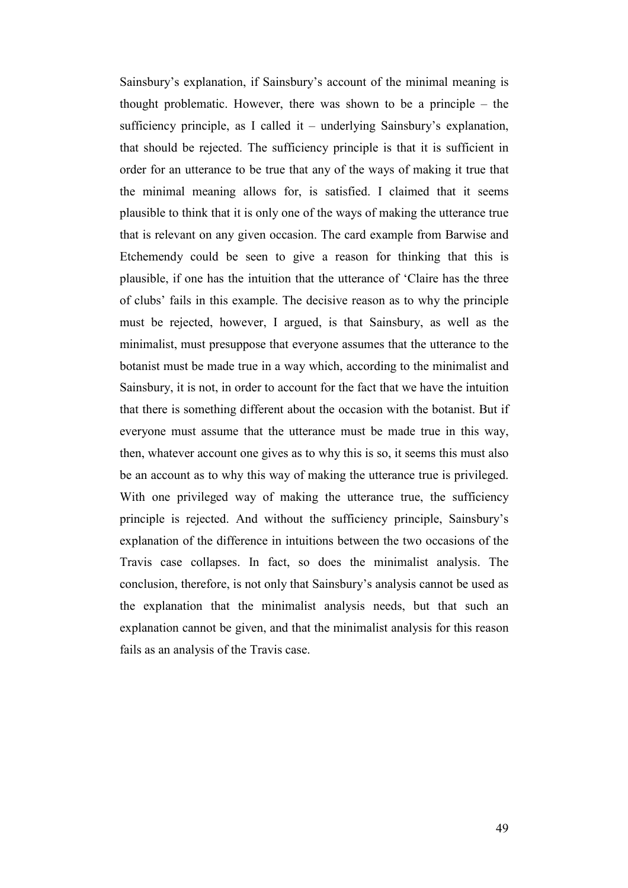Sainsbury's explanation, if Sainsbury's account of the minimal meaning is thought problematic. However, there was shown to be a principle – the sufficiency principle, as I called it – underlying Sainsbury's explanation, that should be rejected. The sufficiency principle is that it is sufficient in order for an utterance to be true that any of the ways of making it true that the minimal meaning allows for, is satisfied. I claimed that it seems plausible to think that it is only one of the ways of making the utterance true that is relevant on any given occasion. The card example from Barwise and Etchemendy could be seen to give a reason for thinking that this is plausible, if one has the intuition that the utterance of 'Claire has the three of clubs' fails in this example. The decisive reason as to why the principle must be rejected, however, I argued, is that Sainsbury, as well as the minimalist, must presuppose that everyone assumes that the utterance to the botanist must be made true in a way which, according to the minimalist and Sainsbury, it is not, in order to account for the fact that we have the intuition that there is something different about the occasion with the botanist. But if everyone must assume that the utterance must be made true in this way, then, whatever account one gives as to why this is so, it seems this must also be an account as to why this way of making the utterance true is privileged. With one privileged way of making the utterance true, the sufficiency principle is rejected. And without the sufficiency principle, Sainsbury's explanation of the difference in intuitions between the two occasions of the Travis case collapses. In fact, so does the minimalist analysis. The conclusion, therefore, is not only that Sainsbury's analysis cannot be used as the explanation that the minimalist analysis needs, but that such an explanation cannot be given, and that the minimalist analysis for this reason fails as an analysis of the Travis case.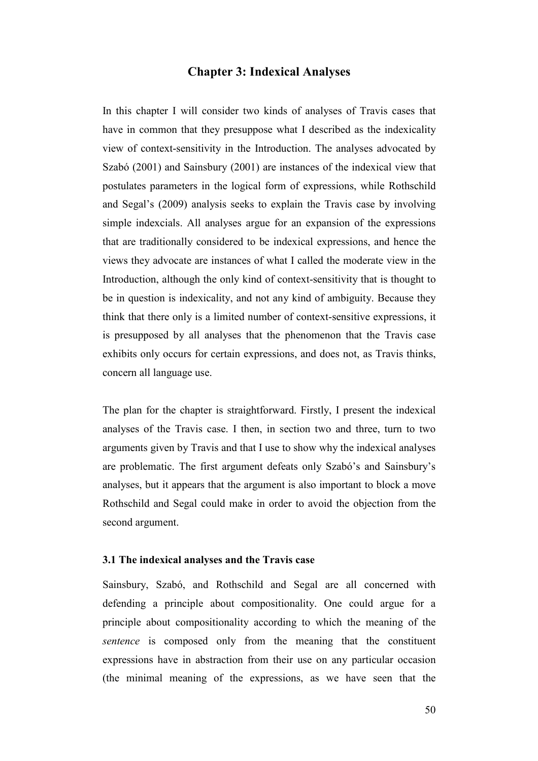# Chapter 3: Indexical Analyses

In this chapter I will consider two kinds of analyses of Travis cases that have in common that they presuppose what I described as the indexicality view of context-sensitivity in the Introduction. The analyses advocated by Szabó (2001) and Sainsbury (2001) are instances of the indexical view that postulates parameters in the logical form of expressions, while Rothschild and Segal's (2009) analysis seeks to explain the Travis case by involving simple indexcials. All analyses argue for an expansion of the expressions that are traditionally considered to be indexical expressions, and hence the views they advocate are instances of what I called the moderate view in the Introduction, although the only kind of context-sensitivity that is thought to be in question is indexicality, and not any kind of ambiguity. Because they think that there only is a limited number of context-sensitive expressions, it is presupposed by all analyses that the phenomenon that the Travis case exhibits only occurs for certain expressions, and does not, as Travis thinks, concern all language use.

The plan for the chapter is straightforward. Firstly, I present the indexical analyses of the Travis case. I then, in section two and three, turn to two arguments given by Travis and that I use to show why the indexical analyses are problematic. The first argument defeats only Szabó's and Sainsbury's analyses, but it appears that the argument is also important to block a move Rothschild and Segal could make in order to avoid the objection from the second argument.

### 3.1 The indexical analyses and the Travis case

Sainsbury, Szabó, and Rothschild and Segal are all concerned with defending a principle about compositionality. One could argue for a principle about compositionality according to which the meaning of the *sentence* is composed only from the meaning that the constituent expressions have in abstraction from their use on any particular occasion (the minimal meaning of the expressions, as we have seen that the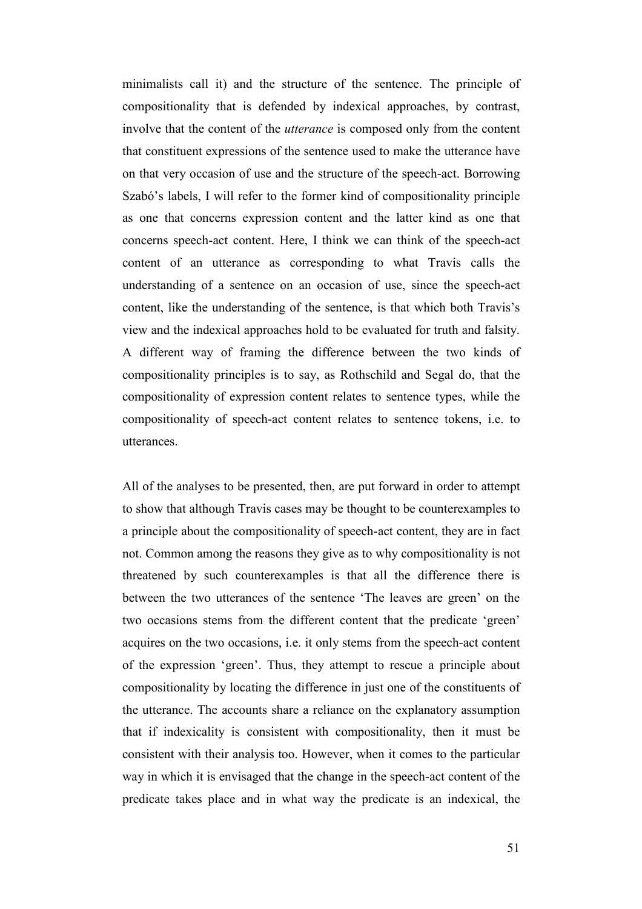minimalists call it) and the structure of the sentence. The principle of compositionality that is defended by indexical approaches, by contrast, involve that the content of the *utterance* is composed only from the content that constituent expressions of the sentence used to make the utterance have on that very occasion of use and the structure of the speech-act. Borrowing Szabó's labels, I will refer to the former kind of compositionality principle as one that concerns expression content and the latter kind as one that concerns speech-act content. Here, I think we can think of the speech-act content of an utterance as corresponding to what Travis calls the understanding of a sentence on an occasion of use, since the speech-act content, like the understanding of the sentence, is that which both Travis's view and the indexical approaches hold to be evaluated for truth and falsity. A different way of framing the difference between the two kinds of compositionality principles is to say, as Rothschild and Segal do, that the compositionality of expression content relates to sentence types, while the compositionality of speech-act content relates to sentence tokens, i.e. to utterances.

All of the analyses to be presented, then, are put forward in order to attempt to show that although Travis cases may be thought to be counterexamples to a principle about the compositionality of speech-act content, they are in fact not. Common among the reasons they give as to why compositionality is not threatened by such counterexamples is that all the difference there is between the two utterances of the sentence 'The leaves are green' on the two occasions stems from the different content that the predicate 'green' acquires on the two occasions, i.e. it only stems from the speech-act content of the expression 'green'. Thus, they attempt to rescue a principle about compositionality by locating the difference in just one of the constituents of the utterance. The accounts share a reliance on the explanatory assumption that if indexicality is consistent with compositionality, then it must be consistent with their analysis too. However, when it comes to the particular way in which it is envisaged that the change in the speech-act content of the predicate takes place and in what way the predicate is an indexical, the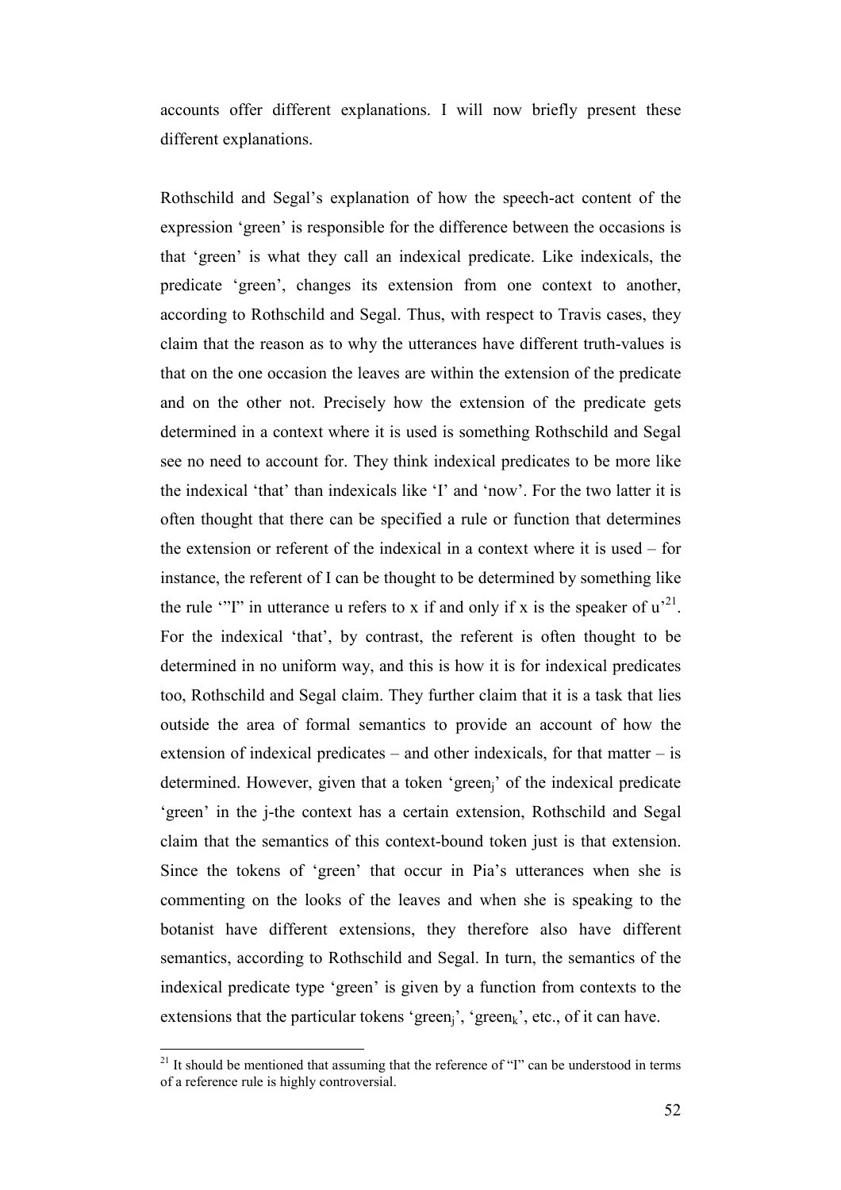accounts offer different explanations. I will now briefly present these different explanations.

Rothschild and Segal's explanation of how the speech-act content of the expression 'green' is responsible for the difference between the occasions is that 'green' is what they call an indexical predicate. Like indexicals, the predicate 'green', changes its extension from one context to another, according to Rothschild and Segal. Thus, with respect to Travis cases, they claim that the reason as to why the utterances have different truth-values is that on the one occasion the leaves are within the extension of the predicate and on the other not. Precisely how the extension of the predicate gets determined in a context where it is used is something Rothschild and Segal see no need to account for. They think indexical predicates to be more like the indexical 'that' than indexicals like 'I' and 'now'. For the two latter it is often thought that there can be specified a rule or function that determines the extension or referent of the indexical in a context where it is used – for instance, the referent of I can be thought to be determined by something like the rule '"I" in utterance u refers to x if and only if x is the speaker of u'[21]. For the indexical 'that', by contrast, the referent is often thought to be determined in no uniform way, and this is how it is for indexical predicates too, Rothschild and Segal claim. They further claim that it is a task that lies outside the area of formal semantics to provide an account of how the extension of indexical predicates – and other indexicals, for that matter – is determined. However, given that a token 'green$_j$' of the indexical predicate 'green' in the j-the context has a certain extension, Rothschild and Segal claim that the semantics of this context-bound token just is that extension. Since the tokens of 'green' that occur in Pia's utterances when she is commenting on the looks of the leaves and when she is speaking to the botanist have different extensions, they therefore also have different semantics, according to Rothschild and Segal. In turn, the semantics of the indexical predicate type 'green' is given by a function from contexts to the extensions that the particular tokens 'green$_j$', 'green$_k$', etc., of it can have.

[21] It should be mentioned that assuming that the reference of "I" can be understood in terms of a reference rule is highly controversial.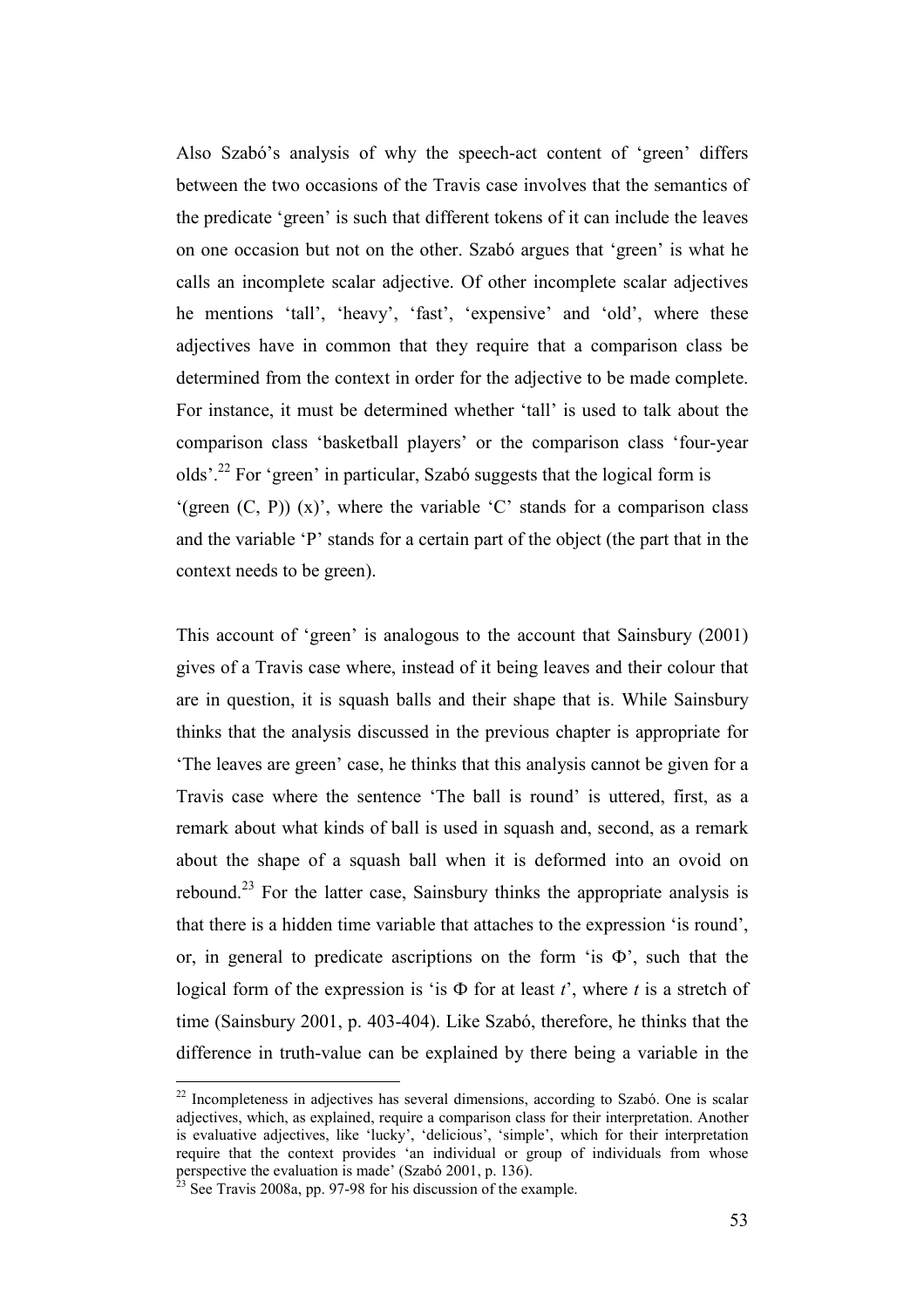Also Szabó's analysis of why the speech-act content of 'green' differs between the two occasions of the Travis case involves that the semantics of the predicate 'green' is such that different tokens of it can include the leaves on one occasion but not on the other. Szabó argues that 'green' is what he calls an incomplete scalar adjective. Of other incomplete scalar adjectives he mentions 'tall', 'heavy', 'fast', 'expensive' and 'old', where these adjectives have in common that they require that a comparison class be determined from the context in order for the adjective to be made complete. For instance, it must be determined whether 'tall' is used to talk about the comparison class 'basketball players' or the comparison class 'four-year olds'.[22] For 'green' in particular, Szabó suggests that the logical form is '(green (C, P)) (x)', where the variable 'C' stands for a comparison class and the variable 'P' stands for a certain part of the object (the part that in the context needs to be green).

This account of 'green' is analogous to the account that Sainsbury (2001) gives of a Travis case where, instead of it being leaves and their colour that are in question, it is squash balls and their shape that is. While Sainsbury thinks that the analysis discussed in the previous chapter is appropriate for 'The leaves are green' case, he thinks that this analysis cannot be given for a Travis case where the sentence 'The ball is round' is uttered, first, as a remark about what kinds of ball is used in squash and, second, as a remark about the shape of a squash ball when it is deformed into an ovoid on rebound.[23] For the latter case, Sainsbury thinks the appropriate analysis is that there is a hidden time variable that attaches to the expression 'is round', or, in general to predicate ascriptions on the form 'is Φ', such that the logical form of the expression is 'is Φ for at least *t*', where *t* is a stretch of time (Sainsbury 2001, p. 403-404). Like Szabó, therefore, he thinks that the difference in truth-value can be explained by there being a variable in the

---

[22] Incompleteness in adjectives has several dimensions, according to Szabó. One is scalar adjectives, which, as explained, require a comparison class for their interpretation. Another is evaluative adjectives, like 'lucky', 'delicious', 'simple', which for their interpretation require that the context provides 'an individual or group of individuals from whose perspective the evaluation is made' (Szabó 2001, p. 136).

[23] See Travis 2008a, pp. 97-98 for his discussion of the example.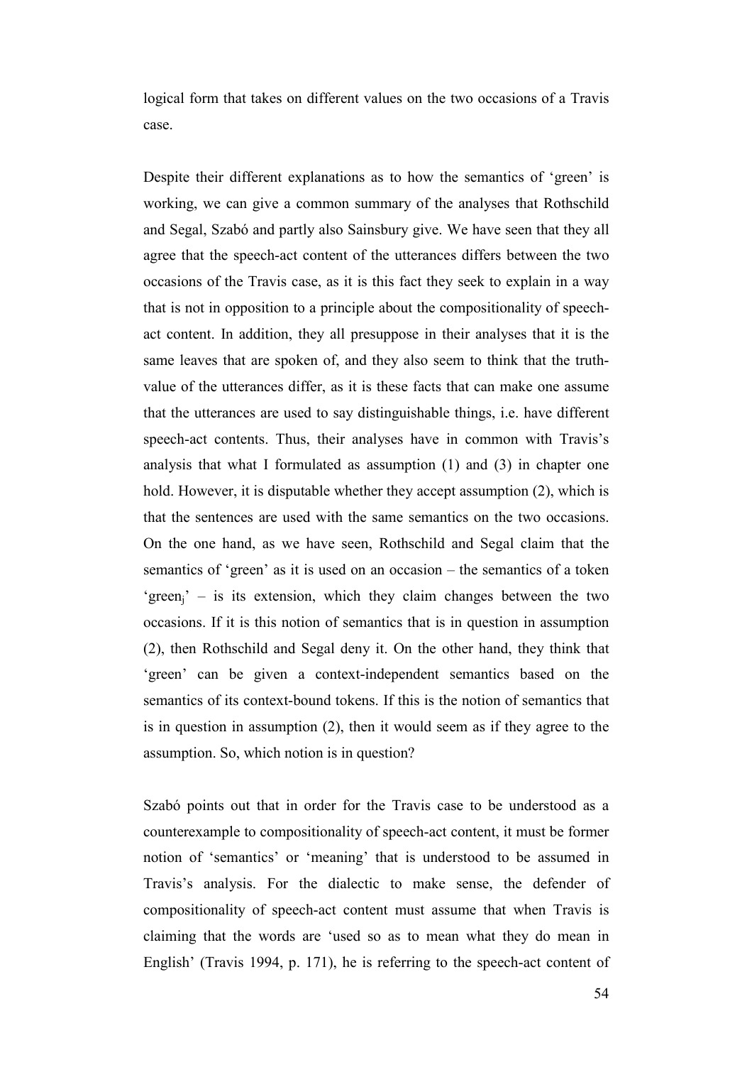logical form that takes on different values on the two occasions of a Travis case.

Despite their different explanations as to how the semantics of 'green' is working, we can give a common summary of the analyses that Rothschild and Segal, Szabó and partly also Sainsbury give. We have seen that they all agree that the speech-act content of the utterances differs between the two occasions of the Travis case, as it is this fact they seek to explain in a way that is not in opposition to a principle about the compositionality of speech-act content. In addition, they all presuppose in their analyses that it is the same leaves that are spoken of, and they also seem to think that the truth-value of the utterances differ, as it is these facts that can make one assume that the utterances are used to say distinguishable things, i.e. have different speech-act contents. Thus, their analyses have in common with Travis's analysis that what I formulated as assumption (1) and (3) in chapter one hold. However, it is disputable whether they accept assumption (2), which is that the sentences are used with the same semantics on the two occasions. On the one hand, as we have seen, Rothschild and Segal claim that the semantics of 'green' as it is used on an occasion – the semantics of a token 'green$_j$' – is its extension, which they claim changes between the two occasions. If it is this notion of semantics that is in question in assumption (2), then Rothschild and Segal deny it. On the other hand, they think that 'green' can be given a context-independent semantics based on the semantics of its context-bound tokens. If this is the notion of semantics that is in question in assumption (2), then it would seem as if they agree to the assumption. So, which notion is in question?

Szabó points out that in order for the Travis case to be understood as a counterexample to compositionality of speech-act content, it must be former notion of 'semantics' or 'meaning' that is understood to be assumed in Travis's analysis. For the dialectic to make sense, the defender of compositionality of speech-act content must assume that when Travis is claiming that the words are 'used so as to mean what they do mean in English' (Travis 1994, p. 171), he is referring to the speech-act content of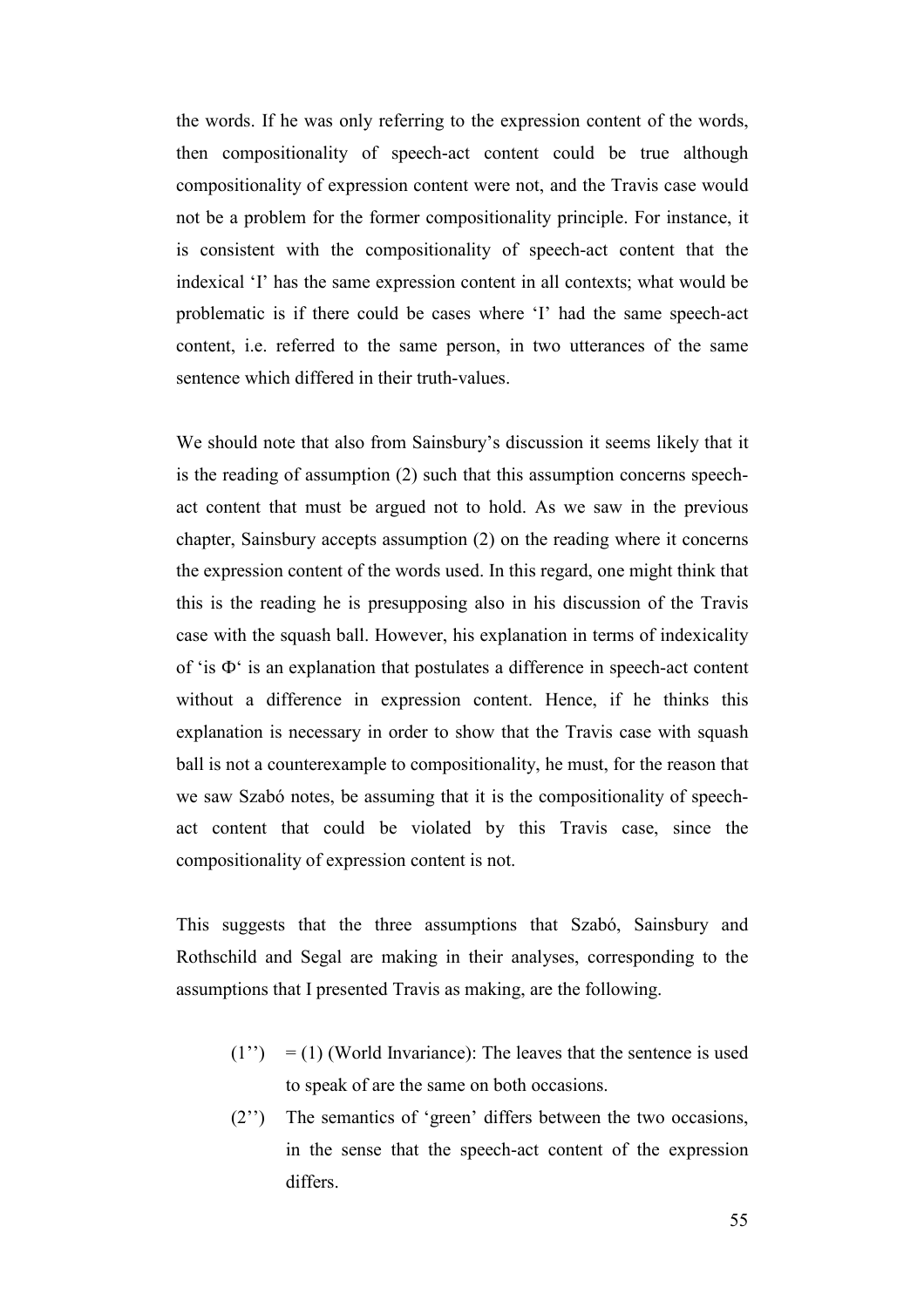the words. If he was only referring to the expression content of the words, then compositionality of speech-act content could be true although compositionality of expression content were not, and the Travis case would not be a problem for the former compositionality principle. For instance, it is consistent with the compositionality of speech-act content that the indexical 'I' has the same expression content in all contexts; what would be problematic is if there could be cases where 'I' had the same speech-act content, i.e. referred to the same person, in two utterances of the same sentence which differed in their truth-values.

We should note that also from Sainsbury's discussion it seems likely that it is the reading of assumption (2) such that this assumption concerns speech-act content that must be argued not to hold. As we saw in the previous chapter, Sainsbury accepts assumption (2) on the reading where it concerns the expression content of the words used. In this regard, one might think that this is the reading he is presupposing also in his discussion of the Travis case with the squash ball. However, his explanation in terms of indexicality of 'is Φ' is an explanation that postulates a difference in speech-act content without a difference in expression content. Hence, if he thinks this explanation is necessary in order to show that the Travis case with squash ball is not a counterexample to compositionality, he must, for the reason that we saw Szabó notes, be assuming that it is the compositionality of speech-act content that could be violated by this Travis case, since the compositionality of expression content is not.

This suggests that the three assumptions that Szabó, Sainsbury and Rothschild and Segal are making in their analyses, corresponding to the assumptions that I presented Travis as making, are the following.

(1'') = (1) (World Invariance): The leaves that the sentence is used to speak of are the same on both occasions.

(2'') The semantics of 'green' differs between the two occasions, in the sense that the speech-act content of the expression differs.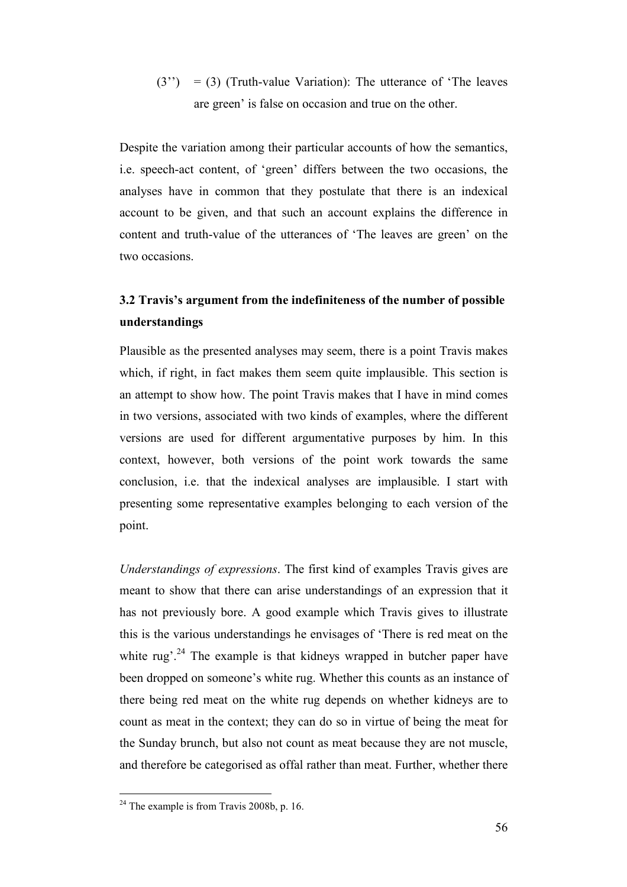(3'') = (3) (Truth-value Variation): The utterance of 'The leaves are green' is false on occasion and true on the other.

Despite the variation among their particular accounts of how the semantics, i.e. speech-act content, of 'green' differs between the two occasions, the analyses have in common that they postulate that there is an indexical account to be given, and that such an account explains the difference in content and truth-value of the utterances of 'The leaves are green' on the two occasions.

### 3.2 Travis's argument from the indefiniteness of the number of possible understandings

Plausible as the presented analyses may seem, there is a point Travis makes which, if right, in fact makes them seem quite implausible. This section is an attempt to show how. The point Travis makes that I have in mind comes in two versions, associated with two kinds of examples, where the different versions are used for different argumentative purposes by him. In this context, however, both versions of the point work towards the same conclusion, i.e. that the indexical analyses are implausible. I start with presenting some representative examples belonging to each version of the point.

*Understandings of expressions*. The first kind of examples Travis gives are meant to show that there can arise understandings of an expression that it has not previously bore. A good example which Travis gives to illustrate this is the various understandings he envisages of 'There is red meat on the white rug'.[24] The example is that kidneys wrapped in butcher paper have been dropped on someone's white rug. Whether this counts as an instance of there being red meat on the white rug depends on whether kidneys are to count as meat in the context; they can do so in virtue of being the meat for the Sunday brunch, but also not count as meat because they are not muscle, and therefore be categorised as offal rather than meat. Further, whether there

[24] The example is from Travis 2008b, p. 16.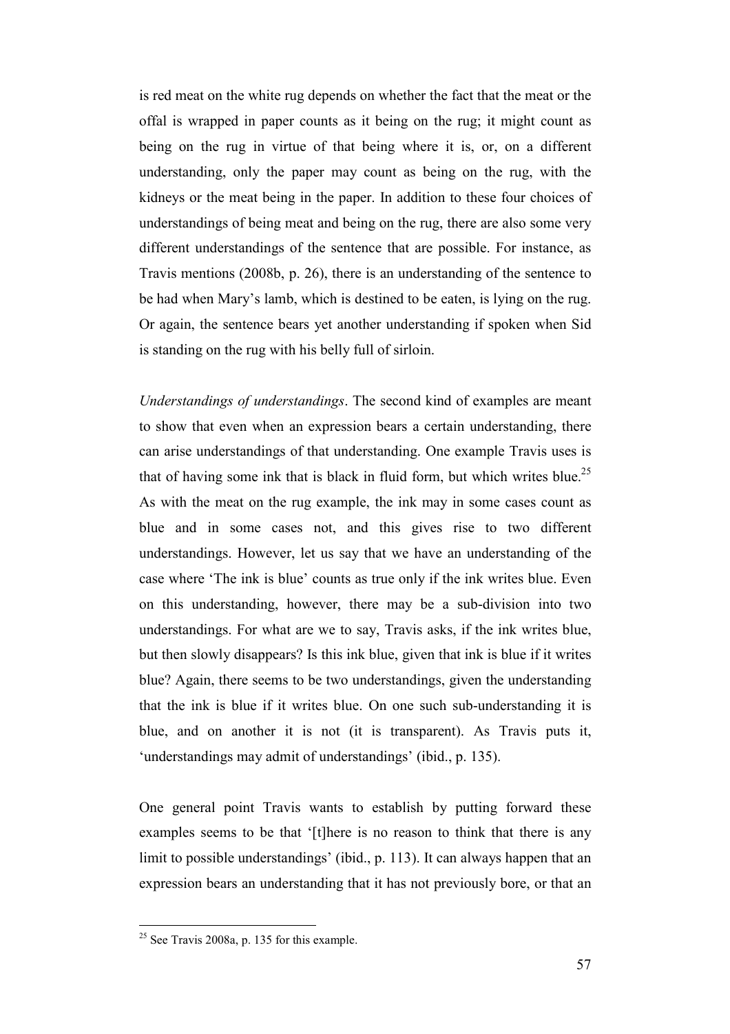is red meat on the white rug depends on whether the fact that the meat or the offal is wrapped in paper counts as it being on the rug; it might count as being on the rug in virtue of that being where it is, or, on a different understanding, only the paper may count as being on the rug, with the kidneys or the meat being in the paper. In addition to these four choices of understandings of being meat and being on the rug, there are also some very different understandings of the sentence that are possible. For instance, as Travis mentions (2008b, p. 26), there is an understanding of the sentence to be had when Mary's lamb, which is destined to be eaten, is lying on the rug. Or again, the sentence bears yet another understanding if spoken when Sid is standing on the rug with his belly full of sirloin.

*Understandings of understandings*. The second kind of examples are meant to show that even when an expression bears a certain understanding, there can arise understandings of that understanding. One example Travis uses is that of having some ink that is black in fluid form, but which writes blue.[25] As with the meat on the rug example, the ink may in some cases count as blue and in some cases not, and this gives rise to two different understandings. However, let us say that we have an understanding of the case where 'The ink is blue' counts as true only if the ink writes blue. Even on this understanding, however, there may be a sub-division into two understandings. For what are we to say, Travis asks, if the ink writes blue, but then slowly disappears? Is this ink blue, given that ink is blue if it writes blue? Again, there seems to be two understandings, given the understanding that the ink is blue if it writes blue. On one such sub-understanding it is blue, and on another it is not (it is transparent). As Travis puts it, 'understandings may admit of understandings' (ibid., p. 135).

One general point Travis wants to establish by putting forward these examples seems to be that '[t]here is no reason to think that there is any limit to possible understandings' (ibid., p. 113). It can always happen that an expression bears an understanding that it has not previously bore, or that an

[25] See Travis 2008a, p. 135 for this example.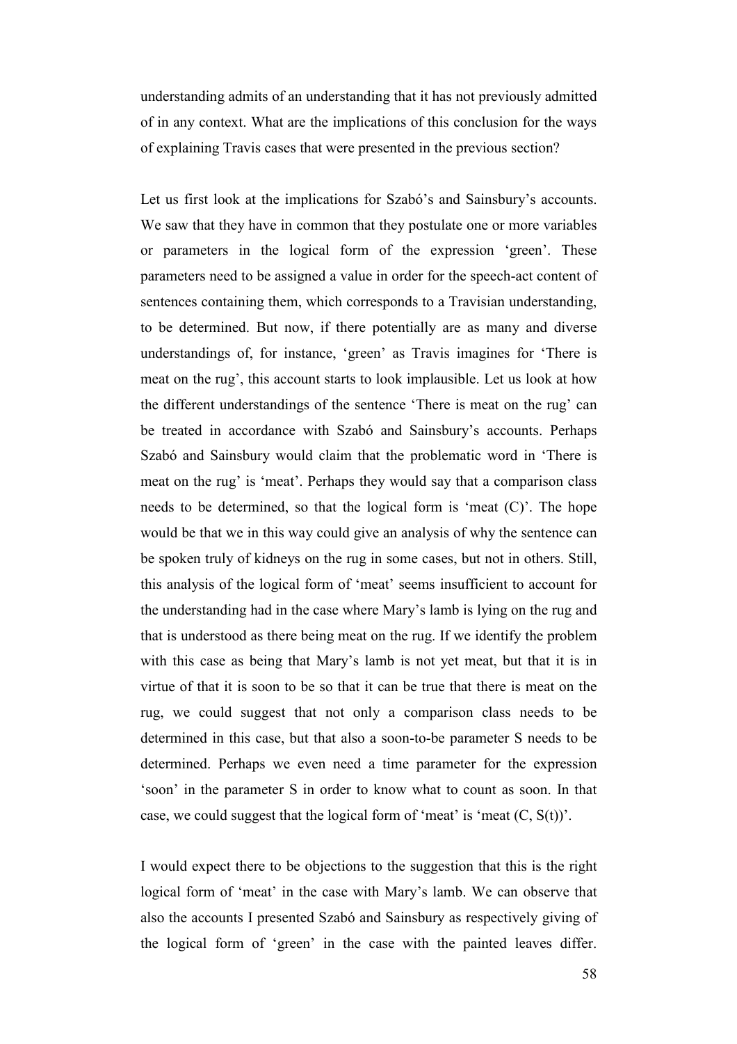understanding admits of an understanding that it has not previously admitted of in any context. What are the implications of this conclusion for the ways of explaining Travis cases that were presented in the previous section?

Let us first look at the implications for Szabó's and Sainsbury's accounts. We saw that they have in common that they postulate one or more variables or parameters in the logical form of the expression 'green'. These parameters need to be assigned a value in order for the speech-act content of sentences containing them, which corresponds to a Travisian understanding, to be determined. But now, if there potentially are as many and diverse understandings of, for instance, 'green' as Travis imagines for 'There is meat on the rug', this account starts to look implausible. Let us look at how the different understandings of the sentence 'There is meat on the rug' can be treated in accordance with Szabó and Sainsbury's accounts. Perhaps Szabó and Sainsbury would claim that the problematic word in 'There is meat on the rug' is 'meat'. Perhaps they would say that a comparison class needs to be determined, so that the logical form is 'meat (C)'. The hope would be that we in this way could give an analysis of why the sentence can be spoken truly of kidneys on the rug in some cases, but not in others. Still, this analysis of the logical form of 'meat' seems insufficient to account for the understanding had in the case where Mary's lamb is lying on the rug and that is understood as there being meat on the rug. If we identify the problem with this case as being that Mary's lamb is not yet meat, but that it is in virtue of that it is soon to be so that it can be true that there is meat on the rug, we could suggest that not only a comparison class needs to be determined in this case, but that also a soon-to-be parameter S needs to be determined. Perhaps we even need a time parameter for the expression 'soon' in the parameter S in order to know what to count as soon. In that case, we could suggest that the logical form of 'meat' is 'meat (C, S(t))'.

I would expect there to be objections to the suggestion that this is the right logical form of 'meat' in the case with Mary's lamb. We can observe that also the accounts I presented Szabó and Sainsbury as respectively giving of the logical form of 'green' in the case with the painted leaves differ.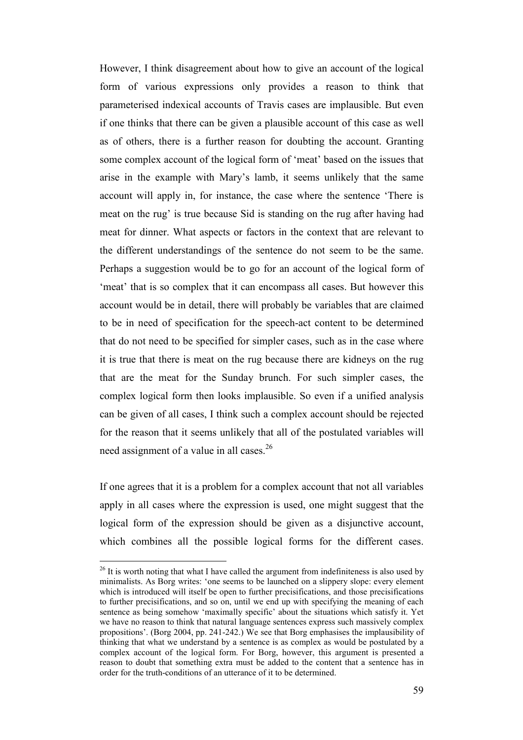However, I think disagreement about how to give an account of the logical form of various expressions only provides a reason to think that parameterised indexical accounts of Travis cases are implausible. But even if one thinks that there can be given a plausible account of this case as well as of others, there is a further reason for doubting the account. Granting some complex account of the logical form of 'meat' based on the issues that arise in the example with Mary's lamb, it seems unlikely that the same account will apply in, for instance, the case where the sentence 'There is meat on the rug' is true because Sid is standing on the rug after having had meat for dinner. What aspects or factors in the context that are relevant to the different understandings of the sentence do not seem to be the same. Perhaps a suggestion would be to go for an account of the logical form of 'meat' that is so complex that it can encompass all cases. But however this account would be in detail, there will probably be variables that are claimed to be in need of specification for the speech-act content to be determined that do not need to be specified for simpler cases, such as in the case where it is true that there is meat on the rug because there are kidneys on the rug that are the meat for the Sunday brunch. For such simpler cases, the complex logical form then looks implausible. So even if a unified analysis can be given of all cases, I think such a complex account should be rejected for the reason that it seems unlikely that all of the postulated variables will need assignment of a value in all cases.[26]

If one agrees that it is a problem for a complex account that not all variables apply in all cases where the expression is used, one might suggest that the logical form of the expression should be given as a disjunctive account, which combines all the possible logical forms for the different cases.

[26] It is worth noting that what I have called the argument from indefiniteness is also used by minimalists. As Borg writes: 'one seems to be launched on a slippery slope: every element which is introduced will itself be open to further precisifications, and those precisifications to further precisifications, and so on, until we end up with specifying the meaning of each sentence as being somehow 'maximally specific' about the situations which satisfy it. Yet we have no reason to think that natural language sentences express such massively complex propositions'. (Borg 2004, pp. 241-242.) We see that Borg emphasises the implausibility of thinking that what we understand by a sentence is as complex as would be postulated by a complex account of the logical form. For Borg, however, this argument is presented a reason to doubt that something extra must be added to the content that a sentence has in order for the truth-conditions of an utterance of it to be determined.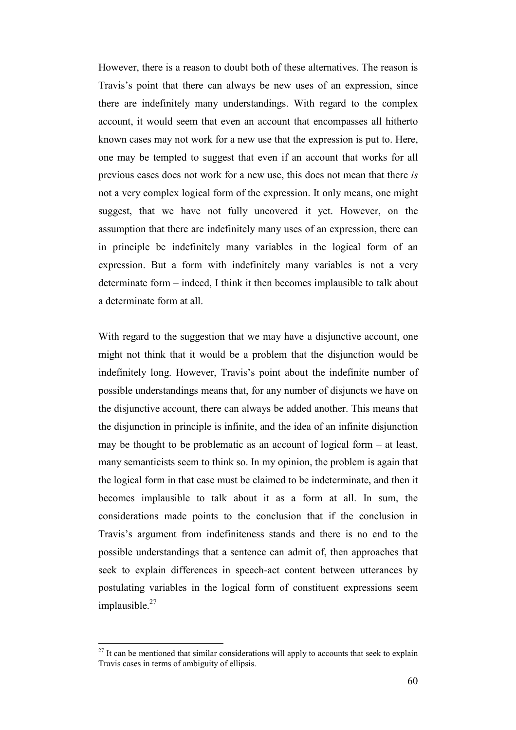However, there is a reason to doubt both of these alternatives. The reason is Travis's point that there can always be new uses of an expression, since there are indefinitely many understandings. With regard to the complex account, it would seem that even an account that encompasses all hitherto known cases may not work for a new use that the expression is put to. Here, one may be tempted to suggest that even if an account that works for all previous cases does not work for a new use, this does not mean that there *is* not a very complex logical form of the expression. It only means, one might suggest, that we have not fully uncovered it yet. However, on the assumption that there are indefinitely many uses of an expression, there can in principle be indefinitely many variables in the logical form of an expression. But a form with indefinitely many variables is not a very determinate form – indeed, I think it then becomes implausible to talk about a determinate form at all.

With regard to the suggestion that we may have a disjunctive account, one might not think that it would be a problem that the disjunction would be indefinitely long. However, Travis's point about the indefinite number of possible understandings means that, for any number of disjuncts we have on the disjunctive account, there can always be added another. This means that the disjunction in principle is infinite, and the idea of an infinite disjunction may be thought to be problematic as an account of logical form – at least, many semanticists seem to think so. In my opinion, the problem is again that the logical form in that case must be claimed to be indeterminate, and then it becomes implausible to talk about it as a form at all. In sum, the considerations made points to the conclusion that if the conclusion in Travis's argument from indefiniteness stands and there is no end to the possible understandings that a sentence can admit of, then approaches that seek to explain differences in speech-act content between utterances by postulating variables in the logical form of constituent expressions seem implausible.[27]

[27] It can be mentioned that similar considerations will apply to accounts that seek to explain Travis cases in terms of ambiguity of ellipsis.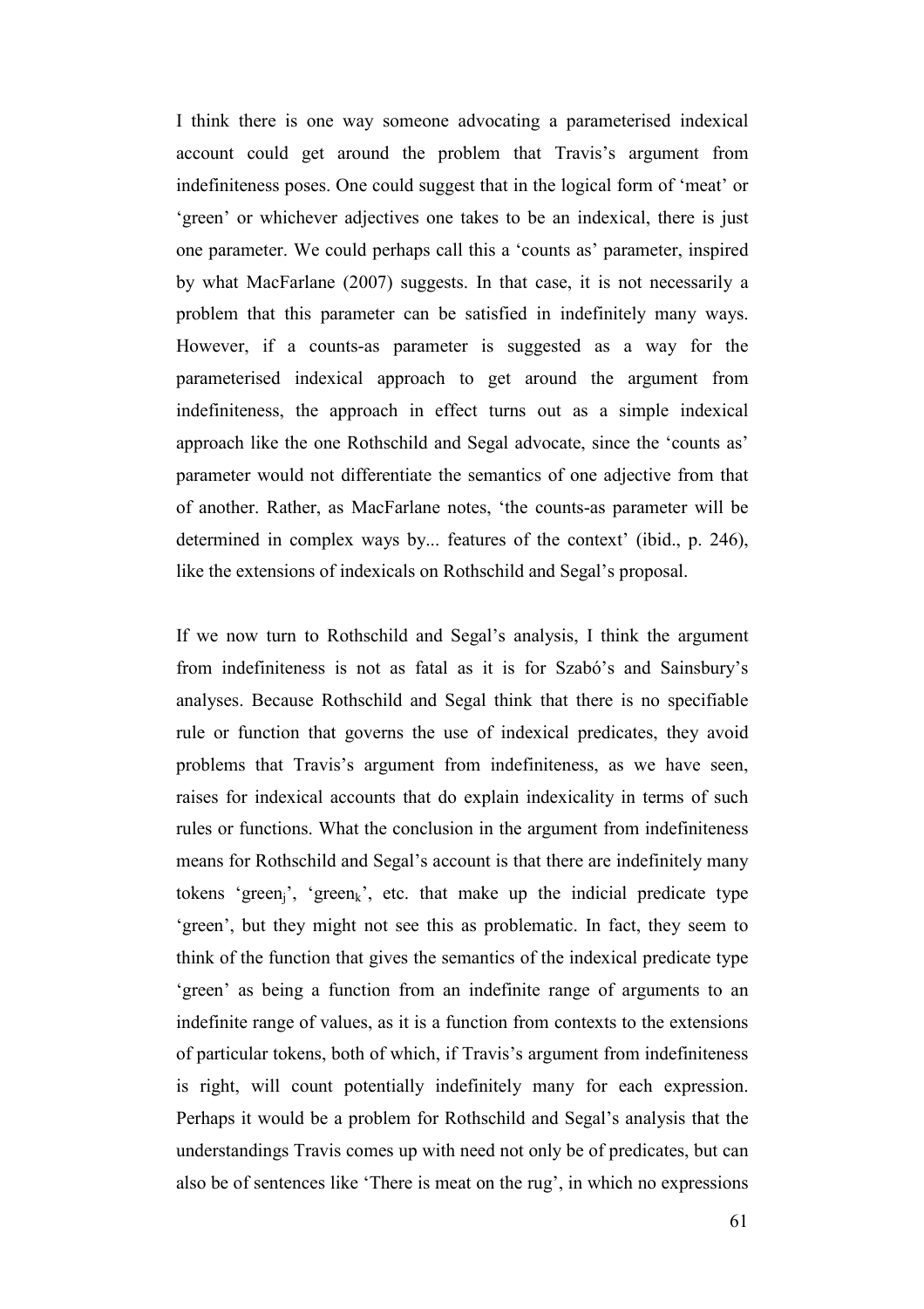I think there is one way someone advocating a parameterised indexical account could get around the problem that Travis's argument from indefiniteness poses. One could suggest that in the logical form of 'meat' or 'green' or whichever adjectives one takes to be an indexical, there is just one parameter. We could perhaps call this a 'counts as' parameter, inspired by what MacFarlane (2007) suggests. In that case, it is not necessarily a problem that this parameter can be satisfied in indefinitely many ways. However, if a counts-as parameter is suggested as a way for the parameterised indexical approach to get around the argument from indefiniteness, the approach in effect turns out as a simple indexical approach like the one Rothschild and Segal advocate, since the 'counts as' parameter would not differentiate the semantics of one adjective from that of another. Rather, as MacFarlane notes, 'the counts-as parameter will be determined in complex ways by... features of the context' (ibid., p. 246), like the extensions of indexicals on Rothschild and Segal's proposal.

If we now turn to Rothschild and Segal's analysis, I think the argument from indefiniteness is not as fatal as it is for Szabó's and Sainsbury's analyses. Because Rothschild and Segal think that there is no specifiable rule or function that governs the use of indexical predicates, they avoid problems that Travis's argument from indefiniteness, as we have seen, raises for indexical accounts that do explain indexicality in terms of such rules or functions. What the conclusion in the argument from indefiniteness means for Rothschild and Segal's account is that there are indefinitely many tokens '$\text{green}_j$', '$\text{green}_k$', etc. that make up the indicial predicate type 'green', but they might not see this as problematic. In fact, they seem to think of the function that gives the semantics of the indexical predicate type 'green' as being a function from an indefinite range of arguments to an indefinite range of values, as it is a function from contexts to the extensions of particular tokens, both of which, if Travis's argument from indefiniteness is right, will count potentially indefinitely many for each expression. Perhaps it would be a problem for Rothschild and Segal's analysis that the understandings Travis comes up with need not only be of predicates, but can also be of sentences like 'There is meat on the rug', in which no expressions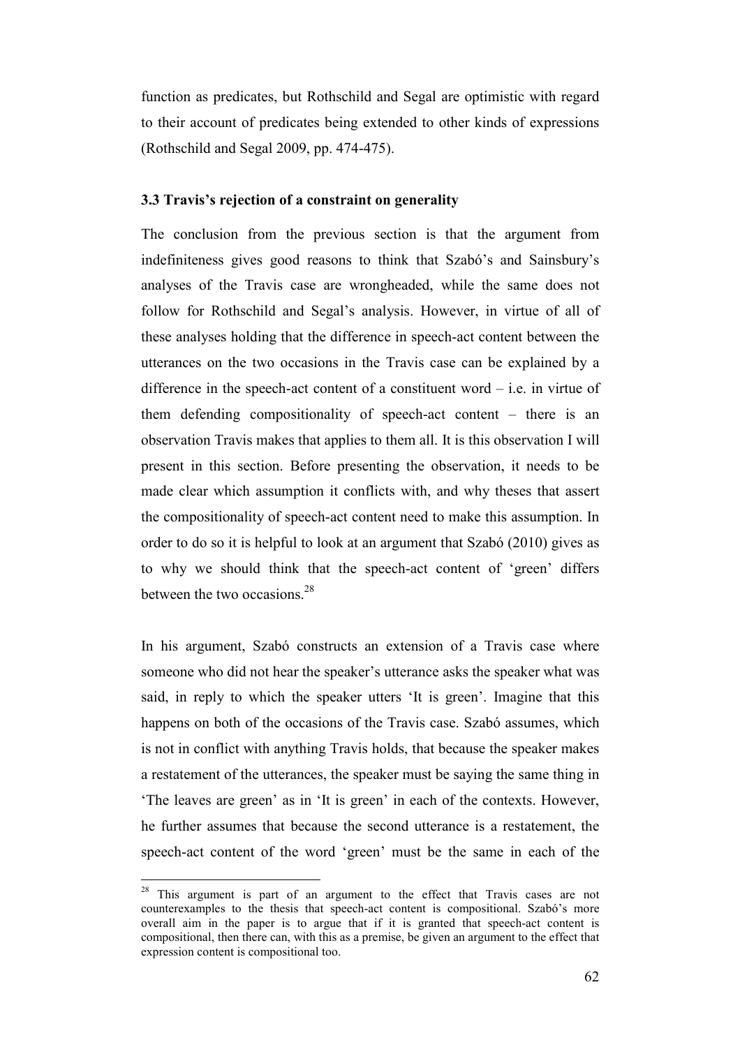function as predicates, but Rothschild and Segal are optimistic with regard to their account of predicates being extended to other kinds of expressions (Rothschild and Segal 2009, pp. 474-475).

### 3.3 Travis's rejection of a constraint on generality

The conclusion from the previous section is that the argument from indefiniteness gives good reasons to think that Szabó's and Sainsbury's analyses of the Travis case are wrongheaded, while the same does not follow for Rothschild and Segal's analysis. However, in virtue of all of these analyses holding that the difference in speech-act content between the utterances on the two occasions in the Travis case can be explained by a difference in the speech-act content of a constituent word – i.e. in virtue of them defending compositionality of speech-act content – there is an observation Travis makes that applies to them all. It is this observation I will present in this section. Before presenting the observation, it needs to be made clear which assumption it conflicts with, and why theses that assert the compositionality of speech-act content need to make this assumption. In order to do so it is helpful to look at an argument that Szabó (2010) gives as to why we should think that the speech-act content of 'green' differs between the two occasions.[28]

In his argument, Szabó constructs an extension of a Travis case where someone who did not hear the speaker's utterance asks the speaker what was said, in reply to which the speaker utters 'It is green'. Imagine that this happens on both of the occasions of the Travis case. Szabó assumes, which is not in conflict with anything Travis holds, that because the speaker makes a restatement of the utterances, the speaker must be saying the same thing in 'The leaves are green' as in 'It is green' in each of the contexts. However, he further assumes that because the second utterance is a restatement, the speech-act content of the word 'green' must be the same in each of the

[28] This argument is part of an argument to the effect that Travis cases are not counterexamples to the thesis that speech-act content is compositional. Szabó's more overall aim in the paper is to argue that if it is granted that speech-act content is compositional, then there can, with this as a premise, be given an argument to the effect that expression content is compositional too.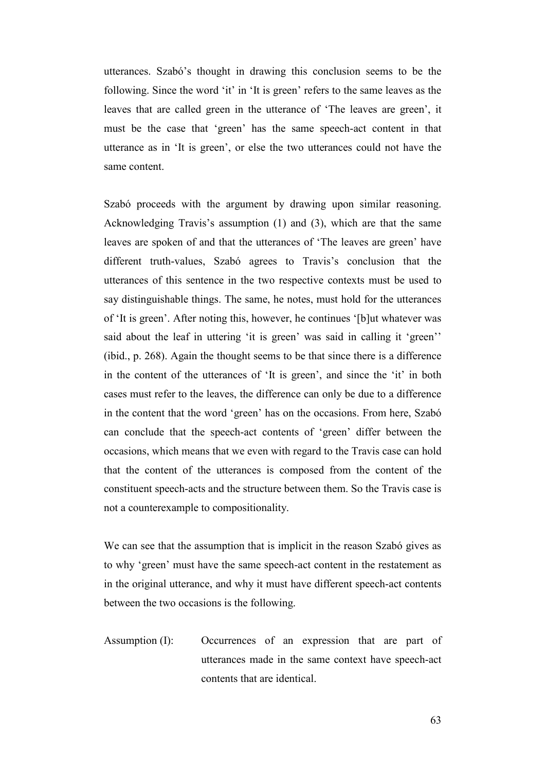utterances. Szabó's thought in drawing this conclusion seems to be the following. Since the word 'it' in 'It is green' refers to the same leaves as the leaves that are called green in the utterance of 'The leaves are green', it must be the case that 'green' has the same speech-act content in that utterance as in 'It is green', or else the two utterances could not have the same content.

Szabó proceeds with the argument by drawing upon similar reasoning. Acknowledging Travis's assumption (1) and (3), which are that the same leaves are spoken of and that the utterances of 'The leaves are green' have different truth-values, Szabó agrees to Travis's conclusion that the utterances of this sentence in the two respective contexts must be used to say distinguishable things. The same, he notes, must hold for the utterances of 'It is green'. After noting this, however, he continues '[b]ut whatever was said about the leaf in uttering 'it is green' was said in calling it 'green'' (ibid., p. 268). Again the thought seems to be that since there is a difference in the content of the utterances of 'It is green', and since the 'it' in both cases must refer to the leaves, the difference can only be due to a difference in the content that the word 'green' has on the occasions. From here, Szabó can conclude that the speech-act contents of 'green' differ between the occasions, which means that we even with regard to the Travis case can hold that the content of the utterances is composed from the content of the constituent speech-acts and the structure between them. So the Travis case is not a counterexample to compositionality.

We can see that the assumption that is implicit in the reason Szabó gives as to why 'green' must have the same speech-act content in the restatement as in the original utterance, and why it must have different speech-act contents between the two occasions is the following.

Assumption (I): Occurrences of an expression that are part of utterances made in the same context have speech-act contents that are identical.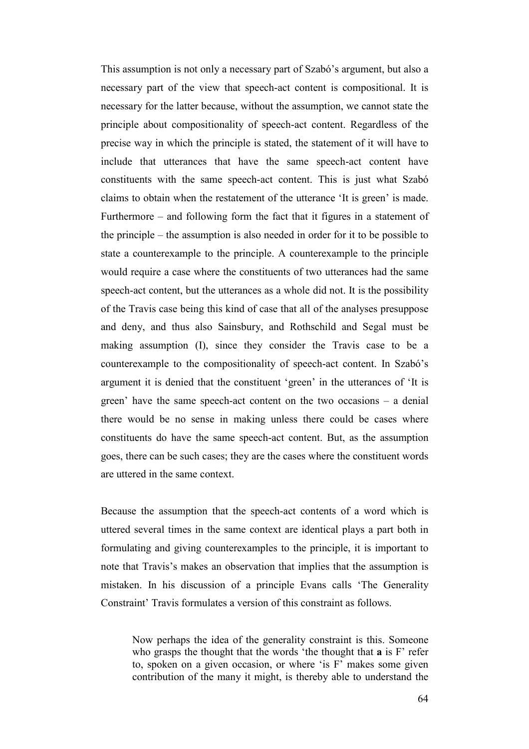This assumption is not only a necessary part of Szabó's argument, but also a necessary part of the view that speech-act content is compositional. It is necessary for the latter because, without the assumption, we cannot state the principle about compositionality of speech-act content. Regardless of the precise way in which the principle is stated, the statement of it will have to include that utterances that have the same speech-act content have constituents with the same speech-act content. This is just what Szabó claims to obtain when the restatement of the utterance 'It is green' is made. Furthermore – and following form the fact that it figures in a statement of the principle – the assumption is also needed in order for it to be possible to state a counterexample to the principle. A counterexample to the principle would require a case where the constituents of two utterances had the same speech-act content, but the utterances as a whole did not. It is the possibility of the Travis case being this kind of case that all of the analyses presuppose and deny, and thus also Sainsbury, and Rothschild and Segal must be making assumption (I), since they consider the Travis case to be a counterexample to the compositionality of speech-act content. In Szabó's argument it is denied that the constituent 'green' in the utterances of 'It is green' have the same speech-act content on the two occasions – a denial there would be no sense in making unless there could be cases where constituents do have the same speech-act content. But, as the assumption goes, there can be such cases; they are the cases where the constituent words are uttered in the same context.

Because the assumption that the speech-act contents of a word which is uttered several times in the same context are identical plays a part both in formulating and giving counterexamples to the principle, it is important to note that Travis's makes an observation that implies that the assumption is mistaken. In his discussion of a principle Evans calls 'The Generality Constraint' Travis formulates a version of this constraint as follows.

> Now perhaps the idea of the generality constraint is this. Someone who grasps the thought that the words 'the thought that **a** is F' refer to, spoken on a given occasion, or where 'is F' makes some given contribution of the many it might, is thereby able to understand the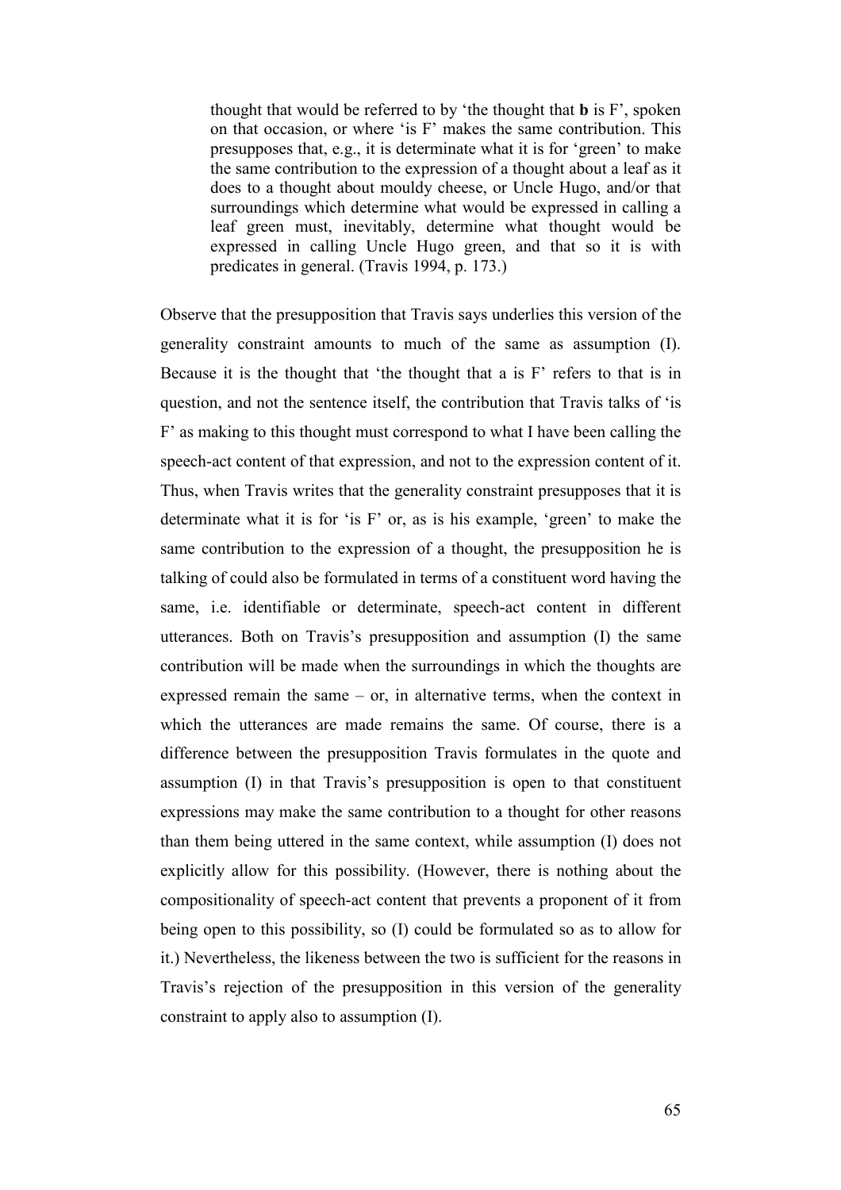> thought that would be referred to by 'the thought that **b** is F', spoken on that occasion, or where 'is F' makes the same contribution. This presupposes that, e.g., it is determinate what it is for 'green' to make the same contribution to the expression of a thought about a leaf as it does to a thought about mouldy cheese, or Uncle Hugo, and/or that surroundings which determine what would be expressed in calling a leaf green must, inevitably, determine what thought would be expressed in calling Uncle Hugo green, and that so it is with predicates in general. (Travis 1994, p. 173.)

Observe that the presupposition that Travis says underlies this version of the generality constraint amounts to much of the same as assumption (I). Because it is the thought that 'the thought that a is F' refers to that is in question, and not the sentence itself, the contribution that Travis talks of 'is F' as making to this thought must correspond to what I have been calling the speech-act content of that expression, and not to the expression content of it. Thus, when Travis writes that the generality constraint presupposes that it is determinate what it is for 'is F' or, as is his example, 'green' to make the same contribution to the expression of a thought, the presupposition he is talking of could also be formulated in terms of a constituent word having the same, i.e. identifiable or determinate, speech-act content in different utterances. Both on Travis's presupposition and assumption (I) the same contribution will be made when the surroundings in which the thoughts are expressed remain the same – or, in alternative terms, when the context in which the utterances are made remains the same. Of course, there is a difference between the presupposition Travis formulates in the quote and assumption (I) in that Travis's presupposition is open to that constituent expressions may make the same contribution to a thought for other reasons than them being uttered in the same context, while assumption (I) does not explicitly allow for this possibility. (However, there is nothing about the compositionality of speech-act content that prevents a proponent of it from being open to this possibility, so (I) could be formulated so as to allow for it.) Nevertheless, the likeness between the two is sufficient for the reasons in Travis's rejection of the presupposition in this version of the generality constraint to apply also to assumption (I).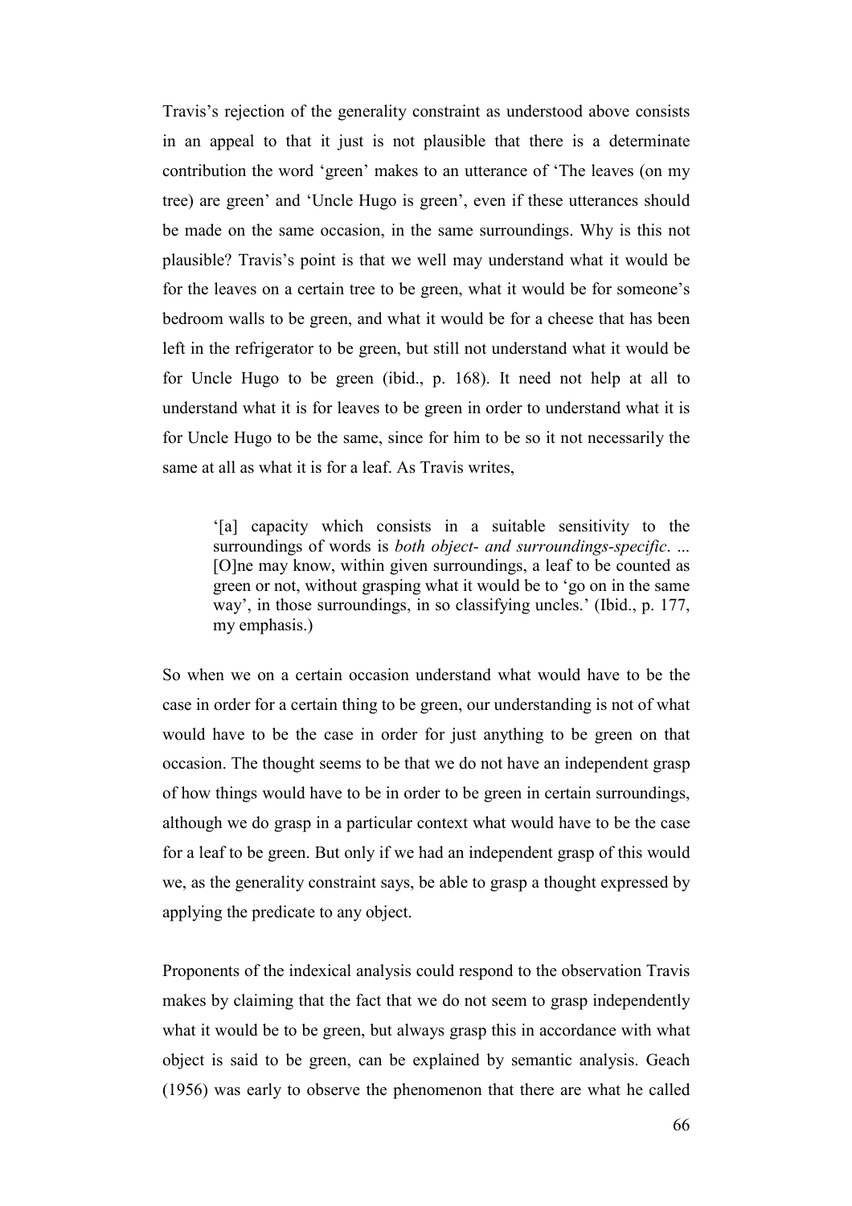Travis's rejection of the generality constraint as understood above consists in an appeal to that it just is not plausible that there is a determinate contribution the word 'green' makes to an utterance of 'The leaves (on my tree) are green' and 'Uncle Hugo is green', even if these utterances should be made on the same occasion, in the same surroundings. Why is this not plausible? Travis's point is that we well may understand what it would be for the leaves on a certain tree to be green, what it would be for someone's bedroom walls to be green, and what it would be for a cheese that has been left in the refrigerator to be green, but still not understand what it would be for Uncle Hugo to be green (ibid., p. 168). It need not help at all to understand what it is for leaves to be green in order to understand what it is for Uncle Hugo to be the same, since for him to be so it not necessarily the same at all as what it is for a leaf. As Travis writes,

> '[a] capacity which consists in a suitable sensitivity to the surroundings of words is *both object- and surroundings-specific*. ... [O]ne may know, within given surroundings, a leaf to be counted as green or not, without grasping what it would be to 'go on in the same way', in those surroundings, in so classifying uncles.' (Ibid., p. 177, my emphasis.)

So when we on a certain occasion understand what would have to be the case in order for a certain thing to be green, our understanding is not of what would have to be the case in order for just anything to be green on that occasion. The thought seems to be that we do not have an independent grasp of how things would have to be in order to be green in certain surroundings, although we do grasp in a particular context what would have to be the case for a leaf to be green. But only if we had an independent grasp of this would we, as the generality constraint says, be able to grasp a thought expressed by applying the predicate to any object.

Proponents of the indexical analysis could respond to the observation Travis makes by claiming that the fact that we do not seem to grasp independently what it would be to be green, but always grasp this in accordance with what object is said to be green, can be explained by semantic analysis. Geach (1956) was early to observe the phenomenon that there are what he called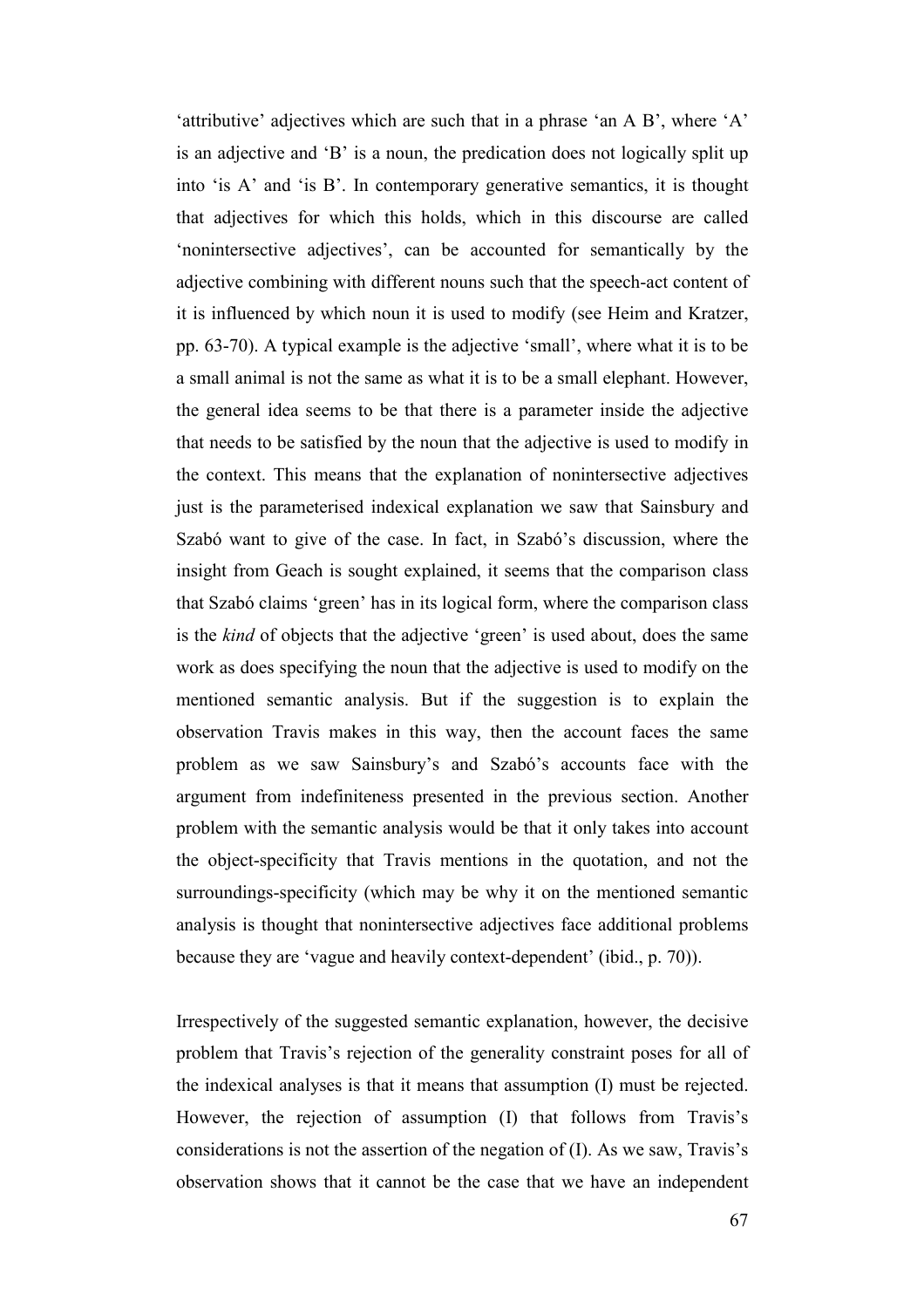'attributive' adjectives which are such that in a phrase 'an A B', where 'A' is an adjective and 'B' is a noun, the predication does not logically split up into 'is A' and 'is B'. In contemporary generative semantics, it is thought that adjectives for which this holds, which in this discourse are called 'nonintersective adjectives', can be accounted for semantically by the adjective combining with different nouns such that the speech-act content of it is influenced by which noun it is used to modify (see Heim and Kratzer, pp. 63-70). A typical example is the adjective 'small', where what it is to be a small animal is not the same as what it is to be a small elephant. However, the general idea seems to be that there is a parameter inside the adjective that needs to be satisfied by the noun that the adjective is used to modify in the context. This means that the explanation of nonintersective adjectives just is the parameterised indexical explanation we saw that Sainsbury and Szabó want to give of the case. In fact, in Szabó's discussion, where the insight from Geach is sought explained, it seems that the comparison class that Szabó claims 'green' has in its logical form, where the comparison class is the *kind* of objects that the adjective 'green' is used about, does the same work as does specifying the noun that the adjective is used to modify on the mentioned semantic analysis. But if the suggestion is to explain the observation Travis makes in this way, then the account faces the same problem as we saw Sainsbury's and Szabó's accounts face with the argument from indefiniteness presented in the previous section. Another problem with the semantic analysis would be that it only takes into account the object-specificity that Travis mentions in the quotation, and not the surroundings-specificity (which may be why it on the mentioned semantic analysis is thought that nonintersective adjectives face additional problems because they are 'vague and heavily context-dependent' (ibid., p. 70)).

Irrespectively of the suggested semantic explanation, however, the decisive problem that Travis's rejection of the generality constraint poses for all of the indexical analyses is that it means that assumption (I) must be rejected. However, the rejection of assumption (I) that follows from Travis's considerations is not the assertion of the negation of (I). As we saw, Travis's observation shows that it cannot be the case that we have an independent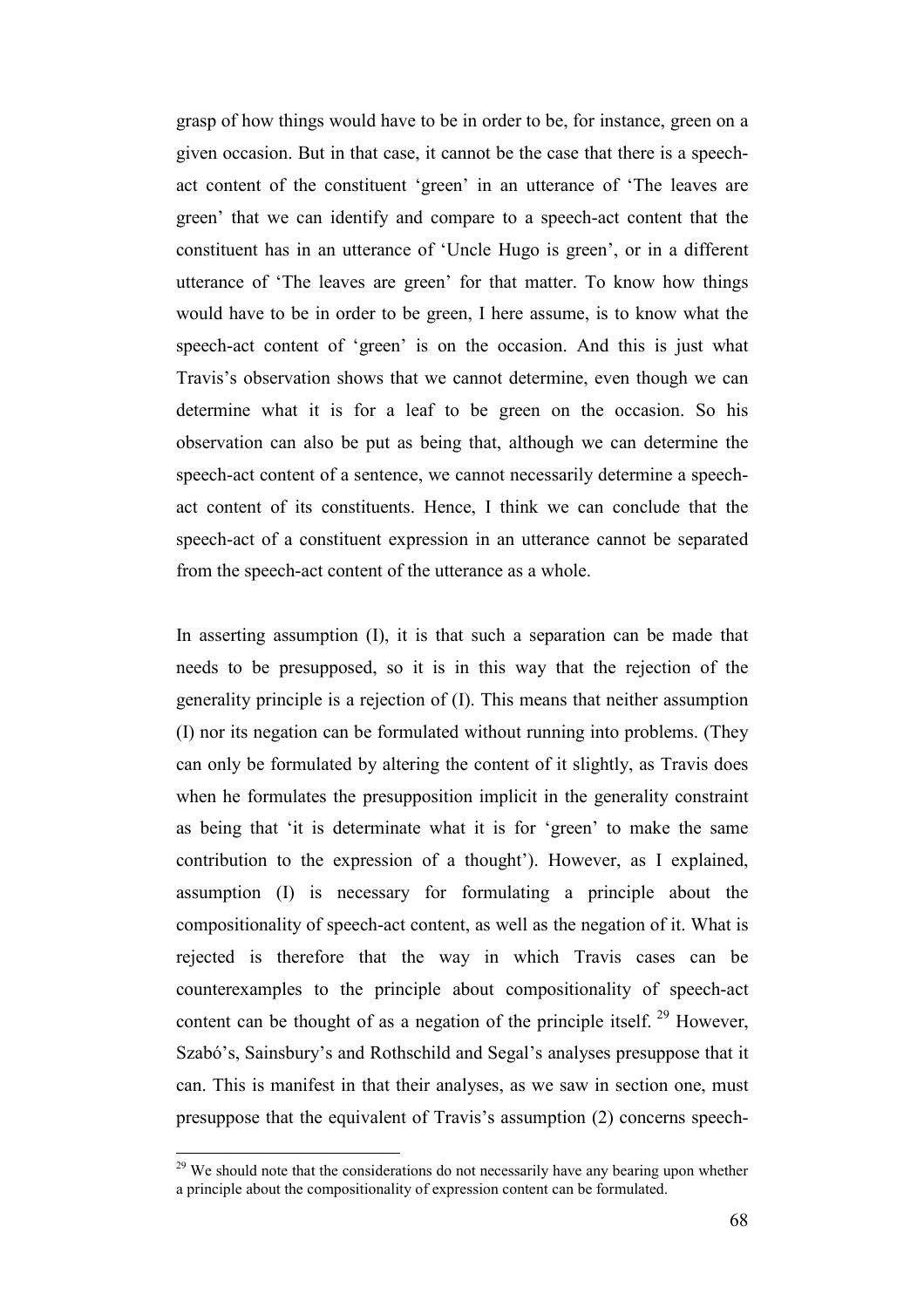grasp of how things would have to be in order to be, for instance, green on a given occasion. But in that case, it cannot be the case that there is a speech-act content of the constituent 'green' in an utterance of 'The leaves are green' that we can identify and compare to a speech-act content that the constituent has in an utterance of 'Uncle Hugo is green', or in a different utterance of 'The leaves are green' for that matter. To know how things would have to be in order to be green, I here assume, is to know what the speech-act content of 'green' is on the occasion. And this is just what Travis's observation shows that we cannot determine, even though we can determine what it is for a leaf to be green on the occasion. So his observation can also be put as being that, although we can determine the speech-act content of a sentence, we cannot necessarily determine a speech-act content of its constituents. Hence, I think we can conclude that the speech-act of a constituent expression in an utterance cannot be separated from the speech-act content of the utterance as a whole.

In asserting assumption (I), it is that such a separation can be made that needs to be presupposed, so it is in this way that the rejection of the generality principle is a rejection of (I). This means that neither assumption (I) nor its negation can be formulated without running into problems. (They can only be formulated by altering the content of it slightly, as Travis does when he formulates the presupposition implicit in the generality constraint as being that 'it is determinate what it is for 'green' to make the same contribution to the expression of a thought'). However, as I explained, assumption (I) is necessary for formulating a principle about the compositionality of speech-act content, as well as the negation of it. What is rejected is therefore that the way in which Travis cases can be counterexamples to the principle about compositionality of speech-act content can be thought of as a negation of the principle itself. [29] However, Szabó's, Sainsbury's and Rothschild and Segal's analyses presuppose that it can. This is manifest in that their analyses, as we saw in section one, must presuppose that the equivalent of Travis's assumption (2) concerns speech-

[29] We should note that the considerations do not necessarily have any bearing upon whether a principle about the compositionality of expression content can be formulated.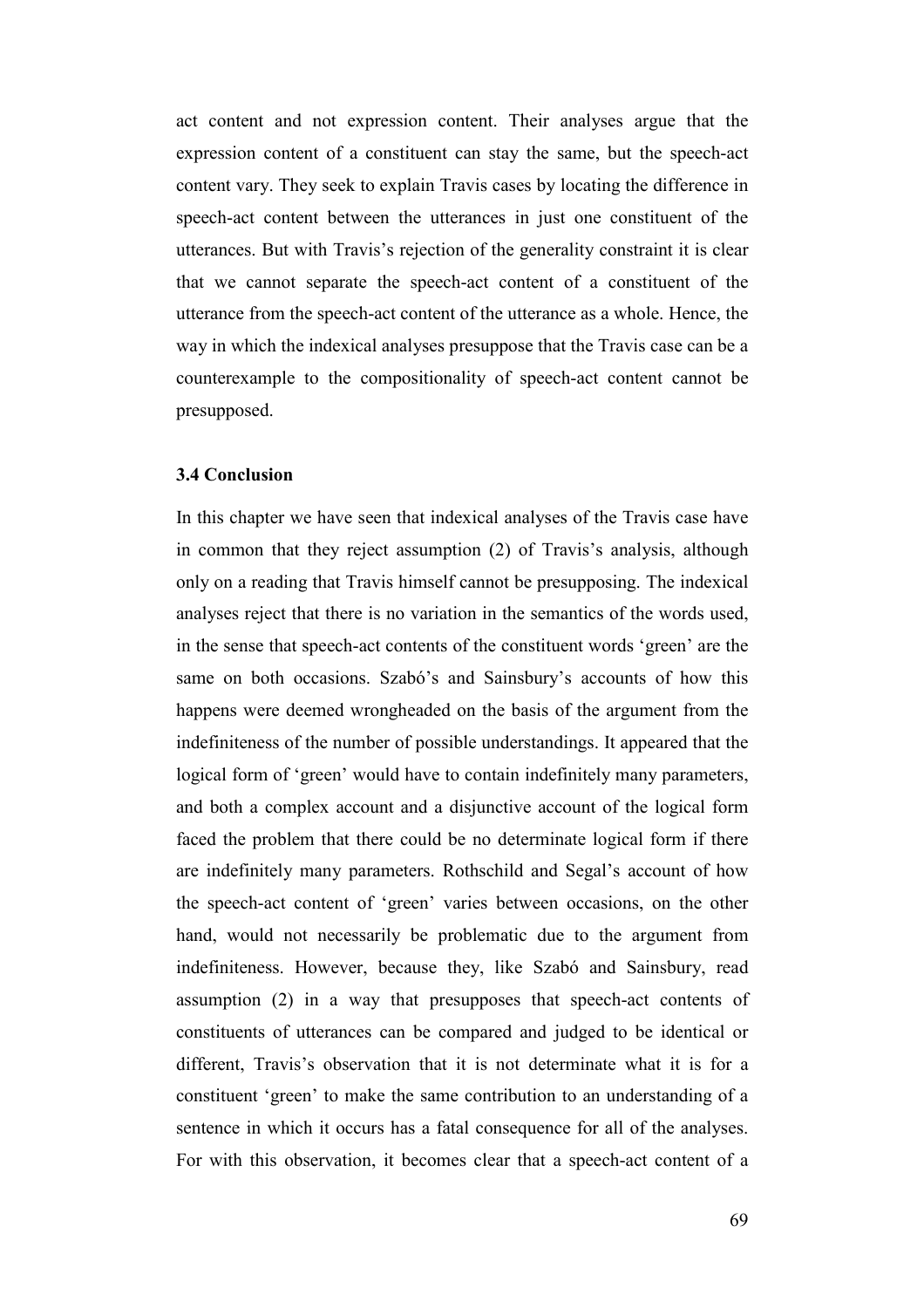act content and not expression content. Their analyses argue that the expression content of a constituent can stay the same, but the speech-act content vary. They seek to explain Travis cases by locating the difference in speech-act content between the utterances in just one constituent of the utterances. But with Travis's rejection of the generality constraint it is clear that we cannot separate the speech-act content of a constituent of the utterance from the speech-act content of the utterance as a whole. Hence, the way in which the indexical analyses presuppose that the Travis case can be a counterexample to the compositionality of speech-act content cannot be presupposed.

### 3.4 Conclusion

In this chapter we have seen that indexical analyses of the Travis case have in common that they reject assumption (2) of Travis's analysis, although only on a reading that Travis himself cannot be presupposing. The indexical analyses reject that there is no variation in the semantics of the words used, in the sense that speech-act contents of the constituent words 'green' are the same on both occasions. Szabó's and Sainsbury's accounts of how this happens were deemed wrongheaded on the basis of the argument from the indefiniteness of the number of possible understandings. It appeared that the logical form of 'green' would have to contain indefinitely many parameters, and both a complex account and a disjunctive account of the logical form faced the problem that there could be no determinate logical form if there are indefinitely many parameters. Rothschild and Segal's account of how the speech-act content of 'green' varies between occasions, on the other hand, would not necessarily be problematic due to the argument from indefiniteness. However, because they, like Szabó and Sainsbury, read assumption (2) in a way that presupposes that speech-act contents of constituents of utterances can be compared and judged to be identical or different, Travis's observation that it is not determinate what it is for a constituent 'green' to make the same contribution to an understanding of a sentence in which it occurs has a fatal consequence for all of the analyses. For with this observation, it becomes clear that a speech-act content of a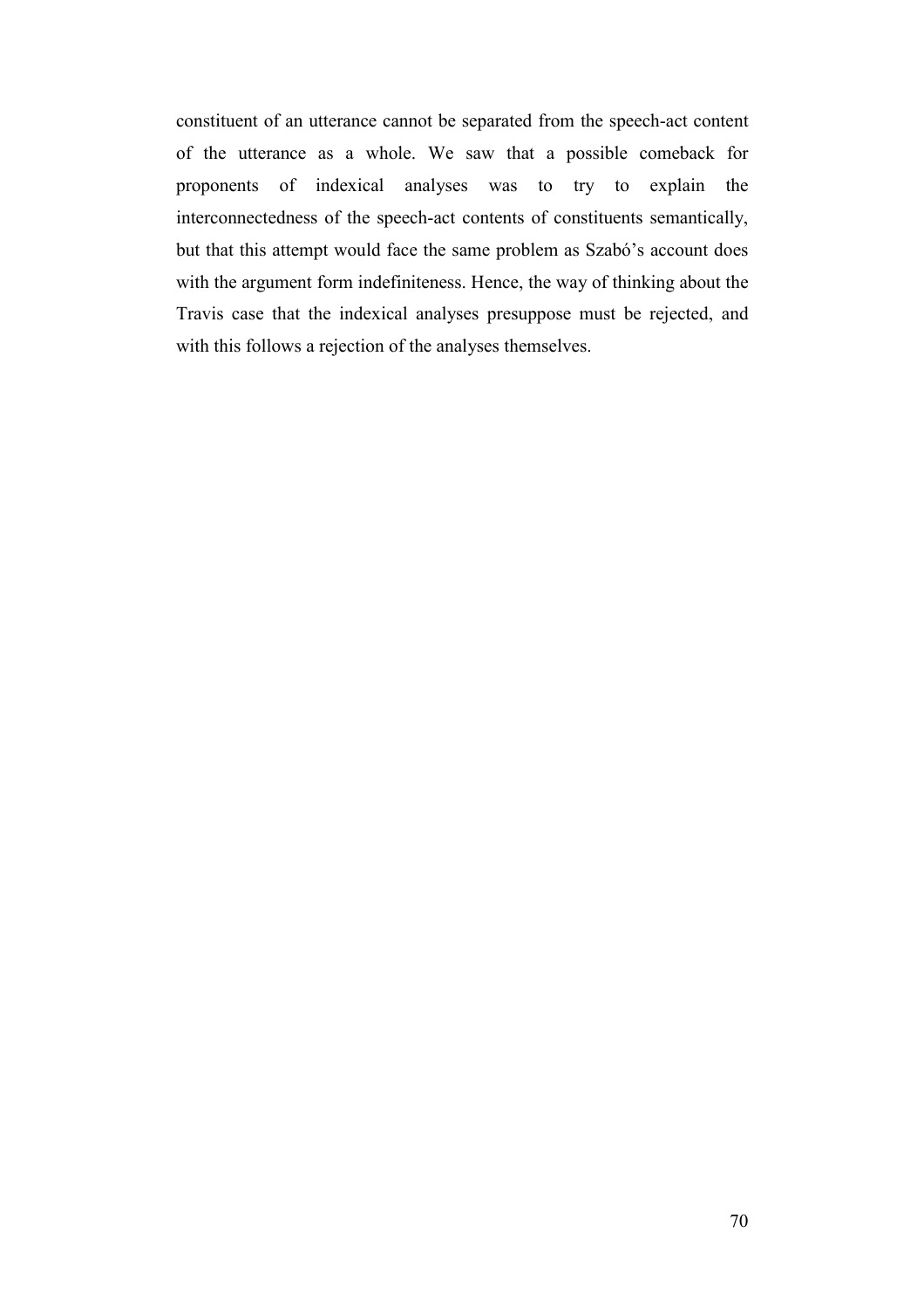constituent of an utterance cannot be separated from the speech-act content of the utterance as a whole. We saw that a possible comeback for proponents of indexical analyses was to try to explain the interconnectedness of the speech-act contents of constituents semantically, but that this attempt would face the same problem as Szabó's account does with the argument form indefiniteness. Hence, the way of thinking about the Travis case that the indexical analyses presuppose must be rejected, and with this follows a rejection of the analyses themselves.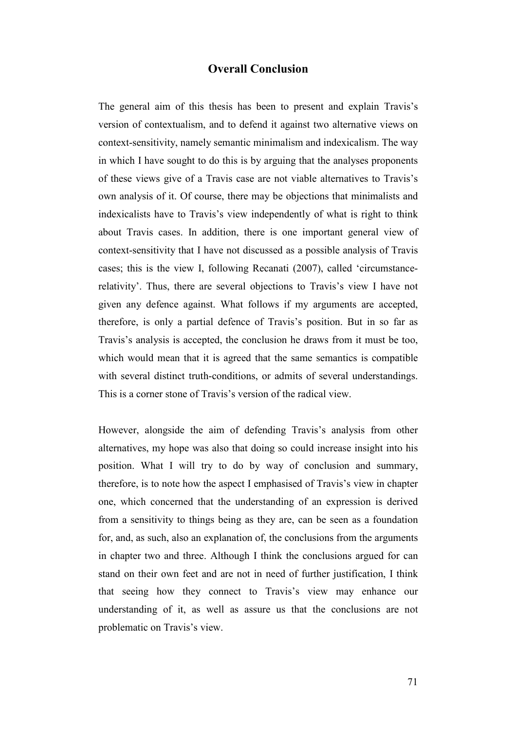# Overall Conclusion

The general aim of this thesis has been to present and explain Travis's version of contextualism, and to defend it against two alternative views on context-sensitivity, namely semantic minimalism and indexicalism. The way in which I have sought to do this is by arguing that the analyses proponents of these views give of a Travis case are not viable alternatives to Travis's own analysis of it. Of course, there may be objections that minimalists and indexicalists have to Travis's view independently of what is right to think about Travis cases. In addition, there is one important general view of context-sensitivity that I have not discussed as a possible analysis of Travis cases; this is the view I, following Recanati (2007), called 'circumstance-relativity'. Thus, there are several objections to Travis's view I have not given any defence against. What follows if my arguments are accepted, therefore, is only a partial defence of Travis's position. But in so far as Travis's analysis is accepted, the conclusion he draws from it must be too, which would mean that it is agreed that the same semantics is compatible with several distinct truth-conditions, or admits of several understandings. This is a corner stone of Travis's version of the radical view.

However, alongside the aim of defending Travis's analysis from other alternatives, my hope was also that doing so could increase insight into his position. What I will try to do by way of conclusion and summary, therefore, is to note how the aspect I emphasised of Travis's view in chapter one, which concerned that the understanding of an expression is derived from a sensitivity to things being as they are, can be seen as a foundation for, and, as such, also an explanation of, the conclusions from the arguments in chapter two and three. Although I think the conclusions argued for can stand on their own feet and are not in need of further justification, I think that seeing how they connect to Travis's view may enhance our understanding of it, as well as assure us that the conclusions are not problematic on Travis's view.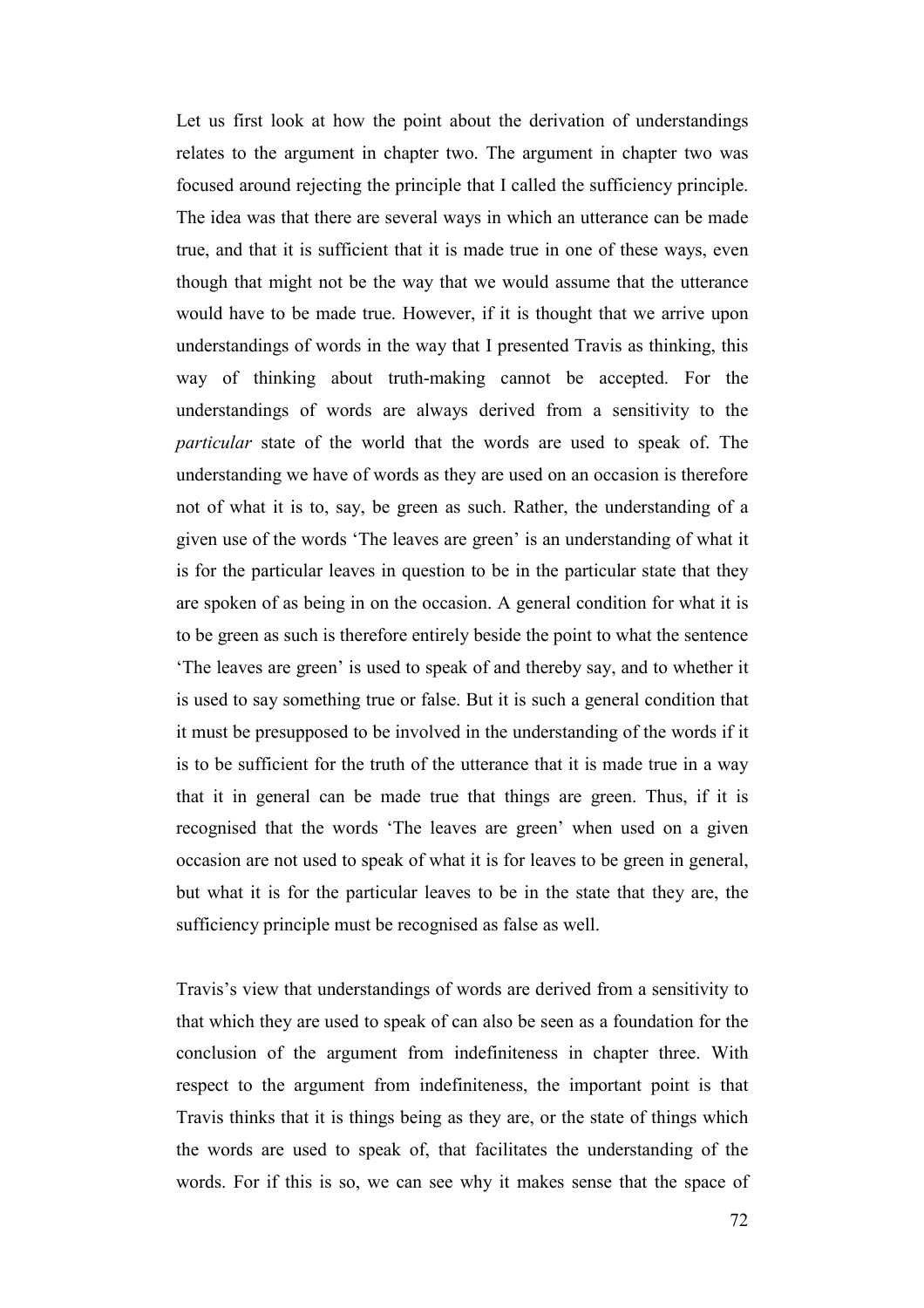Let us first look at how the point about the derivation of understandings relates to the argument in chapter two. The argument in chapter two was focused around rejecting the principle that I called the sufficiency principle. The idea was that there are several ways in which an utterance can be made true, and that it is sufficient that it is made true in one of these ways, even though that might not be the way that we would assume that the utterance would have to be made true. However, if it is thought that we arrive upon understandings of words in the way that I presented Travis as thinking, this way of thinking about truth-making cannot be accepted. For the understandings of words are always derived from a sensitivity to the *particular* state of the world that the words are used to speak of. The understanding we have of words as they are used on an occasion is therefore not of what it is to, say, be green as such. Rather, the understanding of a given use of the words 'The leaves are green' is an understanding of what it is for the particular leaves in question to be in the particular state that they are spoken of as being in on the occasion. A general condition for what it is to be green as such is therefore entirely beside the point to what the sentence 'The leaves are green' is used to speak of and thereby say, and to whether it is used to say something true or false. But it is such a general condition that it must be presupposed to be involved in the understanding of the words if it is to be sufficient for the truth of the utterance that it is made true in a way that it in general can be made true that things are green. Thus, if it is recognised that the words 'The leaves are green' when used on a given occasion are not used to speak of what it is for leaves to be green in general, but what it is for the particular leaves to be in the state that they are, the sufficiency principle must be recognised as false as well.

Travis's view that understandings of words are derived from a sensitivity to that which they are used to speak of can also be seen as a foundation for the conclusion of the argument from indefiniteness in chapter three. With respect to the argument from indefiniteness, the important point is that Travis thinks that it is things being as they are, or the state of things which the words are used to speak of, that facilitates the understanding of the words. For if this is so, we can see why it makes sense that the space of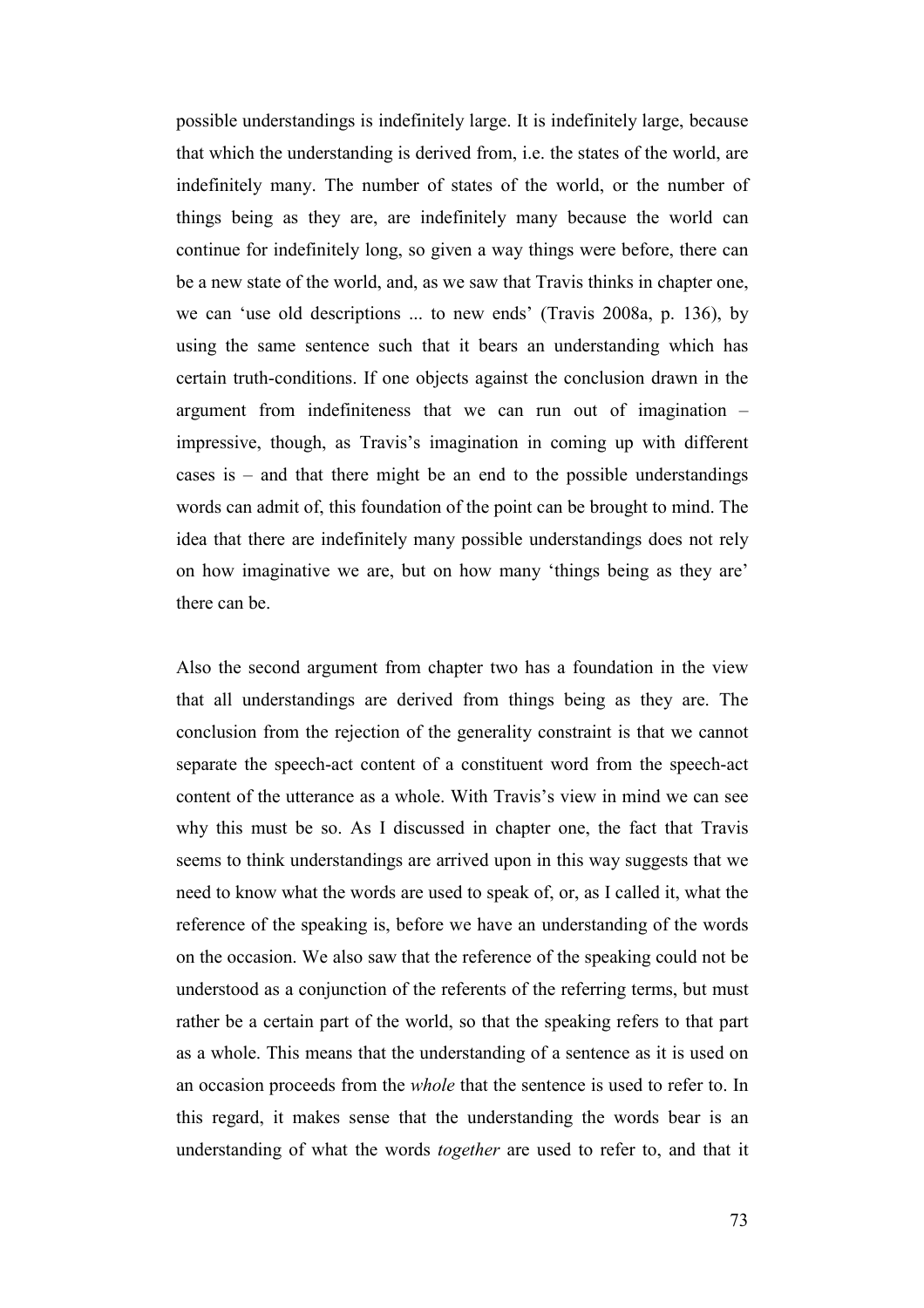possible understandings is indefinitely large. It is indefinitely large, because that which the understanding is derived from, i.e. the states of the world, are indefinitely many. The number of states of the world, or the number of things being as they are, are indefinitely many because the world can continue for indefinitely long, so given a way things were before, there can be a new state of the world, and, as we saw that Travis thinks in chapter one, we can 'use old descriptions ... to new ends' (Travis 2008a, p. 136), by using the same sentence such that it bears an understanding which has certain truth-conditions. If one objects against the conclusion drawn in the argument from indefiniteness that we can run out of imagination – impressive, though, as Travis's imagination in coming up with different cases is – and that there might be an end to the possible understandings words can admit of, this foundation of the point can be brought to mind. The idea that there are indefinitely many possible understandings does not rely on how imaginative we are, but on how many 'things being as they are' there can be.

Also the second argument from chapter two has a foundation in the view that all understandings are derived from things being as they are. The conclusion from the rejection of the generality constraint is that we cannot separate the speech-act content of a constituent word from the speech-act content of the utterance as a whole. With Travis's view in mind we can see why this must be so. As I discussed in chapter one, the fact that Travis seems to think understandings are arrived upon in this way suggests that we need to know what the words are used to speak of, or, as I called it, what the reference of the speaking is, before we have an understanding of the words on the occasion. We also saw that the reference of the speaking could not be understood as a conjunction of the referents of the referring terms, but must rather be a certain part of the world, so that the speaking refers to that part as a whole. This means that the understanding of a sentence as it is used on an occasion proceeds from the *whole* that the sentence is used to refer to. In this regard, it makes sense that the understanding the words bear is an understanding of what the words *together* are used to refer to, and that it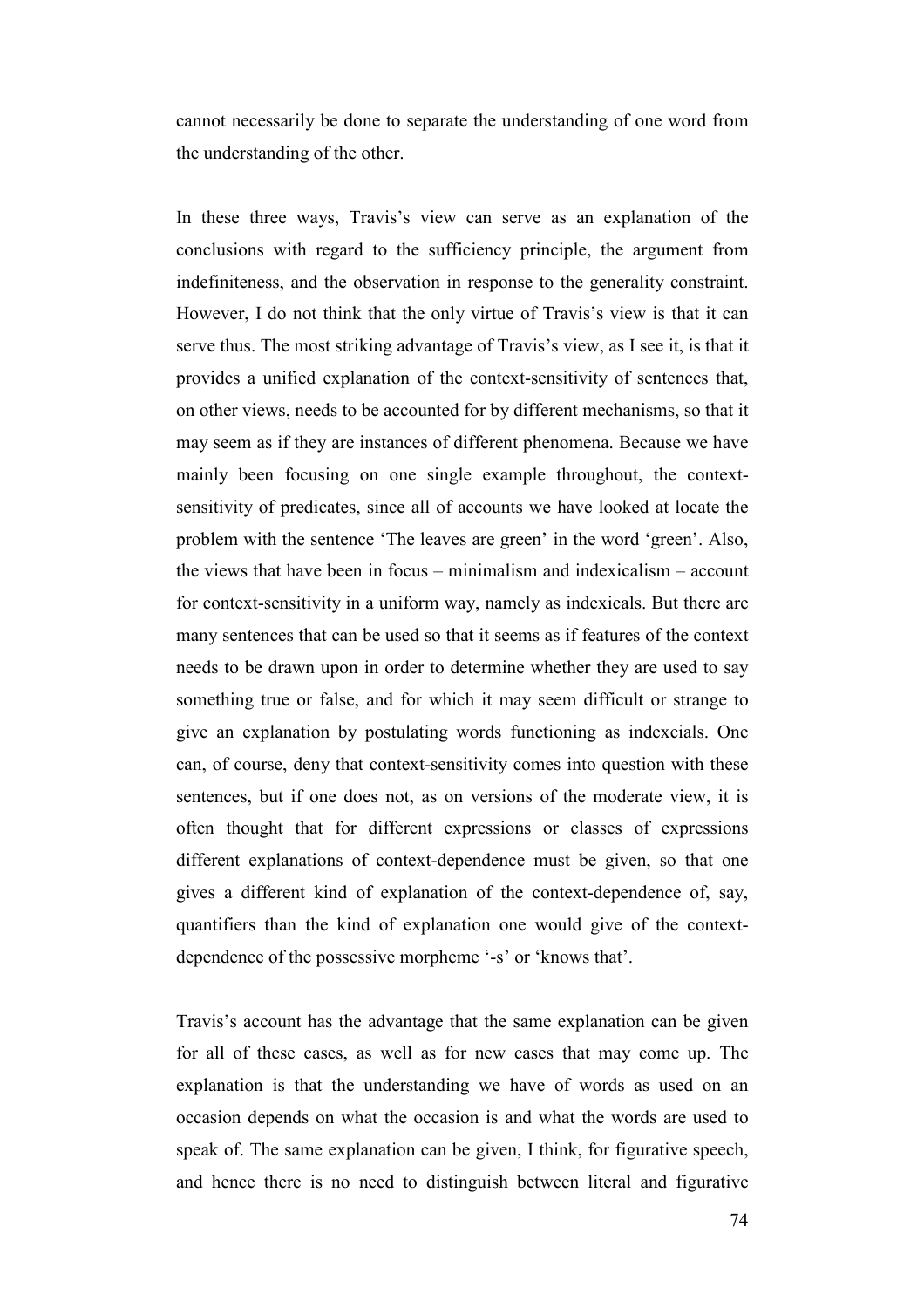cannot necessarily be done to separate the understanding of one word from the understanding of the other.

In these three ways, Travis's view can serve as an explanation of the conclusions with regard to the sufficiency principle, the argument from indefiniteness, and the observation in response to the generality constraint. However, I do not think that the only virtue of Travis's view is that it can serve thus. The most striking advantage of Travis's view, as I see it, is that it provides a unified explanation of the context-sensitivity of sentences that, on other views, needs to be accounted for by different mechanisms, so that it may seem as if they are instances of different phenomena. Because we have mainly been focusing on one single example throughout, the context-sensitivity of predicates, since all of accounts we have looked at locate the problem with the sentence 'The leaves are green' in the word 'green'. Also, the views that have been in focus – minimalism and indexicalism – account for context-sensitivity in a uniform way, namely as indexicals. But there are many sentences that can be used so that it seems as if features of the context needs to be drawn upon in order to determine whether they are used to say something true or false, and for which it may seem difficult or strange to give an explanation by postulating words functioning as indexcials. One can, of course, deny that context-sensitivity comes into question with these sentences, but if one does not, as on versions of the moderate view, it is often thought that for different expressions or classes of expressions different explanations of context-dependence must be given, so that one gives a different kind of explanation of the context-dependence of, say, quantifiers than the kind of explanation one would give of the context-dependence of the possessive morpheme '-s' or 'knows that'.

Travis's account has the advantage that the same explanation can be given for all of these cases, as well as for new cases that may come up. The explanation is that the understanding we have of words as used on an occasion depends on what the occasion is and what the words are used to speak of. The same explanation can be given, I think, for figurative speech, and hence there is no need to distinguish between literal and figurative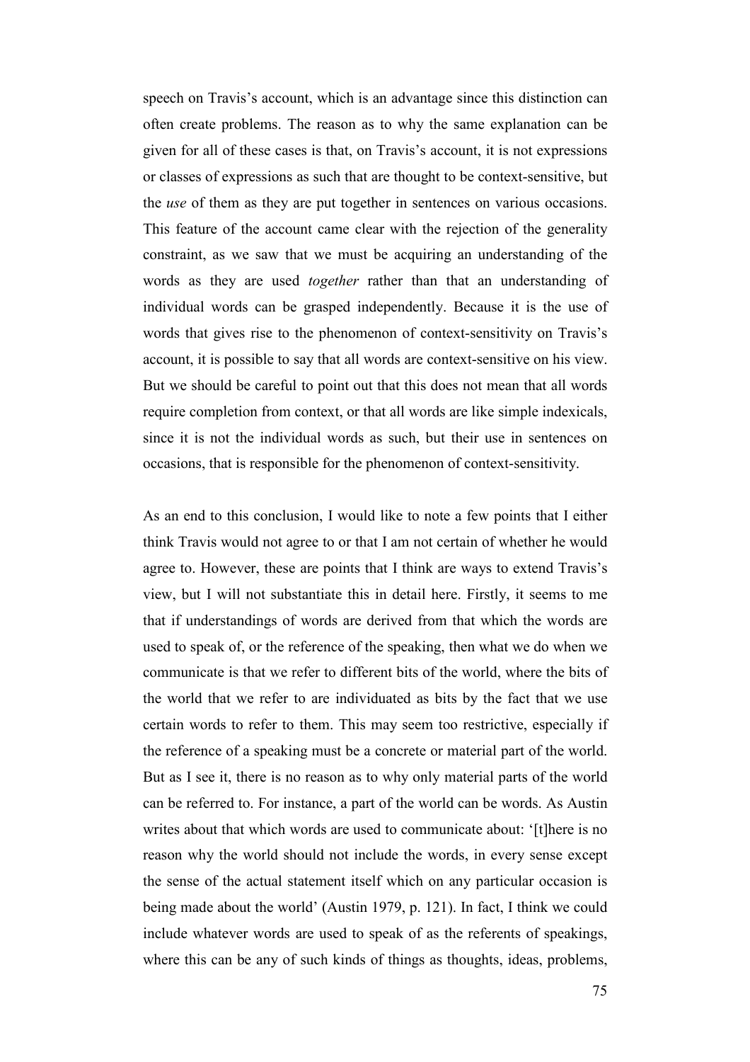speech on Travis's account, which is an advantage since this distinction can often create problems. The reason as to why the same explanation can be given for all of these cases is that, on Travis's account, it is not expressions or classes of expressions as such that are thought to be context-sensitive, but the *use* of them as they are put together in sentences on various occasions. This feature of the account came clear with the rejection of the generality constraint, as we saw that we must be acquiring an understanding of the words as they are used *together* rather than that an understanding of individual words can be grasped independently. Because it is the use of words that gives rise to the phenomenon of context-sensitivity on Travis's account, it is possible to say that all words are context-sensitive on his view. But we should be careful to point out that this does not mean that all words require completion from context, or that all words are like simple indexicals, since it is not the individual words as such, but their use in sentences on occasions, that is responsible for the phenomenon of context-sensitivity.

As an end to this conclusion, I would like to note a few points that I either think Travis would not agree to or that I am not certain of whether he would agree to. However, these are points that I think are ways to extend Travis's view, but I will not substantiate this in detail here. Firstly, it seems to me that if understandings of words are derived from that which the words are used to speak of, or the reference of the speaking, then what we do when we communicate is that we refer to different bits of the world, where the bits of the world that we refer to are individuated as bits by the fact that we use certain words to refer to them. This may seem too restrictive, especially if the reference of a speaking must be a concrete or material part of the world. But as I see it, there is no reason as to why only material parts of the world can be referred to. For instance, a part of the world can be words. As Austin writes about that which words are used to communicate about: '[t]here is no reason why the world should not include the words, in every sense except the sense of the actual statement itself which on any particular occasion is being made about the world' (Austin 1979, p. 121). In fact, I think we could include whatever words are used to speak of as the referents of speakings, where this can be any of such kinds of things as thoughts, ideas, problems,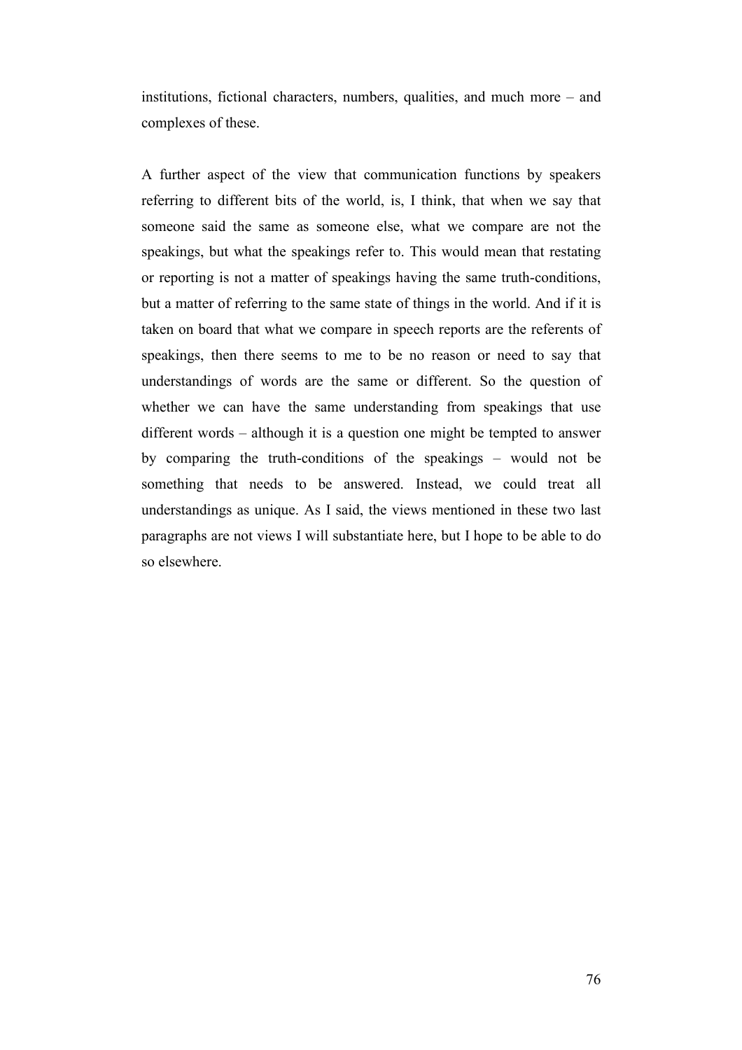institutions, fictional characters, numbers, qualities, and much more – and complexes of these.

A further aspect of the view that communication functions by speakers referring to different bits of the world, is, I think, that when we say that someone said the same as someone else, what we compare are not the speakings, but what the speakings refer to. This would mean that restating or reporting is not a matter of speakings having the same truth-conditions, but a matter of referring to the same state of things in the world. And if it is taken on board that what we compare in speech reports are the referents of speakings, then there seems to me to be no reason or need to say that understandings of words are the same or different. So the question of whether we can have the same understanding from speakings that use different words – although it is a question one might be tempted to answer by comparing the truth-conditions of the speakings – would not be something that needs to be answered. Instead, we could treat all understandings as unique. As I said, the views mentioned in these two last paragraphs are not views I will substantiate here, but I hope to be able to do so elsewhere.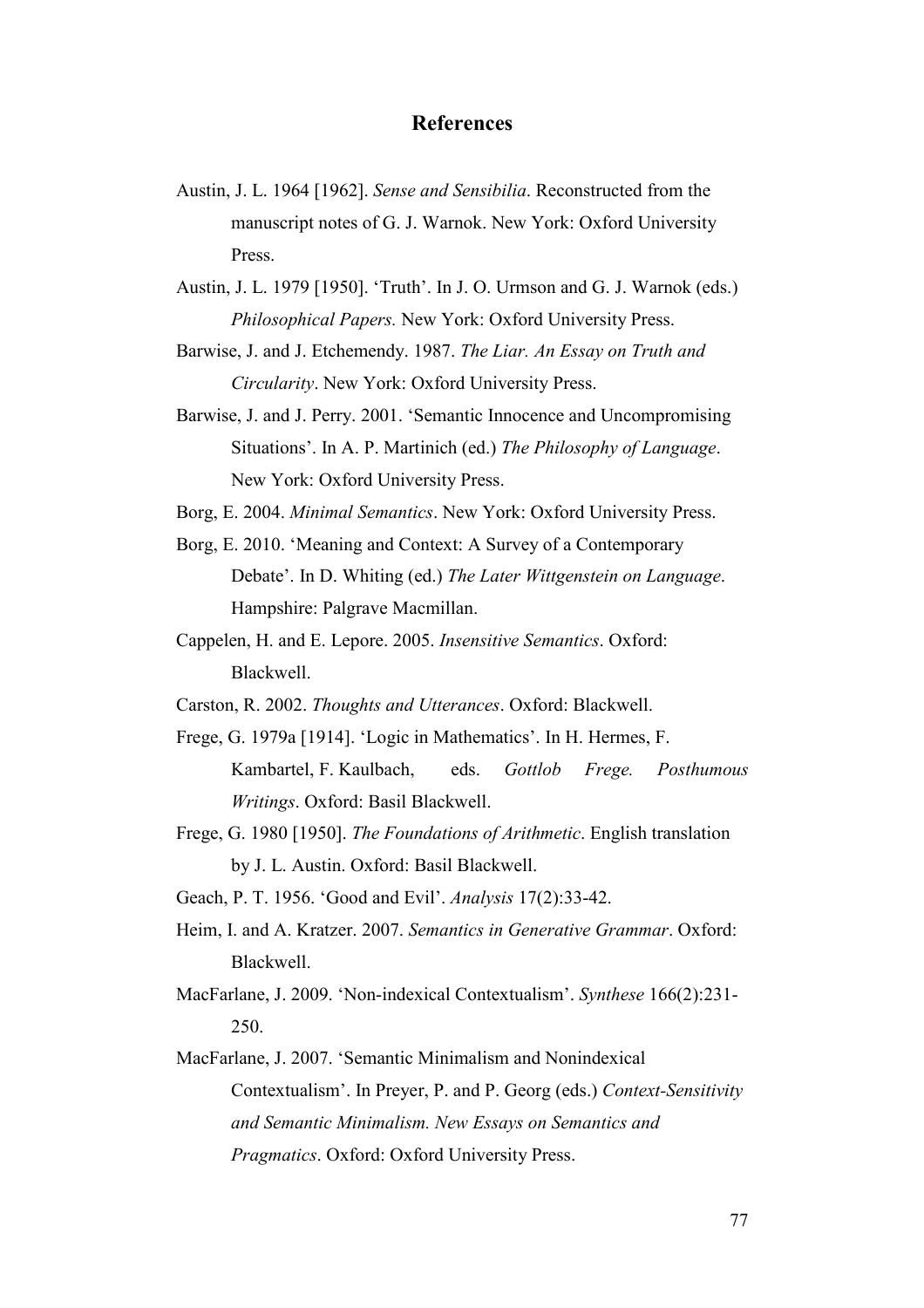# References

Austin, J. L. 1964 [1962]. *Sense and Sensibilia*. Reconstructed from the manuscript notes of G. J. Warnok. New York: Oxford University Press.

Austin, J. L. 1979 [1950]. 'Truth'. In J. O. Urmson and G. J. Warnok (eds.) *Philosophical Papers.* New York: Oxford University Press.

Barwise, J. and J. Etchemendy. 1987. *The Liar. An Essay on Truth and Circularity*. New York: Oxford University Press.

Barwise, J. and J. Perry. 2001. 'Semantic Innocence and Uncompromising Situations'. In A. P. Martinich (ed.) *The Philosophy of Language*. New York: Oxford University Press.

Borg, E. 2004. *Minimal Semantics*. New York: Oxford University Press.

Borg, E. 2010. 'Meaning and Context: A Survey of a Contemporary Debate'. In D. Whiting (ed.) *The Later Wittgenstein on Language*. Hampshire: Palgrave Macmillan.

Cappelen, H. and E. Lepore. 2005. *Insensitive Semantics*. Oxford: Blackwell.

Carston, R. 2002. *Thoughts and Utterances*. Oxford: Blackwell.

Frege, G. 1979a [1914]. 'Logic in Mathematics'. In H. Hermes, F. Kambartel, F. Kaulbach, eds. *Gottlob Frege. Posthumous Writings*. Oxford: Basil Blackwell.

Frege, G. 1980 [1950]. *The Foundations of Arithmetic*. English translation by J. L. Austin. Oxford: Basil Blackwell.

Geach, P. T. 1956. 'Good and Evil'. *Analysis* 17(2):33-42.

Heim, I. and A. Kratzer. 2007. *Semantics in Generative Grammar*. Oxford: Blackwell.

MacFarlane, J. 2009. 'Non-indexical Contextualism'. *Synthese* 166(2):231-250.

MacFarlane, J. 2007. 'Semantic Minimalism and Nonindexical Contextualism'. In Preyer, P. and P. Georg (eds.) *Context-Sensitivity and Semantic Minimalism. New Essays on Semantics and Pragmatics*. Oxford: Oxford University Press.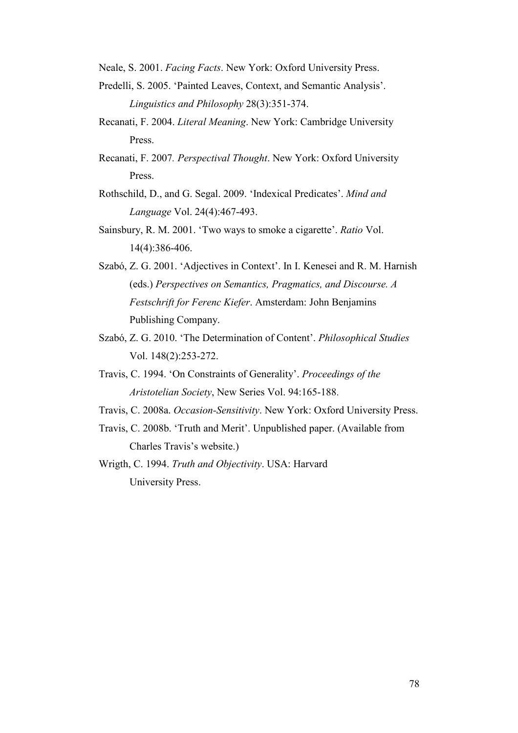Neale, S. 2001. *Facing Facts*. New York: Oxford University Press.

Predelli, S. 2005. 'Painted Leaves, Context, and Semantic Analysis'. *Linguistics and Philosophy* 28(3):351-374.

Recanati, F. 2004. *Literal Meaning*. New York: Cambridge University Press.

Recanati, F. 2007. *Perspectival Thought*. New York: Oxford University Press.

Rothschild, D., and G. Segal. 2009. 'Indexical Predicates'. *Mind and Language* Vol. 24(4):467-493.

Sainsbury, R. M. 2001. 'Two ways to smoke a cigarette'. *Ratio* Vol. 14(4):386-406.

Szabó, Z. G. 2001. 'Adjectives in Context'. In I. Kenesei and R. M. Harnish (eds.) *Perspectives on Semantics, Pragmatics, and Discourse. A Festschrift for Ferenc Kiefer*. Amsterdam: John Benjamins Publishing Company.

Szabó, Z. G. 2010. 'The Determination of Content'. *Philosophical Studies* Vol. 148(2):253-272.

Travis, C. 1994. 'On Constraints of Generality'. *Proceedings of the Aristotelian Society*, New Series Vol. 94:165-188.

Travis, C. 2008a. *Occasion-Sensitivity*. New York: Oxford University Press.

Travis, C. 2008b. 'Truth and Merit'. Unpublished paper. (Available from Charles Travis's website.)

Wrigth, C. 1994. *Truth and Objectivity*. USA: Harvard University Press.